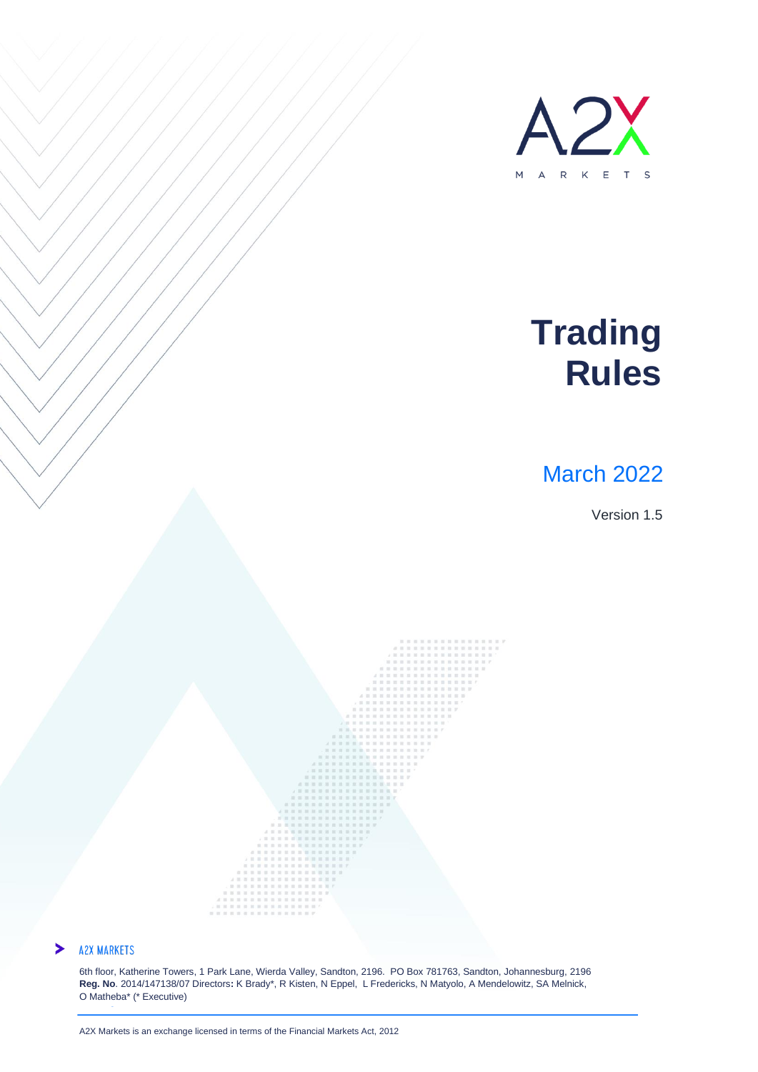A2X

MARKETS

# Trading Rules

March 2022

Version 1.5

A2X MARKETS

6th floor, Katherine Towers, 1 Park Lane, Wierda Valley, Sandton, 2196. PO Box 781763, Sandton, Johannesburg, 2196
**Reg. No**. 2014/147138/07 Directors**:** K Brady*, R Kisten, N Eppel, L Fredericks, N Matyolo, A Mendelowitz, SA Melnick, O Matheba* (* Executive)

A2X Markets is an exchange licensed in terms of the Financial Markets Act, 2012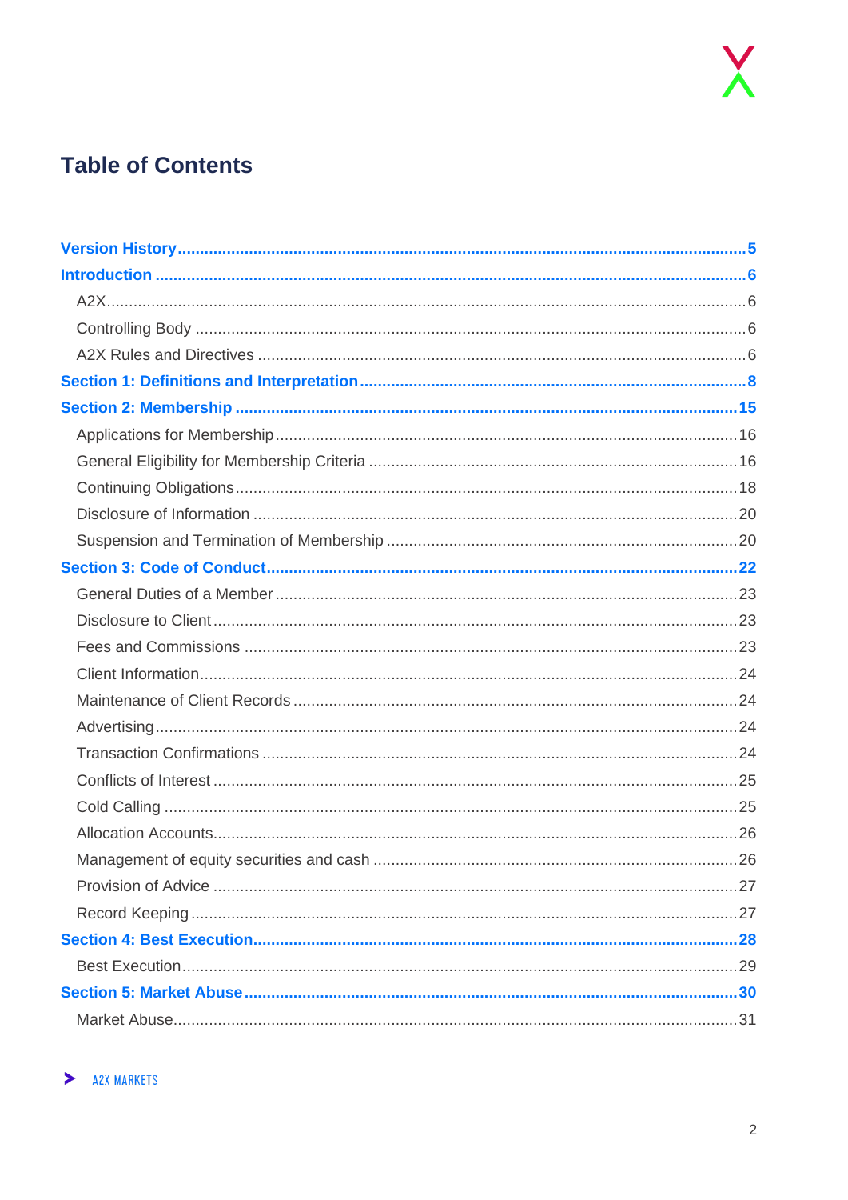# Table of Contents

**Version History** .......... 5

**Introduction** .......... 6

- A2X .......... 6
- Controlling Body .......... 6
- A2X Rules and Directives .......... 6

**Section 1: Definitions and Interpretation** .......... 8

**Section 2: Membership** .......... 15

- Applications for Membership .......... 16
- General Eligibility for Membership Criteria .......... 16
- Continuing Obligations .......... 18
- Disclosure of Information .......... 20
- Suspension and Termination of Membership .......... 20

**Section 3: Code of Conduct** .......... 22

- General Duties of a Member .......... 23
- Disclosure to Client .......... 23
- Fees and Commissions .......... 23
- Client Information .......... 24
- Maintenance of Client Records .......... 24
- Advertising .......... 24
- Transaction Confirmations .......... 24
- Conflicts of Interest .......... 25
- Cold Calling .......... 25
- Allocation Accounts .......... 26
- Management of equity securities and cash .......... 26
- Provision of Advice .......... 27
- Record Keeping .......... 27

**Section 4: Best Execution** .......... 28

- Best Execution .......... 29

**Section 5: Market Abuse** .......... 30

- Market Abuse .......... 31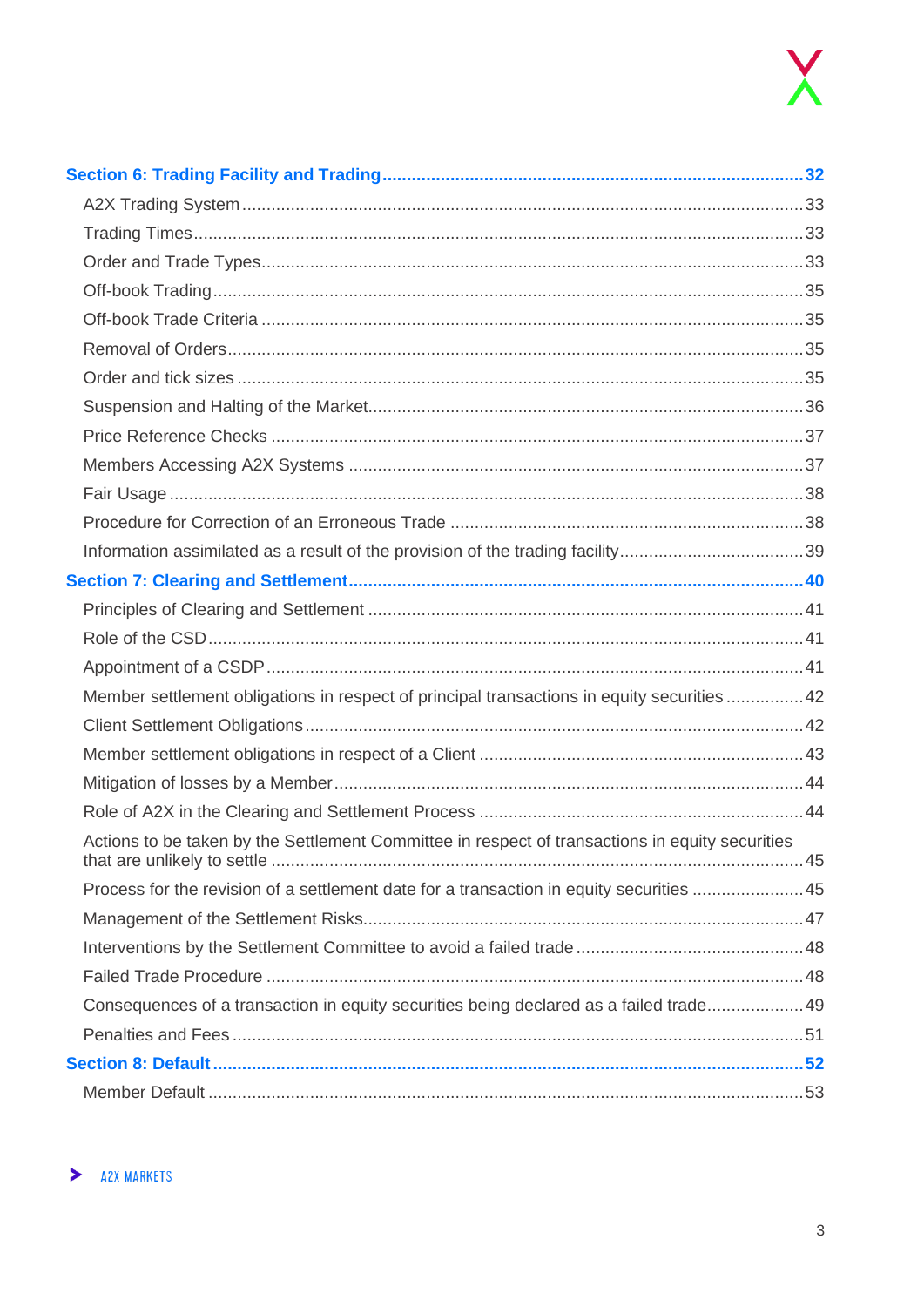[Section 6: Trading Facility and Trading](#) ..... 32

- A2X Trading System ..... 33
- Trading Times ..... 33
- Order and Trade Types ..... 33
- Off-book Trading ..... 35
- Off-book Trade Criteria ..... 35
- Removal of Orders ..... 35
- Order and tick sizes ..... 35
- Suspension and Halting of the Market ..... 36
- Price Reference Checks ..... 37
- Members Accessing A2X Systems ..... 37
- Fair Usage ..... 38
- Procedure for Correction of an Erroneous Trade ..... 38
- Information assimilated as a result of the provision of the trading facility ..... 39

[Section 7: Clearing and Settlement](#) ..... 40

- Principles of Clearing and Settlement ..... 41
- Role of the CSD ..... 41
- Appointment of a CSDP ..... 41
- Member settlement obligations in respect of principal transactions in equity securities ..... 42
- Client Settlement Obligations ..... 42
- Member settlement obligations in respect of a Client ..... 43
- Mitigation of losses by a Member ..... 44
- Role of A2X in the Clearing and Settlement Process ..... 44
- Actions to be taken by the Settlement Committee in respect of transactions in equity securities that are unlikely to settle ..... 45
- Process for the revision of a settlement date for a transaction in equity securities ..... 45
- Management of the Settlement Risks ..... 47
- Interventions by the Settlement Committee to avoid a failed trade ..... 48
- Failed Trade Procedure ..... 48
- Consequences of a transaction in equity securities being declared as a failed trade ..... 49
- Penalties and Fees ..... 51

[Section 8: Default](#) ..... 52

- Member Default ..... 53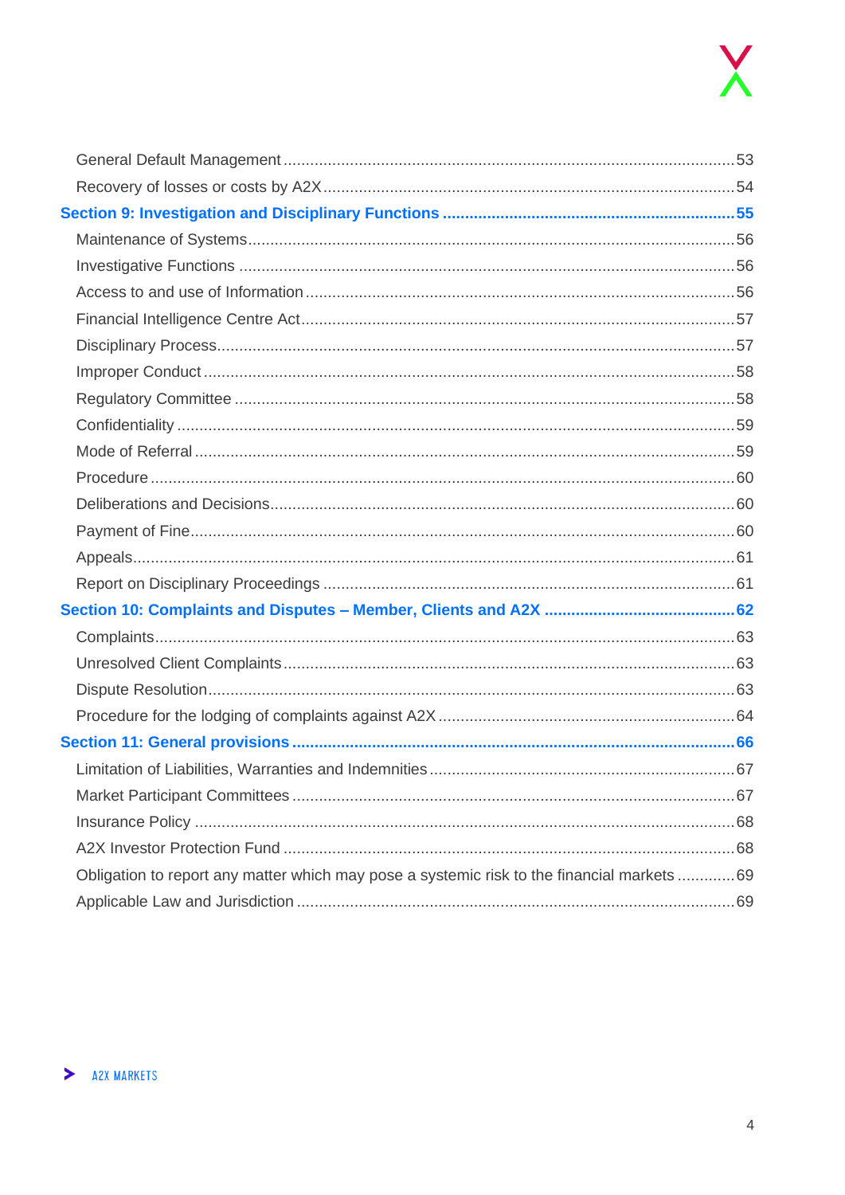General Default Management ........ 53

Recovery of losses or costs by A2X ........ 54

**Section 9: Investigation and Disciplinary Functions ........ 55**

Maintenance of Systems ........ 56

Investigative Functions ........ 56

Access to and use of Information ........ 56

Financial Intelligence Centre Act ........ 57

Disciplinary Process ........ 57

Improper Conduct ........ 58

Regulatory Committee ........ 58

Confidentiality ........ 59

Mode of Referral ........ 59

Procedure ........ 60

Deliberations and Decisions ........ 60

Payment of Fine ........ 60

Appeals ........ 61

Report on Disciplinary Proceedings ........ 61

**Section 10: Complaints and Disputes – Member, Clients and A2X ........ 62**

Complaints ........ 63

Unresolved Client Complaints ........ 63

Dispute Resolution ........ 63

Procedure for the lodging of complaints against A2X ........ 64

**Section 11: General provisions ........ 66**

Limitation of Liabilities, Warranties and Indemnities ........ 67

Market Participant Committees ........ 67

Insurance Policy ........ 68

A2X Investor Protection Fund ........ 68

Obligation to report any matter which may pose a systemic risk to the financial markets ........ 69

Applicable Law and Jurisdiction ........ 69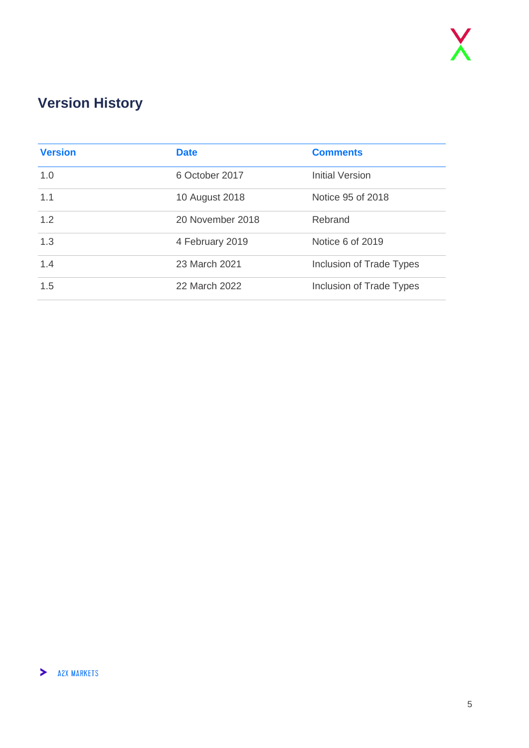## Version History

| Version | Date | Comments |
|---|---|---|
| 1.0 | 6 October 2017 | Initial Version |
| 1.1 | 10 August 2018 | Notice 95 of 2018 |
| 1.2 | 20 November 2018 | Rebrand |
| 1.3 | 4 February 2019 | Notice 6 of 2019 |
| 1.4 | 23 March 2021 | Inclusion of Trade Types |
| 1.5 | 22 March 2022 | Inclusion of Trade Types |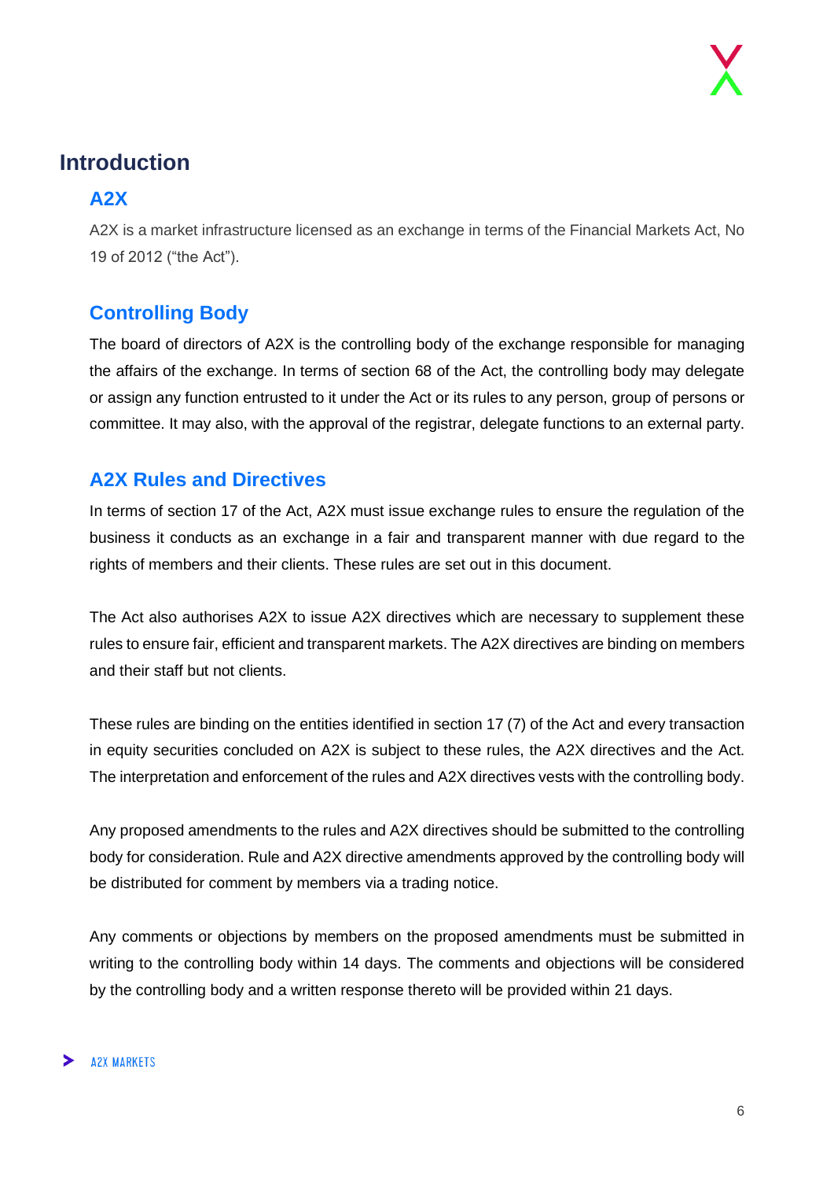# Introduction

## A2X

A2X is a market infrastructure licensed as an exchange in terms of the Financial Markets Act, No 19 of 2012 ("the Act").

## Controlling Body

The board of directors of A2X is the controlling body of the exchange responsible for managing the affairs of the exchange. In terms of section 68 of the Act, the controlling body may delegate or assign any function entrusted to it under the Act or its rules to any person, group of persons or committee. It may also, with the approval of the registrar, delegate functions to an external party.

## A2X Rules and Directives

In terms of section 17 of the Act, A2X must issue exchange rules to ensure the regulation of the business it conducts as an exchange in a fair and transparent manner with due regard to the rights of members and their clients. These rules are set out in this document.

The Act also authorises A2X to issue A2X directives which are necessary to supplement these rules to ensure fair, efficient and transparent markets. The A2X directives are binding on members and their staff but not clients.

These rules are binding on the entities identified in section 17 (7) of the Act and every transaction in equity securities concluded on A2X is subject to these rules, the A2X directives and the Act. The interpretation and enforcement of the rules and A2X directives vests with the controlling body.

Any proposed amendments to the rules and A2X directives should be submitted to the controlling body for consideration. Rule and A2X directive amendments approved by the controlling body will be distributed for comment by members via a trading notice.

Any comments or objections by members on the proposed amendments must be submitted in writing to the controlling body within 14 days. The comments and objections will be considered by the controlling body and a written response thereto will be provided within 21 days.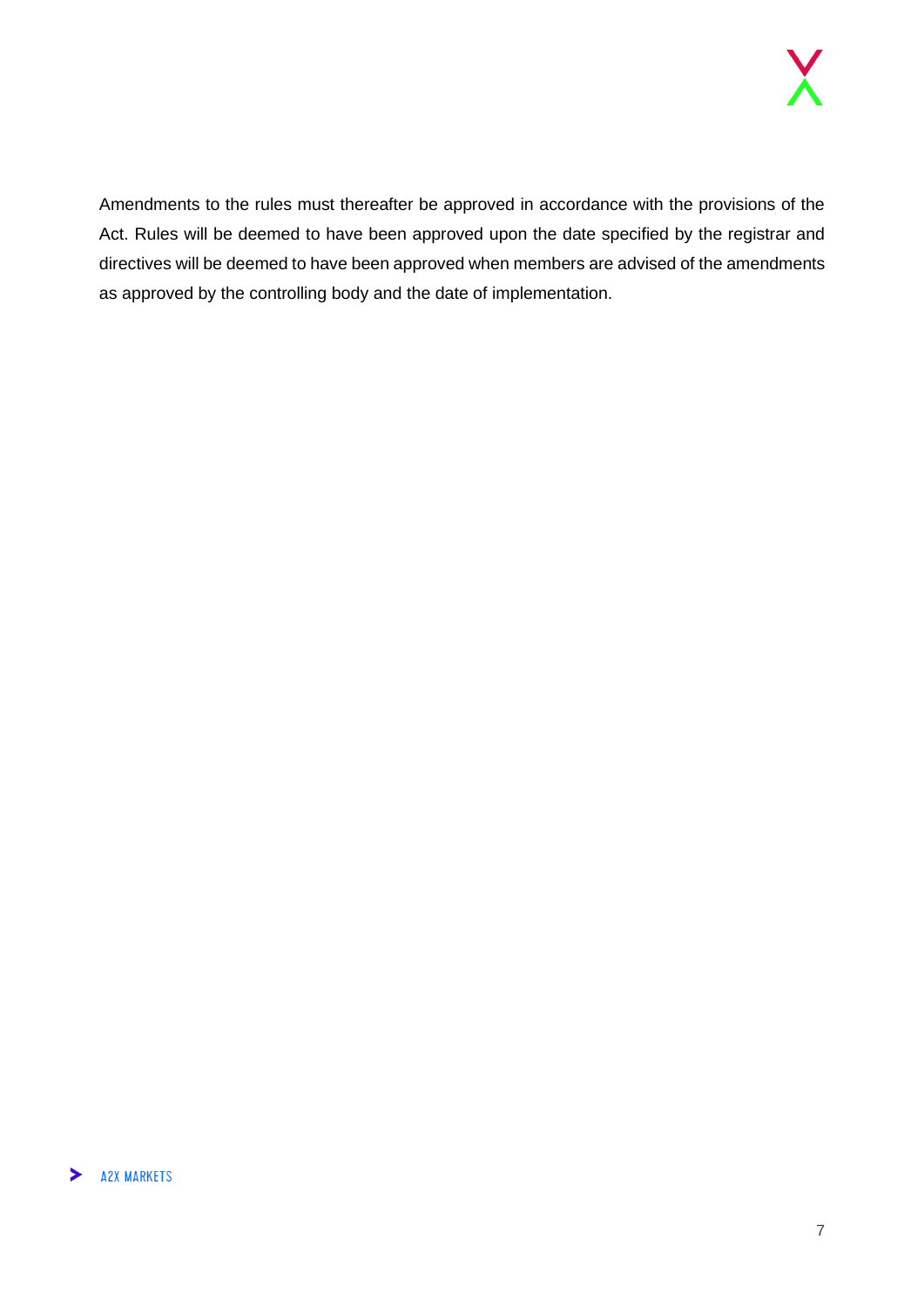Amendments to the rules must thereafter be approved in accordance with the provisions of the Act. Rules will be deemed to have been approved upon the date specified by the registrar and directives will be deemed to have been approved when members are advised of the amendments as approved by the controlling body and the date of implementation.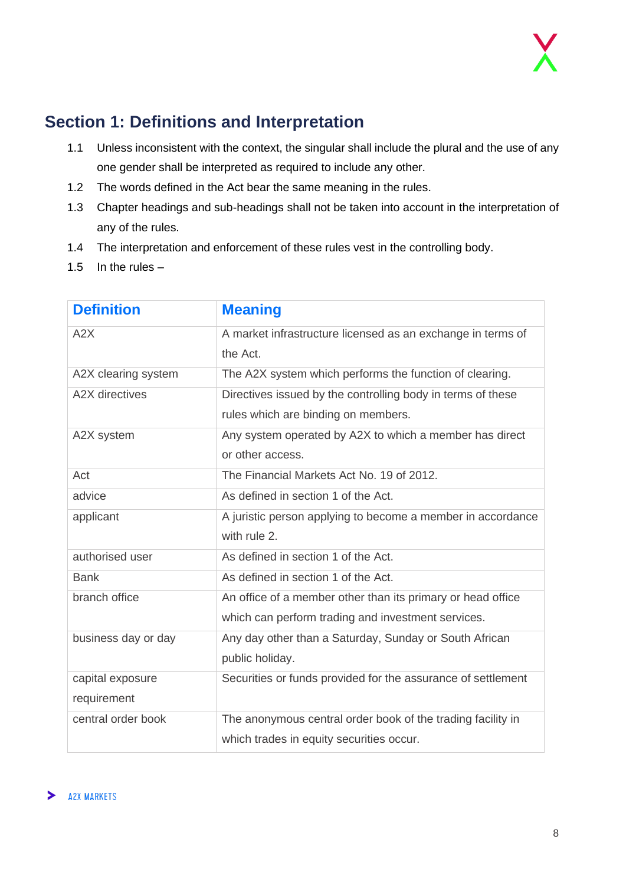## Section 1: Definitions and Interpretation

1.1 Unless inconsistent with the context, the singular shall include the plural and the use of any one gender shall be interpreted as required to include any other.

1.2 The words defined in the Act bear the same meaning in the rules.

1.3 Chapter headings and sub-headings shall not be taken into account in the interpretation of any of the rules.

1.4 The interpretation and enforcement of these rules vest in the controlling body.

1.5 In the rules –

| Definition | Meaning |
|---|---|
| A2X | A market infrastructure licensed as an exchange in terms of the Act. |
| A2X clearing system | The A2X system which performs the function of clearing. |
| A2X directives | Directives issued by the controlling body in terms of these rules which are binding on members. |
| A2X system | Any system operated by A2X to which a member has direct or other access. |
| Act | The Financial Markets Act No. 19 of 2012. |
| advice | As defined in section 1 of the Act. |
| applicant | A juristic person applying to become a member in accordance with rule 2. |
| authorised user | As defined in section 1 of the Act. |
| Bank | As defined in section 1 of the Act. |
| branch office | An office of a member other than its primary or head office which can perform trading and investment services. |
| business day or day | Any day other than a Saturday, Sunday or South African public holiday. |
| capital exposure requirement | Securities or funds provided for the assurance of settlement |
| central order book | The anonymous central order book of the trading facility in which trades in equity securities occur. |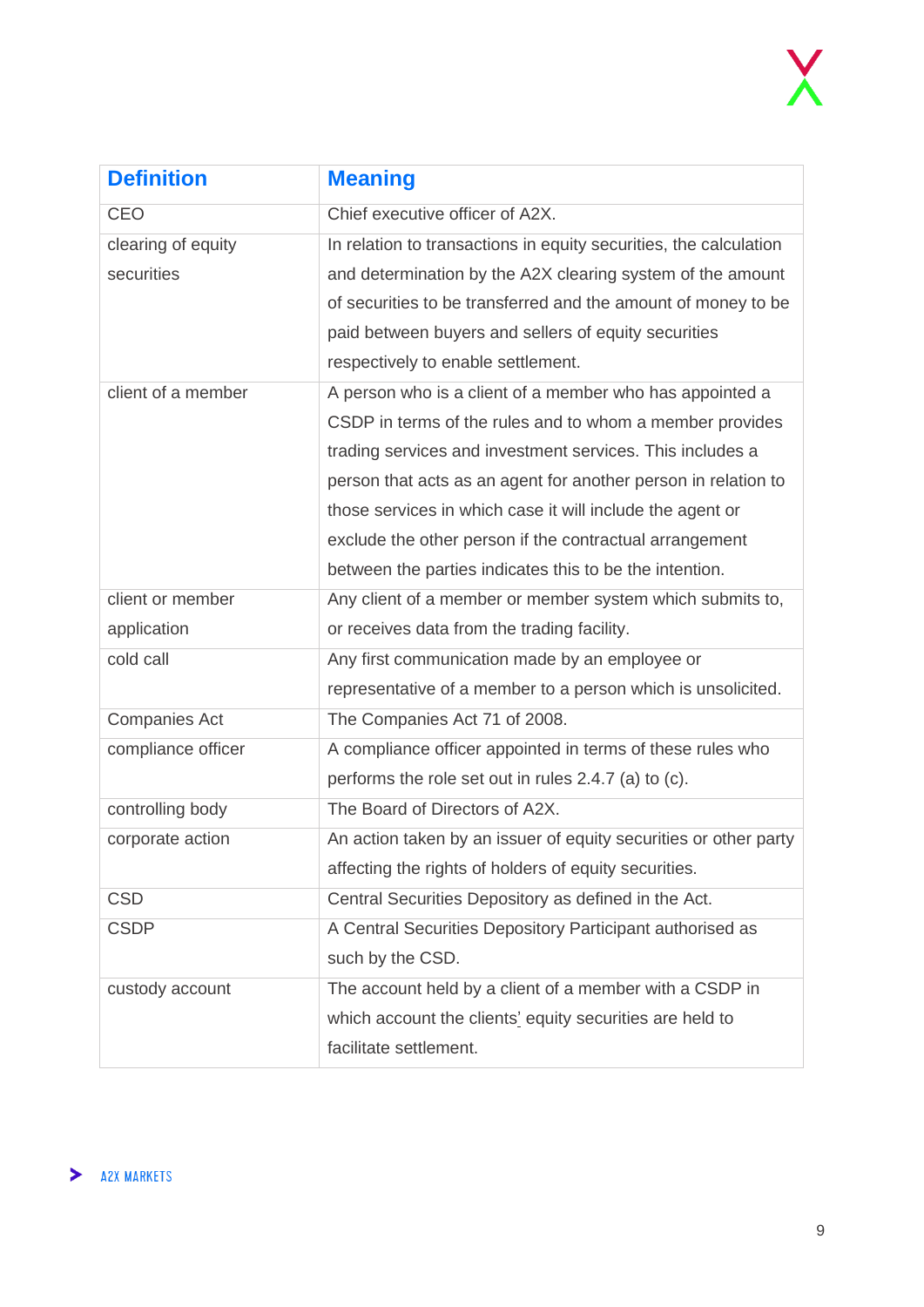| Definition | Meaning |
| --- | --- |
| CEO | Chief executive officer of A2X. |
| clearing of equity securities | In relation to transactions in equity securities, the calculation and determination by the A2X clearing system of the amount of securities to be transferred and the amount of money to be paid between buyers and sellers of equity securities respectively to enable settlement. |
| client of a member | A person who is a client of a member who has appointed a CSDP in terms of the rules and to whom a member provides trading services and investment services. This includes a person that acts as an agent for another person in relation to those services in which case it will include the agent or exclude the other person if the contractual arrangement between the parties indicates this to be the intention. |
| client or member application | Any client of a member or member system which submits to, or receives data from the trading facility. |
| cold call | Any first communication made by an employee or representative of a member to a person which is unsolicited. |
| Companies Act | The Companies Act 71 of 2008. |
| compliance officer | A compliance officer appointed in terms of these rules who performs the role set out in rules 2.4.7 (a) to (c). |
| controlling body | The Board of Directors of A2X. |
| corporate action | An action taken by an issuer of equity securities or other party affecting the rights of holders of equity securities. |
| CSD | Central Securities Depository as defined in the Act. |
| CSDP | A Central Securities Depository Participant authorised as such by the CSD. |
| custody account | The account held by a client of a member with a CSDP in which account the clients' equity securities are held to facilitate settlement. |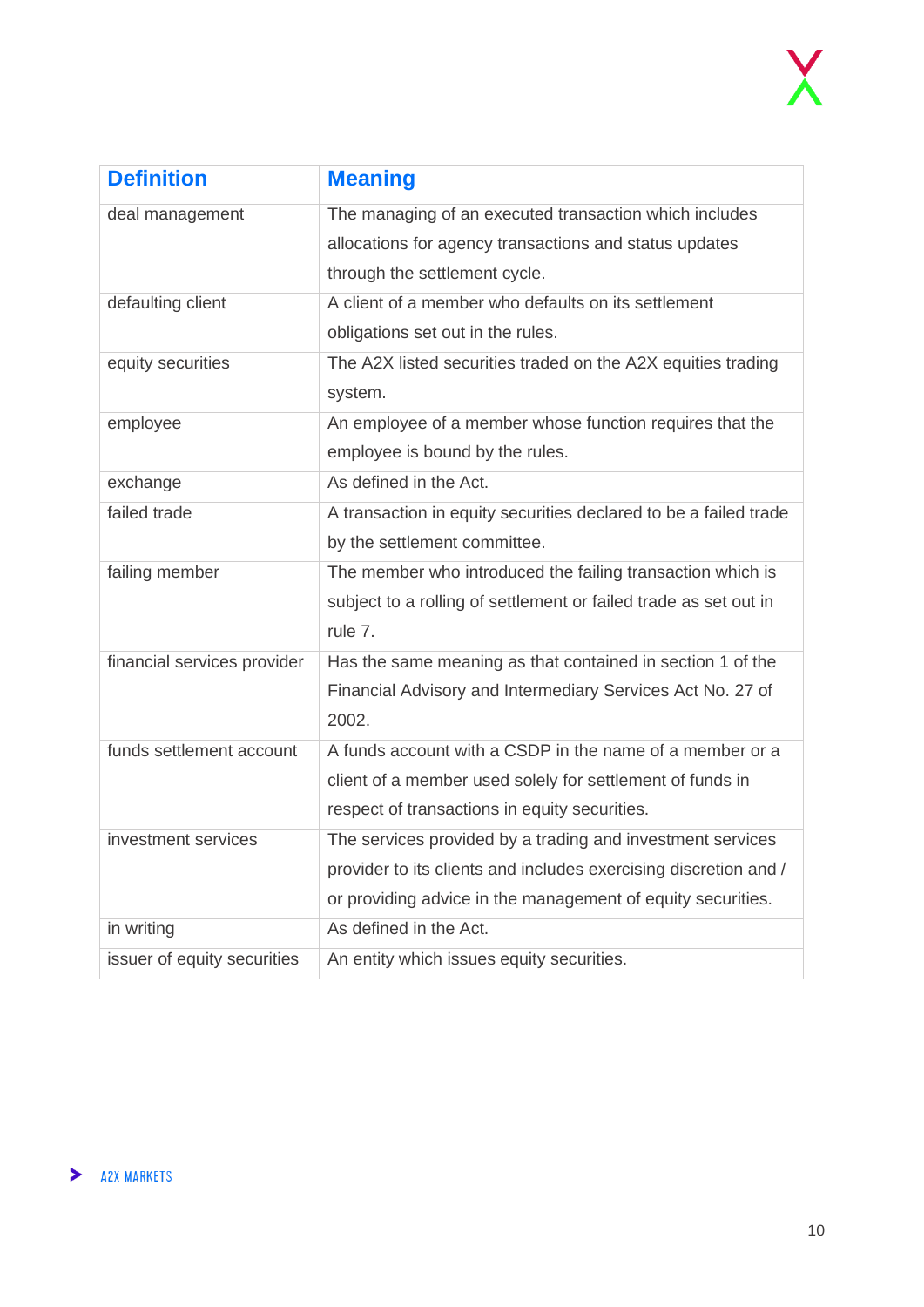| Definition | Meaning |
|---|---|
| deal management | The managing of an executed transaction which includes allocations for agency transactions and status updates through the settlement cycle. |
| defaulting client | A client of a member who defaults on its settlement obligations set out in the rules. |
| equity securities | The A2X listed securities traded on the A2X equities trading system. |
| employee | An employee of a member whose function requires that the employee is bound by the rules. |
| exchange | As defined in the Act. |
| failed trade | A transaction in equity securities declared to be a failed trade by the settlement committee. |
| failing member | The member who introduced the failing transaction which is subject to a rolling of settlement or failed trade as set out in rule 7. |
| financial services provider | Has the same meaning as that contained in section 1 of the Financial Advisory and Intermediary Services Act No. 27 of 2002. |
| funds settlement account | A funds account with a CSDP in the name of a member or a client of a member used solely for settlement of funds in respect of transactions in equity securities. |
| investment services | The services provided by a trading and investment services provider to its clients and includes exercising discretion and / or providing advice in the management of equity securities. |
| in writing | As defined in the Act. |
| issuer of equity securities | An entity which issues equity securities. |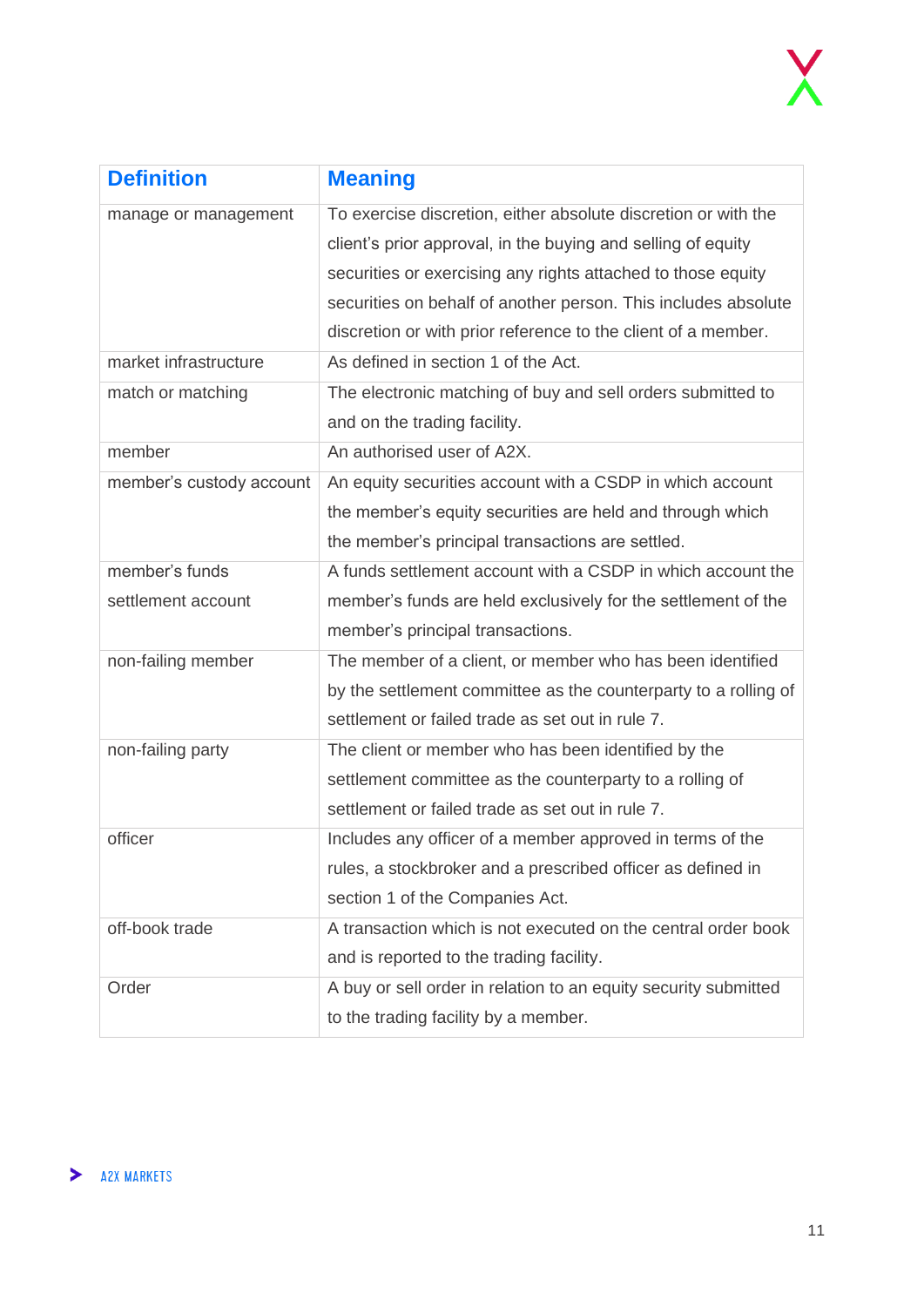| Definition | Meaning |
|---|---|
| manage or management | To exercise discretion, either absolute discretion or with the client's prior approval, in the buying and selling of equity securities or exercising any rights attached to those equity securities on behalf of another person. This includes absolute discretion or with prior reference to the client of a member. |
| market infrastructure | As defined in section 1 of the Act. |
| match or matching | The electronic matching of buy and sell orders submitted to and on the trading facility. |
| member | An authorised user of A2X. |
| member's custody account | An equity securities account with a CSDP in which account the member's equity securities are held and through which the member's principal transactions are settled. |
| member's funds settlement account | A funds settlement account with a CSDP in which account the member's funds are held exclusively for the settlement of the member's principal transactions. |
| non-failing member | The member of a client, or member who has been identified by the settlement committee as the counterparty to a rolling of settlement or failed trade as set out in rule 7. |
| non-failing party | The client or member who has been identified by the settlement committee as the counterparty to a rolling of settlement or failed trade as set out in rule 7. |
| officer | Includes any officer of a member approved in terms of the rules, a stockbroker and a prescribed officer as defined in section 1 of the Companies Act. |
| off-book trade | A transaction which is not executed on the central order book and is reported to the trading facility. |
| Order | A buy or sell order in relation to an equity security submitted to the trading facility by a member. |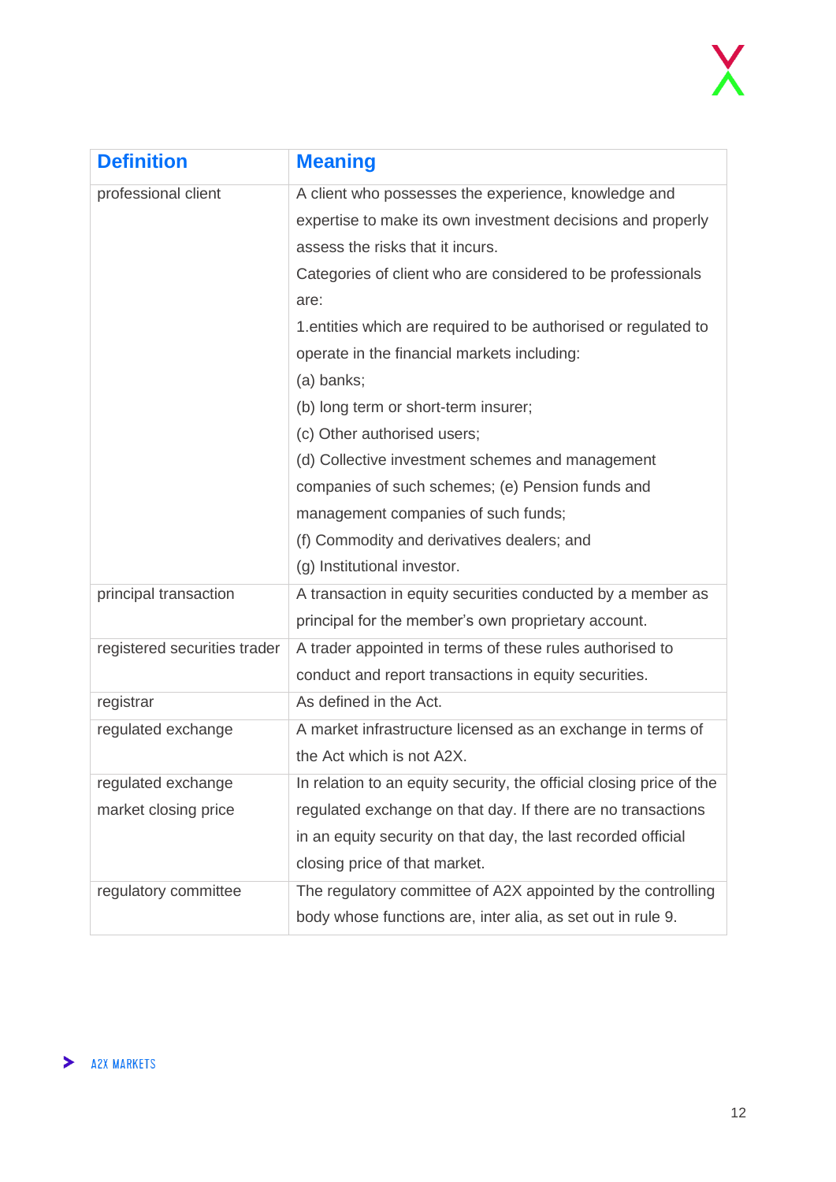| Definition | Meaning |
| --- | --- |
| professional client | A client who possesses the experience, knowledge and expertise to make its own investment decisions and properly assess the risks that it incurs.<br>Categories of client who are considered to be professionals are:<br>1.entities which are required to be authorised or regulated to operate in the financial markets including:<br>(a) banks;<br>(b) long term or short-term insurer;<br>(c) Other authorised users;<br>(d) Collective investment schemes and management companies of such schemes; (e) Pension funds and management companies of such funds;<br>(f) Commodity and derivatives dealers; and<br>(g) Institutional investor. |
| principal transaction | A transaction in equity securities conducted by a member as principal for the member's own proprietary account. |
| registered securities trader | A trader appointed in terms of these rules authorised to conduct and report transactions in equity securities. |
| registrar | As defined in the Act. |
| regulated exchange | A market infrastructure licensed as an exchange in terms of the Act which is not A2X. |
| regulated exchange market closing price | In relation to an equity security, the official closing price of the regulated exchange on that day. If there are no transactions in an equity security on that day, the last recorded official closing price of that market. |
| regulatory committee | The regulatory committee of A2X appointed by the controlling body whose functions are, inter alia, as set out in rule 9. |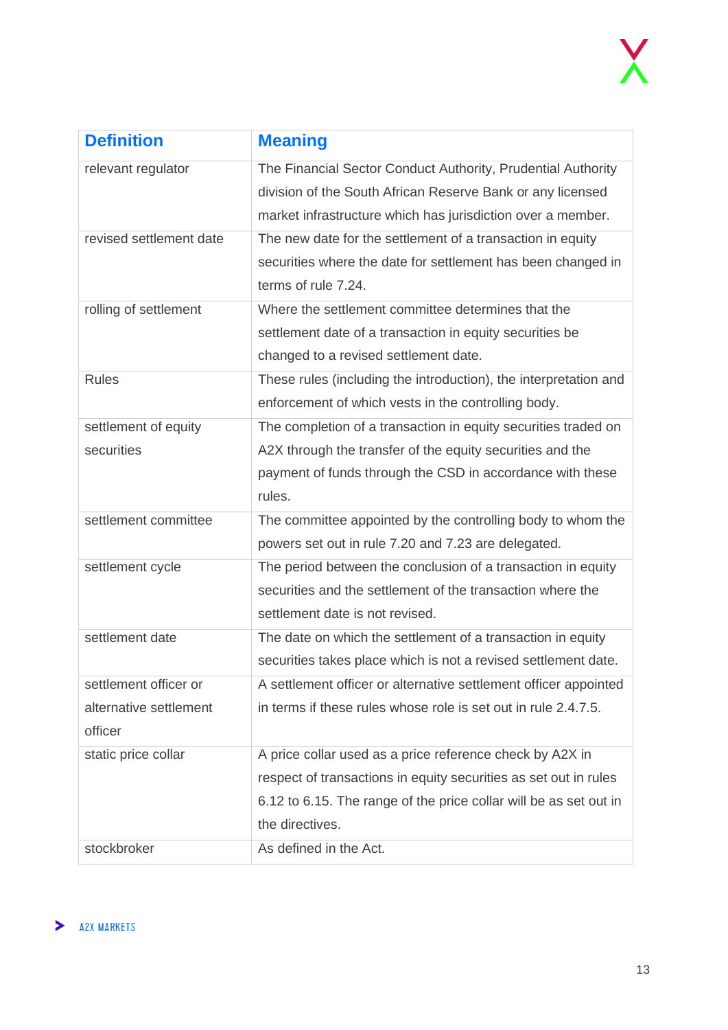| Definition | Meaning |
|---|---|
| relevant regulator | The Financial Sector Conduct Authority, Prudential Authority division of the South African Reserve Bank or any licensed market infrastructure which has jurisdiction over a member. |
| revised settlement date | The new date for the settlement of a transaction in equity securities where the date for settlement has been changed in terms of rule 7.24. |
| rolling of settlement | Where the settlement committee determines that the settlement date of a transaction in equity securities be changed to a revised settlement date. |
| Rules | These rules (including the introduction), the interpretation and enforcement of which vests in the controlling body. |
| settlement of equity securities | The completion of a transaction in equity securities traded on A2X through the transfer of the equity securities and the payment of funds through the CSD in accordance with these rules. |
| settlement committee | The committee appointed by the controlling body to whom the powers set out in rule 7.20 and 7.23 are delegated. |
| settlement cycle | The period between the conclusion of a transaction in equity securities and the settlement of the transaction where the settlement date is not revised. |
| settlement date | The date on which the settlement of a transaction in equity securities takes place which is not a revised settlement date. |
| settlement officer or alternative settlement officer | A settlement officer or alternative settlement officer appointed in terms if these rules whose role is set out in rule 2.4.7.5. |
| static price collar | A price collar used as a price reference check by A2X in respect of transactions in equity securities as set out in rules 6.12 to 6.15. The range of the price collar will be as set out in the directives. |
| stockbroker | As defined in the Act. |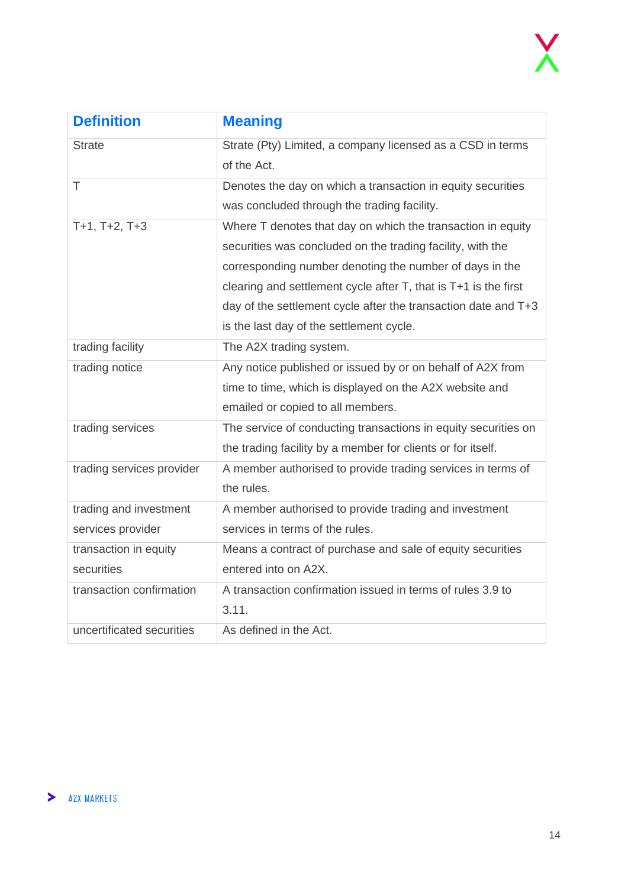| Definition | Meaning |
|---|---|
| Strate | Strate (Pty) Limited, a company licensed as a CSD in terms of the Act. |
| T | Denotes the day on which a transaction in equity securities was concluded through the trading facility. |
| T+1, T+2, T+3 | Where T denotes that day on which the transaction in equity securities was concluded on the trading facility, with the corresponding number denoting the number of days in the clearing and settlement cycle after T, that is T+1 is the first day of the settlement cycle after the transaction date and T+3 is the last day of the settlement cycle. |
| trading facility | The A2X trading system. |
| trading notice | Any notice published or issued by or on behalf of A2X from time to time, which is displayed on the A2X website and emailed or copied to all members. |
| trading services | The service of conducting transactions in equity securities on the trading facility by a member for clients or for itself. |
| trading services provider | A member authorised to provide trading services in terms of the rules. |
| trading and investment services provider | A member authorised to provide trading and investment services in terms of the rules. |
| transaction in equity securities | Means a contract of purchase and sale of equity securities entered into on A2X. |
| transaction confirmation | A transaction confirmation issued in terms of rules 3.9 to 3.11. |
| uncertificated securities | As defined in the Act. |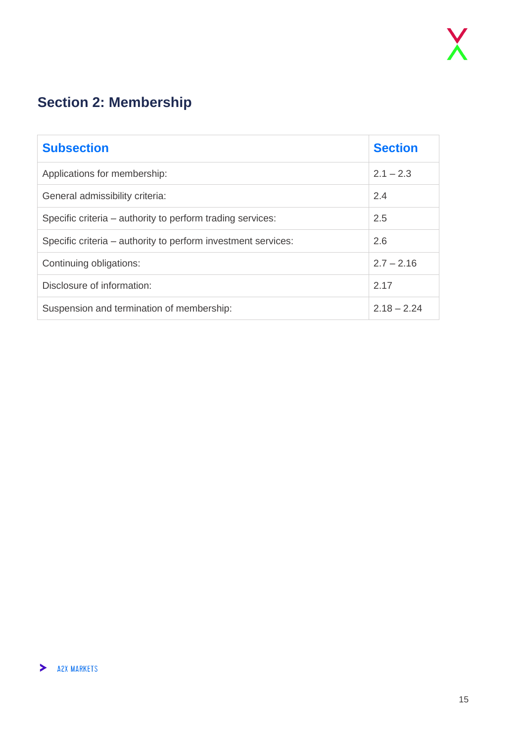## Section 2: Membership

| Subsection | Section |
|---|---|
| Applications for membership: | 2.1 – 2.3 |
| General admissibility criteria: | 2.4 |
| Specific criteria – authority to perform trading services: | 2.5 |
| Specific criteria – authority to perform investment services: | 2.6 |
| Continuing obligations: | 2.7 – 2.16 |
| Disclosure of information: | 2.17 |
| Suspension and termination of membership: | 2.18 – 2.24 |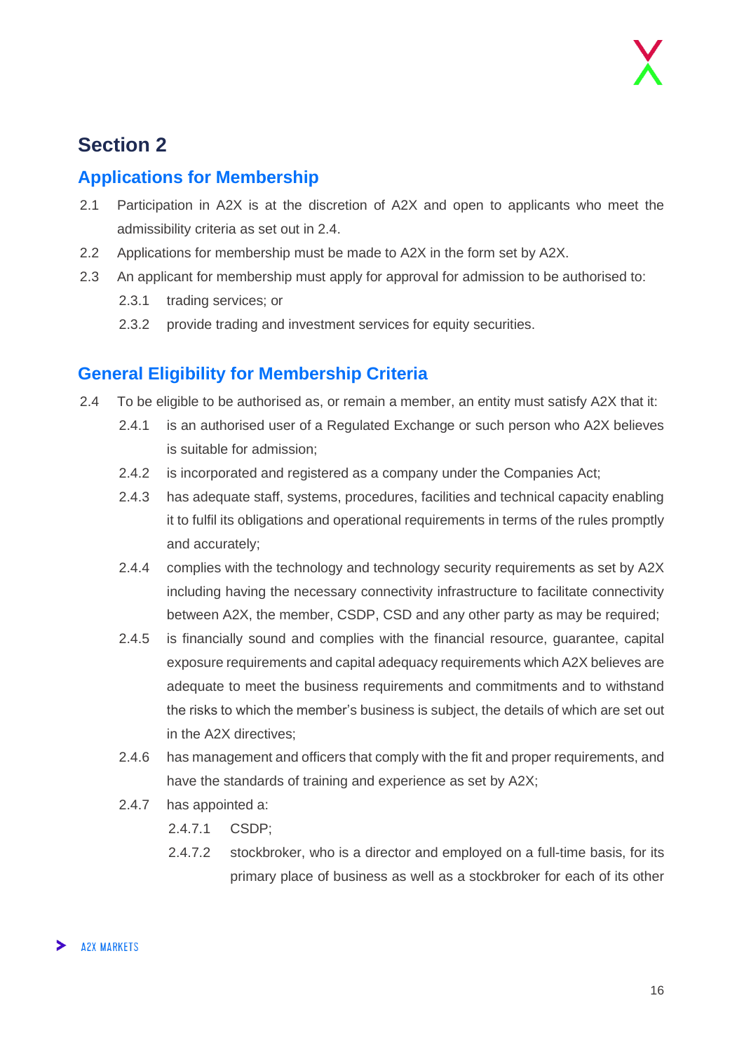# Section 2

## Applications for Membership

2.1 Participation in A2X is at the discretion of A2X and open to applicants who meet the admissibility criteria as set out in 2.4.

2.2 Applications for membership must be made to A2X in the form set by A2X.

2.3 An applicant for membership must apply for approval for admission to be authorised to:

- 2.3.1 trading services; or
- 2.3.2 provide trading and investment services for equity securities.

## General Eligibility for Membership Criteria

2.4 To be eligible to be authorised as, or remain a member, an entity must satisfy A2X that it:

- 2.4.1 is an authorised user of a Regulated Exchange or such person who A2X believes is suitable for admission;
- 2.4.2 is incorporated and registered as a company under the Companies Act;
- 2.4.3 has adequate staff, systems, procedures, facilities and technical capacity enabling it to fulfil its obligations and operational requirements in terms of the rules promptly and accurately;
- 2.4.4 complies with the technology and technology security requirements as set by A2X including having the necessary connectivity infrastructure to facilitate connectivity between A2X, the member, CSDP, CSD and any other party as may be required;
- 2.4.5 is financially sound and complies with the financial resource, guarantee, capital exposure requirements and capital adequacy requirements which A2X believes are adequate to meet the business requirements and commitments and to withstand the risks to which the member's business is subject, the details of which are set out in the A2X directives;
- 2.4.6 has management and officers that comply with the fit and proper requirements, and have the standards of training and experience as set by A2X;
- 2.4.7 has appointed a:
  - 2.4.7.1 CSDP;
  - 2.4.7.2 stockbroker, who is a director and employed on a full-time basis, for its primary place of business as well as a stockbroker for each of its other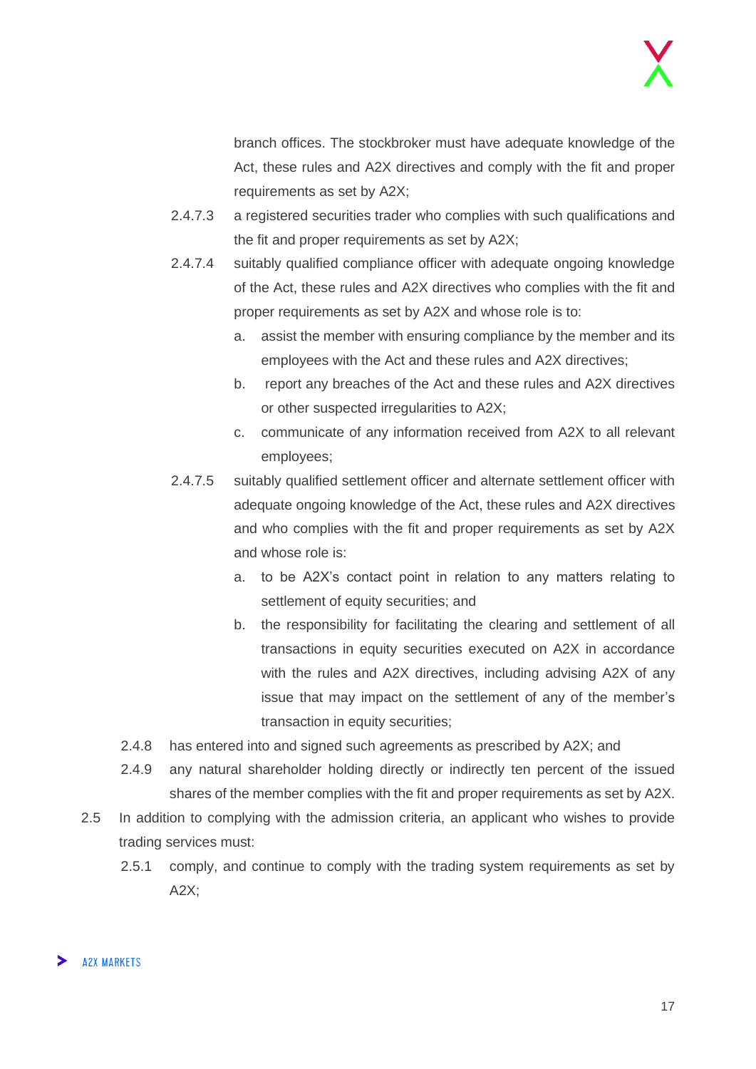branch offices. The stockbroker must have adequate knowledge of the Act, these rules and A2X directives and comply with the fit and proper requirements as set by A2X;

2.4.7.3 a registered securities trader who complies with such qualifications and the fit and proper requirements as set by A2X;

2.4.7.4 suitably qualified compliance officer with adequate ongoing knowledge of the Act, these rules and A2X directives who complies with the fit and proper requirements as set by A2X and whose role is to:

a. assist the member with ensuring compliance by the member and its employees with the Act and these rules and A2X directives;

b. report any breaches of the Act and these rules and A2X directives or other suspected irregularities to A2X;

c. communicate of any information received from A2X to all relevant employees;

2.4.7.5 suitably qualified settlement officer and alternate settlement officer with adequate ongoing knowledge of the Act, these rules and A2X directives and who complies with the fit and proper requirements as set by A2X and whose role is:

a. to be A2X's contact point in relation to any matters relating to settlement of equity securities; and

b. the responsibility for facilitating the clearing and settlement of all transactions in equity securities executed on A2X in accordance with the rules and A2X directives, including advising A2X of any issue that may impact on the settlement of any of the member's transaction in equity securities;

2.4.8 has entered into and signed such agreements as prescribed by A2X; and

2.4.9 any natural shareholder holding directly or indirectly ten percent of the issued shares of the member complies with the fit and proper requirements as set by A2X.

2.5 In addition to complying with the admission criteria, an applicant who wishes to provide trading services must:

2.5.1 comply, and continue to comply with the trading system requirements as set by A2X;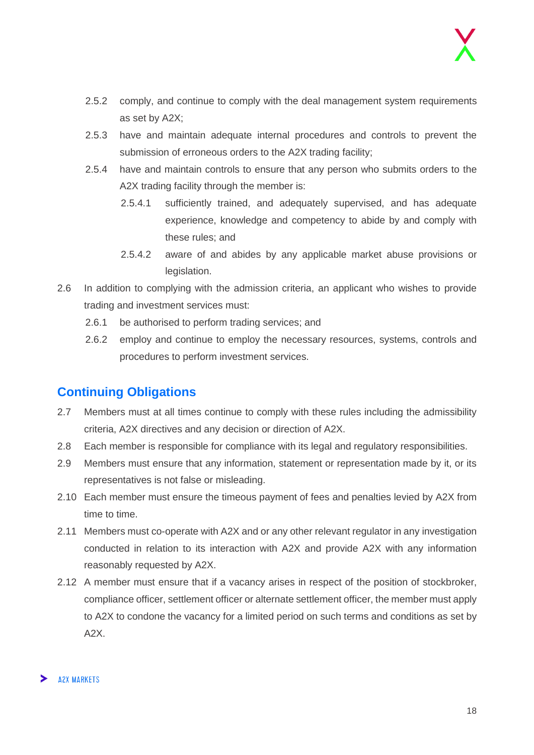2.5.2 comply, and continue to comply with the deal management system requirements as set by A2X;

2.5.3 have and maintain adequate internal procedures and controls to prevent the submission of erroneous orders to the A2X trading facility;

2.5.4 have and maintain controls to ensure that any person who submits orders to the A2X trading facility through the member is:

2.5.4.1 sufficiently trained, and adequately supervised, and has adequate experience, knowledge and competency to abide by and comply with these rules; and

2.5.4.2 aware of and abides by any applicable market abuse provisions or legislation.

2.6 In addition to complying with the admission criteria, an applicant who wishes to provide trading and investment services must:

2.6.1 be authorised to perform trading services; and

2.6.2 employ and continue to employ the necessary resources, systems, controls and procedures to perform investment services.

## Continuing Obligations

2.7 Members must at all times continue to comply with these rules including the admissibility criteria, A2X directives and any decision or direction of A2X.

2.8 Each member is responsible for compliance with its legal and regulatory responsibilities.

2.9 Members must ensure that any information, statement or representation made by it, or its representatives is not false or misleading.

2.10 Each member must ensure the timeous payment of fees and penalties levied by A2X from time to time.

2.11 Members must co-operate with A2X and or any other relevant regulator in any investigation conducted in relation to its interaction with A2X and provide A2X with any information reasonably requested by A2X.

2.12 A member must ensure that if a vacancy arises in respect of the position of stockbroker, compliance officer, settlement officer or alternate settlement officer, the member must apply to A2X to condone the vacancy for a limited period on such terms and conditions as set by A2X.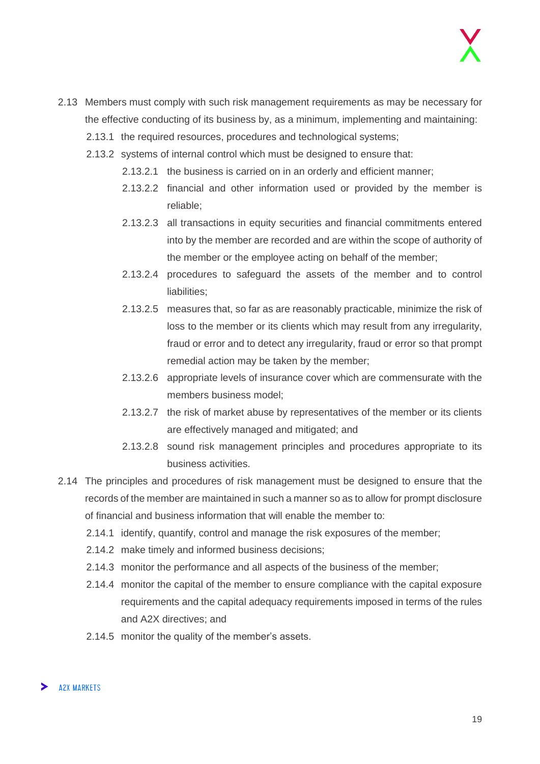2.13 Members must comply with such risk management requirements as may be necessary for the effective conducting of its business by, as a minimum, implementing and maintaining:

2.13.1 the required resources, procedures and technological systems;

2.13.2 systems of internal control which must be designed to ensure that:

2.13.2.1 the business is carried on in an orderly and efficient manner;

2.13.2.2 financial and other information used or provided by the member is reliable;

2.13.2.3 all transactions in equity securities and financial commitments entered into by the member are recorded and are within the scope of authority of the member or the employee acting on behalf of the member;

2.13.2.4 procedures to safeguard the assets of the member and to control liabilities;

2.13.2.5 measures that, so far as are reasonably practicable, minimize the risk of loss to the member or its clients which may result from any irregularity, fraud or error and to detect any irregularity, fraud or error so that prompt remedial action may be taken by the member;

2.13.2.6 appropriate levels of insurance cover which are commensurate with the members business model;

2.13.2.7 the risk of market abuse by representatives of the member or its clients are effectively managed and mitigated; and

2.13.2.8 sound risk management principles and procedures appropriate to its business activities.

2.14 The principles and procedures of risk management must be designed to ensure that the records of the member are maintained in such a manner so as to allow for prompt disclosure of financial and business information that will enable the member to:

2.14.1 identify, quantify, control and manage the risk exposures of the member;

2.14.2 make timely and informed business decisions;

2.14.3 monitor the performance and all aspects of the business of the member;

2.14.4 monitor the capital of the member to ensure compliance with the capital exposure requirements and the capital adequacy requirements imposed in terms of the rules and A2X directives; and

2.14.5 monitor the quality of the member's assets.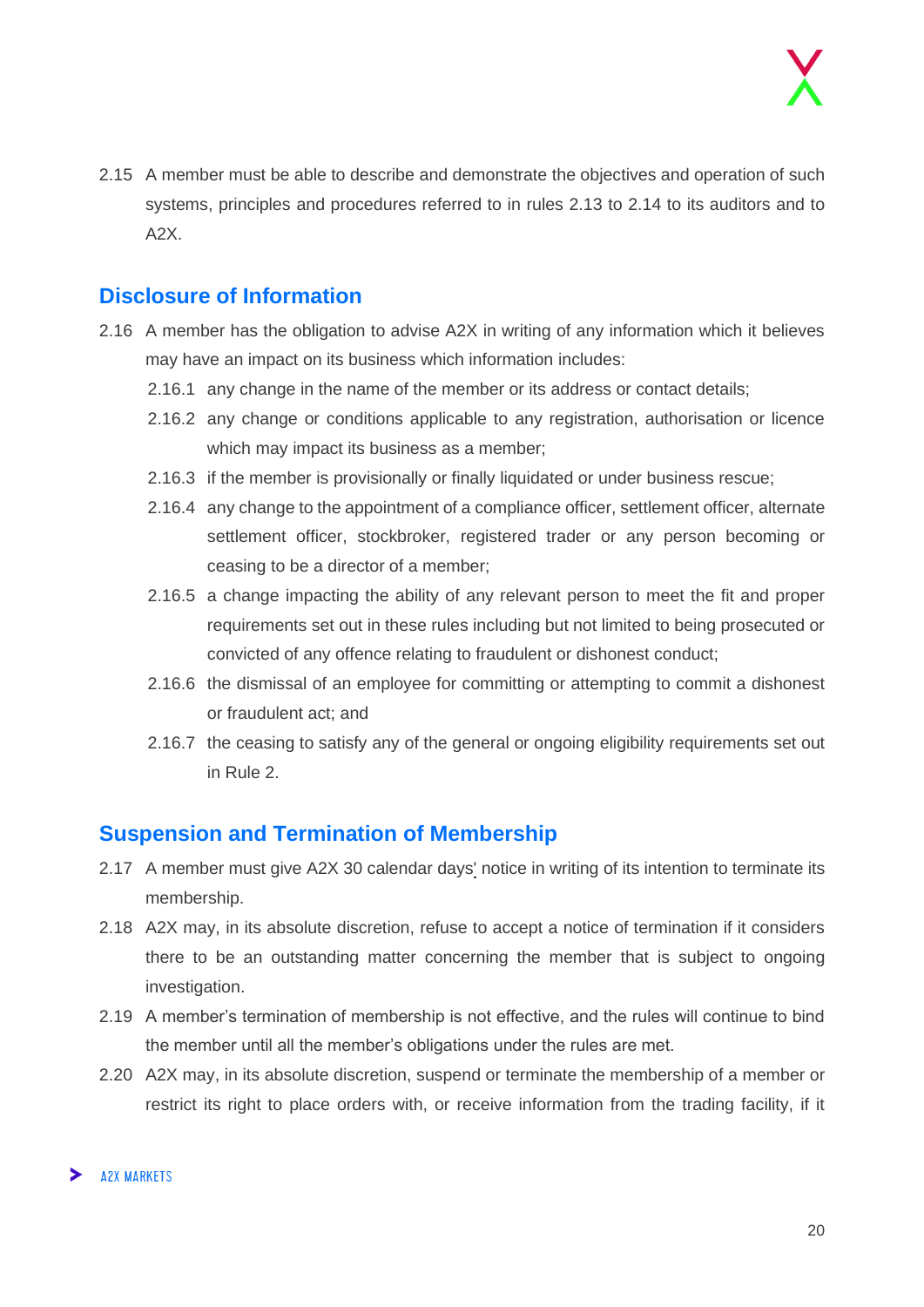2.15 A member must be able to describe and demonstrate the objectives and operation of such systems, principles and procedures referred to in rules 2.13 to 2.14 to its auditors and to A2X.

## Disclosure of Information

2.16 A member has the obligation to advise A2X in writing of any information which it believes may have an impact on its business which information includes:

- 2.16.1 any change in the name of the member or its address or contact details;
- 2.16.2 any change or conditions applicable to any registration, authorisation or licence which may impact its business as a member;
- 2.16.3 if the member is provisionally or finally liquidated or under business rescue;
- 2.16.4 any change to the appointment of a compliance officer, settlement officer, alternate settlement officer, stockbroker, registered trader or any person becoming or ceasing to be a director of a member;
- 2.16.5 a change impacting the ability of any relevant person to meet the fit and proper requirements set out in these rules including but not limited to being prosecuted or convicted of any offence relating to fraudulent or dishonest conduct;
- 2.16.6 the dismissal of an employee for committing or attempting to commit a dishonest or fraudulent act; and
- 2.16.7 the ceasing to satisfy any of the general or ongoing eligibility requirements set out in Rule 2.

## Suspension and Termination of Membership

2.17 A member must give A2X 30 calendar days' notice in writing of its intention to terminate its membership.

2.18 A2X may, in its absolute discretion, refuse to accept a notice of termination if it considers there to be an outstanding matter concerning the member that is subject to ongoing investigation.

2.19 A member's termination of membership is not effective, and the rules will continue to bind the member until all the member's obligations under the rules are met.

2.20 A2X may, in its absolute discretion, suspend or terminate the membership of a member or restrict its right to place orders with, or receive information from the trading facility, if it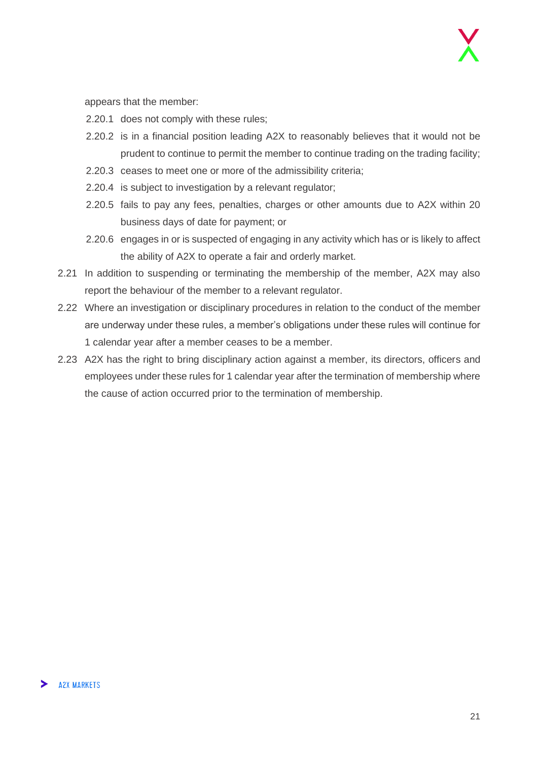appears that the member:

2.20.1 does not comply with these rules;

2.20.2 is in a financial position leading A2X to reasonably believes that it would not be prudent to continue to permit the member to continue trading on the trading facility;

2.20.3 ceases to meet one or more of the admissibility criteria;

2.20.4 is subject to investigation by a relevant regulator;

2.20.5 fails to pay any fees, penalties, charges or other amounts due to A2X within 20 business days of date for payment; or

2.20.6 engages in or is suspected of engaging in any activity which has or is likely to affect the ability of A2X to operate a fair and orderly market.

2.21 In addition to suspending or terminating the membership of the member, A2X may also report the behaviour of the member to a relevant regulator.

2.22 Where an investigation or disciplinary procedures in relation to the conduct of the member are underway under these rules, a member's obligations under these rules will continue for 1 calendar year after a member ceases to be a member.

2.23 A2X has the right to bring disciplinary action against a member, its directors, officers and employees under these rules for 1 calendar year after the termination of membership where the cause of action occurred prior to the termination of membership.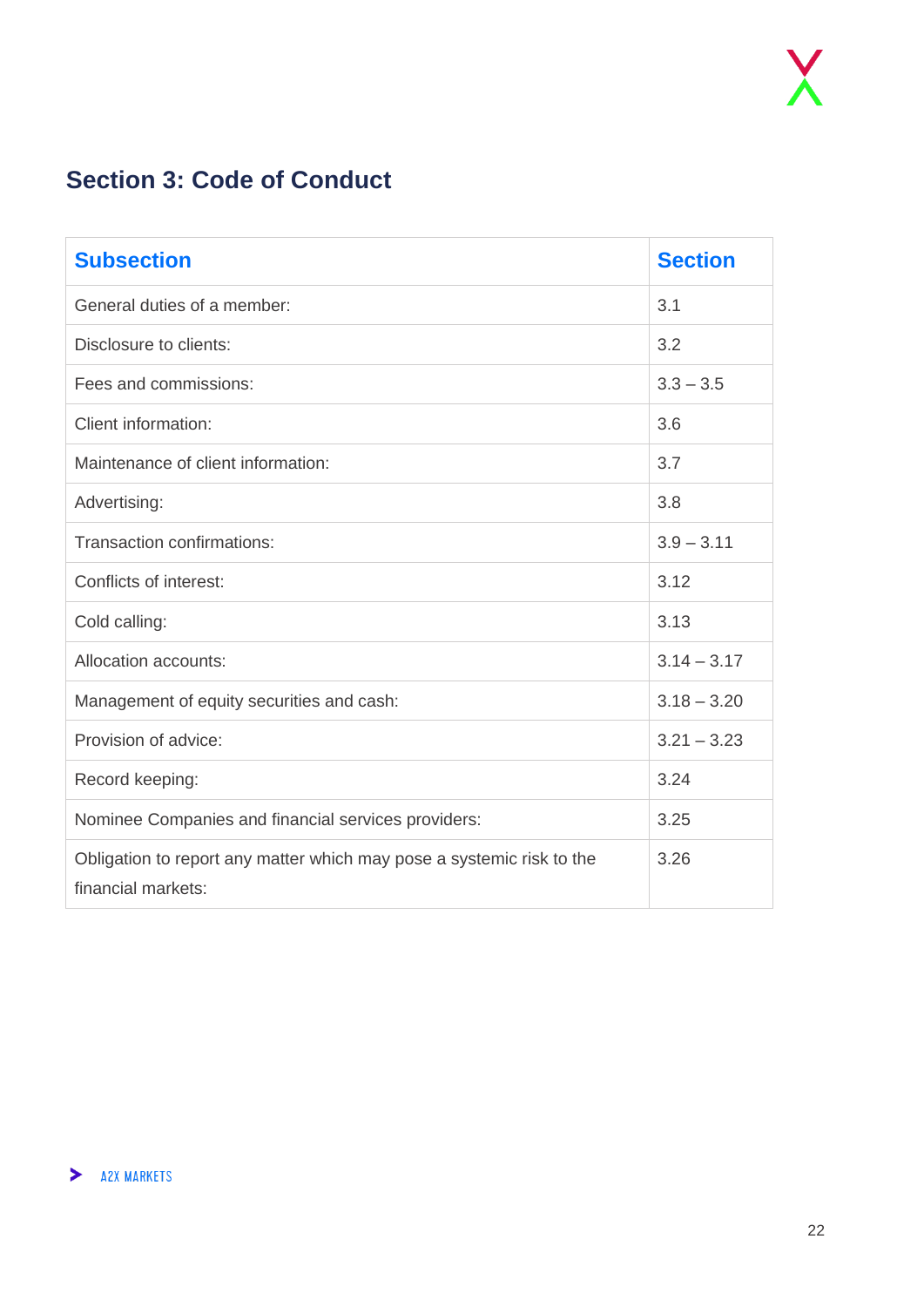## Section 3: Code of Conduct

| Subsection | Section |
|---|---|
| General duties of a member: | 3.1 |
| Disclosure to clients: | 3.2 |
| Fees and commissions: | 3.3 – 3.5 |
| Client information: | 3.6 |
| Maintenance of client information: | 3.7 |
| Advertising: | 3.8 |
| Transaction confirmations: | 3.9 – 3.11 |
| Conflicts of interest: | 3.12 |
| Cold calling: | 3.13 |
| Allocation accounts: | 3.14 – 3.17 |
| Management of equity securities and cash: | 3.18 – 3.20 |
| Provision of advice: | 3.21 – 3.23 |
| Record keeping: | 3.24 |
| Nominee Companies and financial services providers: | 3.25 |
| Obligation to report any matter which may pose a systemic risk to the financial markets: | 3.26 |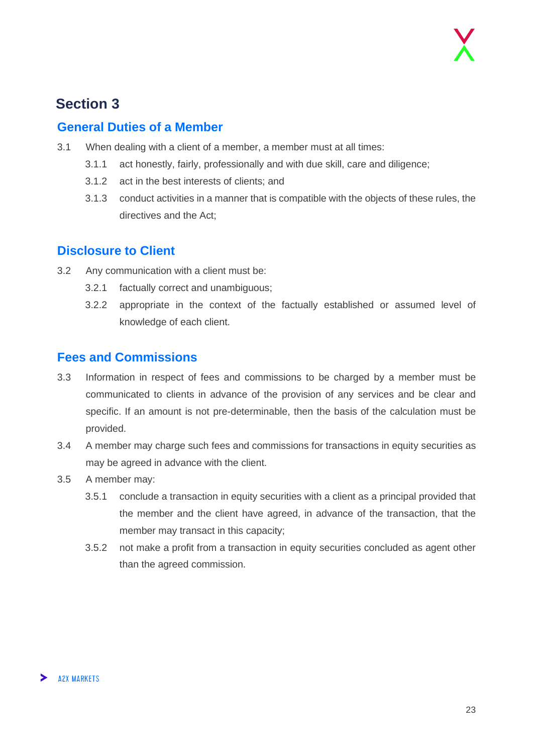## Section 3

### General Duties of a Member

3.1 When dealing with a client of a member, a member must at all times:

- 3.1.1 act honestly, fairly, professionally and with due skill, care and diligence;
- 3.1.2 act in the best interests of clients; and
- 3.1.3 conduct activities in a manner that is compatible with the objects of these rules, the directives and the Act;

### Disclosure to Client

3.2 Any communication with a client must be:

- 3.2.1 factually correct and unambiguous;
- 3.2.2 appropriate in the context of the factually established or assumed level of knowledge of each client.

### Fees and Commissions

3.3 Information in respect of fees and commissions to be charged by a member must be communicated to clients in advance of the provision of any services and be clear and specific. If an amount is not pre-determinable, then the basis of the calculation must be provided.

3.4 A member may charge such fees and commissions for transactions in equity securities as may be agreed in advance with the client.

3.5 A member may:

- 3.5.1 conclude a transaction in equity securities with a client as a principal provided that the member and the client have agreed, in advance of the transaction, that the member may transact in this capacity;
- 3.5.2 not make a profit from a transaction in equity securities concluded as agent other than the agreed commission.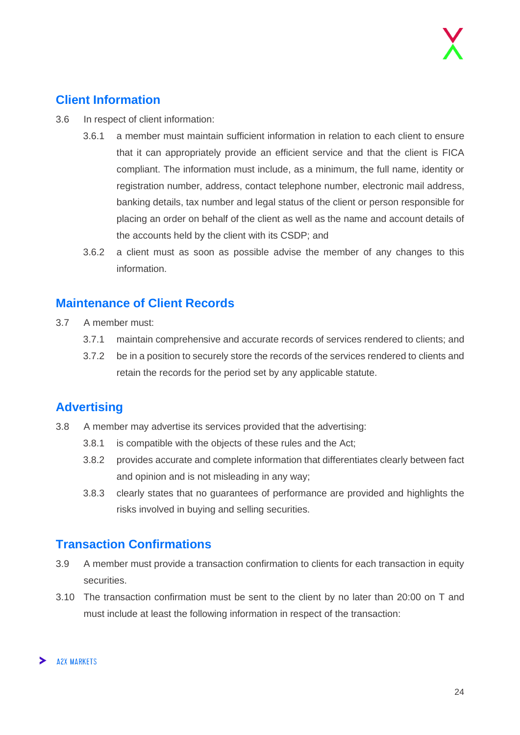## Client Information

3.6 In respect of client information:

3.6.1 a member must maintain sufficient information in relation to each client to ensure that it can appropriately provide an efficient service and that the client is FICA compliant. The information must include, as a minimum, the full name, identity or registration number, address, contact telephone number, electronic mail address, banking details, tax number and legal status of the client or person responsible for placing an order on behalf of the client as well as the name and account details of the accounts held by the client with its CSDP; and

3.6.2 a client must as soon as possible advise the member of any changes to this information.

## Maintenance of Client Records

3.7 A member must:

3.7.1 maintain comprehensive and accurate records of services rendered to clients; and

3.7.2 be in a position to securely store the records of the services rendered to clients and retain the records for the period set by any applicable statute.

## Advertising

3.8 A member may advertise its services provided that the advertising:

3.8.1 is compatible with the objects of these rules and the Act;

3.8.2 provides accurate and complete information that differentiates clearly between fact and opinion and is not misleading in any way;

3.8.3 clearly states that no guarantees of performance are provided and highlights the risks involved in buying and selling securities.

## Transaction Confirmations

3.9 A member must provide a transaction confirmation to clients for each transaction in equity securities.

3.10 The transaction confirmation must be sent to the client by no later than 20:00 on T and must include at least the following information in respect of the transaction: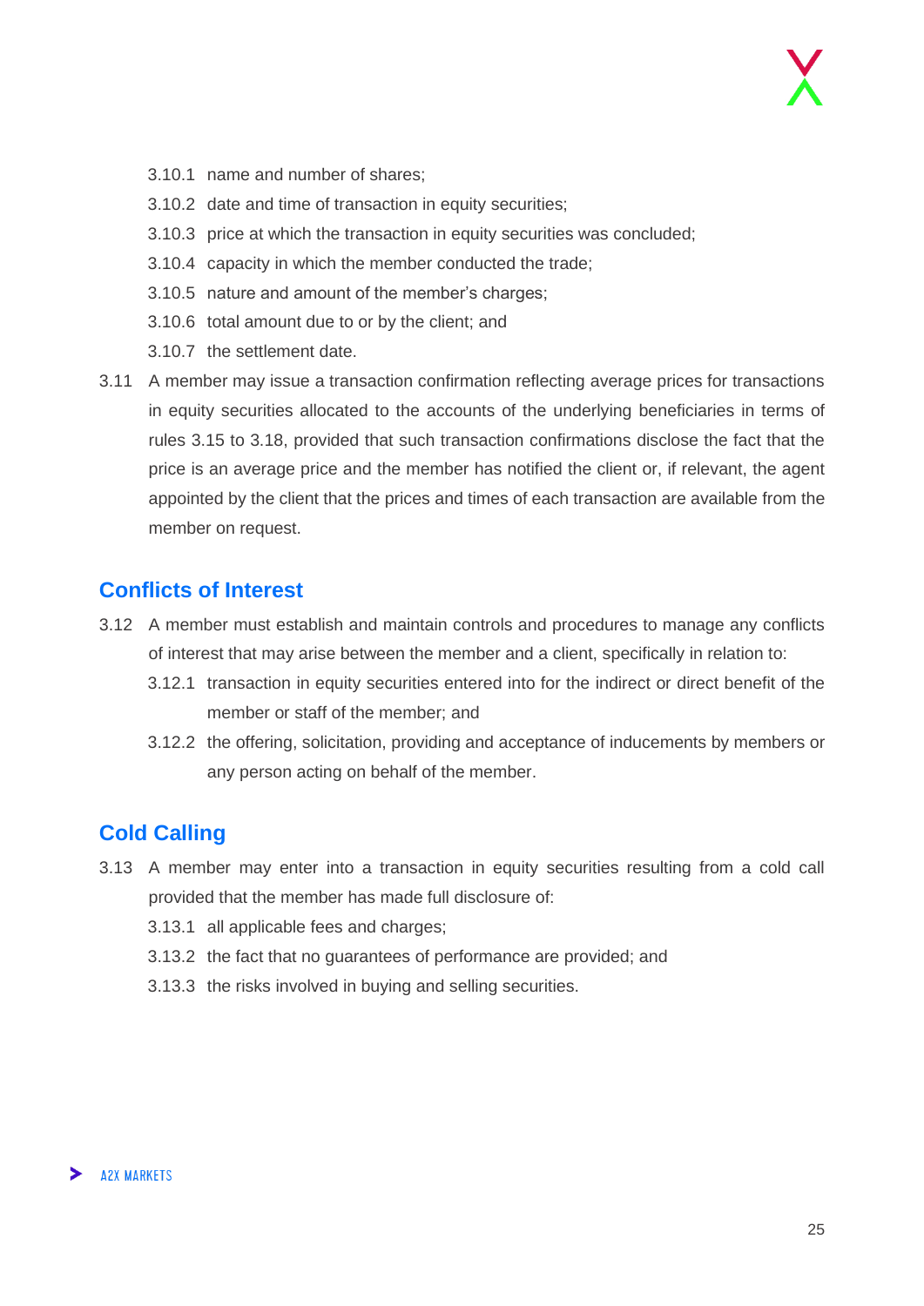3.10.1 name and number of shares;

3.10.2 date and time of transaction in equity securities;

3.10.3 price at which the transaction in equity securities was concluded;

3.10.4 capacity in which the member conducted the trade;

3.10.5 nature and amount of the member's charges;

3.10.6 total amount due to or by the client; and

3.10.7 the settlement date.

3.11 A member may issue a transaction confirmation reflecting average prices for transactions in equity securities allocated to the accounts of the underlying beneficiaries in terms of rules 3.15 to 3.18, provided that such transaction confirmations disclose the fact that the price is an average price and the member has notified the client or, if relevant, the agent appointed by the client that the prices and times of each transaction are available from the member on request.

## Conflicts of Interest

3.12 A member must establish and maintain controls and procedures to manage any conflicts of interest that may arise between the member and a client, specifically in relation to:

3.12.1 transaction in equity securities entered into for the indirect or direct benefit of the member or staff of the member; and

3.12.2 the offering, solicitation, providing and acceptance of inducements by members or any person acting on behalf of the member.

## Cold Calling

3.13 A member may enter into a transaction in equity securities resulting from a cold call provided that the member has made full disclosure of:

3.13.1 all applicable fees and charges;

3.13.2 the fact that no guarantees of performance are provided; and

3.13.3 the risks involved in buying and selling securities.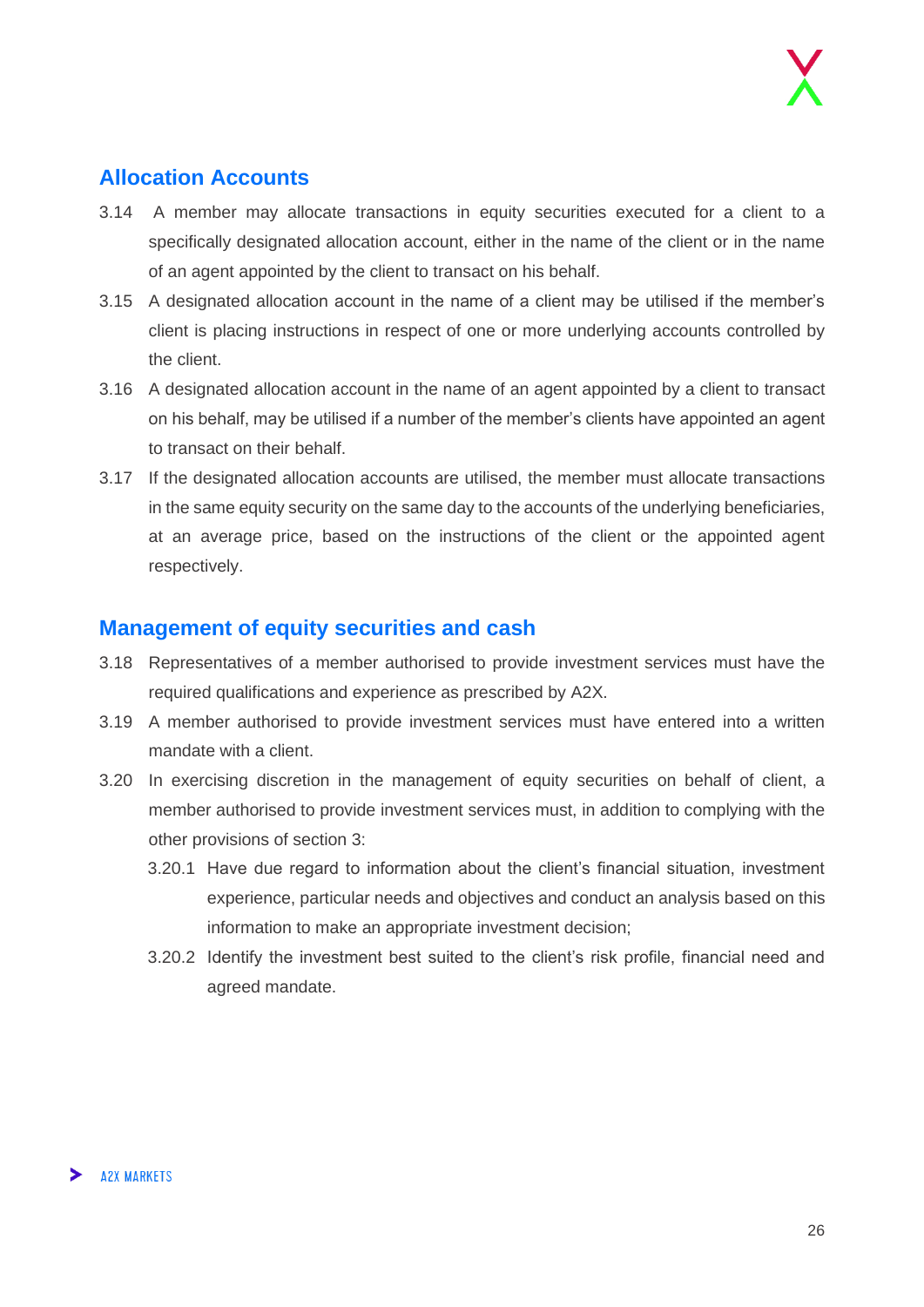## Allocation Accounts

3.14 A member may allocate transactions in equity securities executed for a client to a specifically designated allocation account, either in the name of the client or in the name of an agent appointed by the client to transact on his behalf.

3.15 A designated allocation account in the name of a client may be utilised if the member's client is placing instructions in respect of one or more underlying accounts controlled by the client.

3.16 A designated allocation account in the name of an agent appointed by a client to transact on his behalf, may be utilised if a number of the member's clients have appointed an agent to transact on their behalf.

3.17 If the designated allocation accounts are utilised, the member must allocate transactions in the same equity security on the same day to the accounts of the underlying beneficiaries, at an average price, based on the instructions of the client or the appointed agent respectively.

## Management of equity securities and cash

3.18 Representatives of a member authorised to provide investment services must have the required qualifications and experience as prescribed by A2X.

3.19 A member authorised to provide investment services must have entered into a written mandate with a client.

3.20 In exercising discretion in the management of equity securities on behalf of client, a member authorised to provide investment services must, in addition to complying with the other provisions of section 3:

3.20.1 Have due regard to information about the client's financial situation, investment experience, particular needs and objectives and conduct an analysis based on this information to make an appropriate investment decision;

3.20.2 Identify the investment best suited to the client's risk profile, financial need and agreed mandate.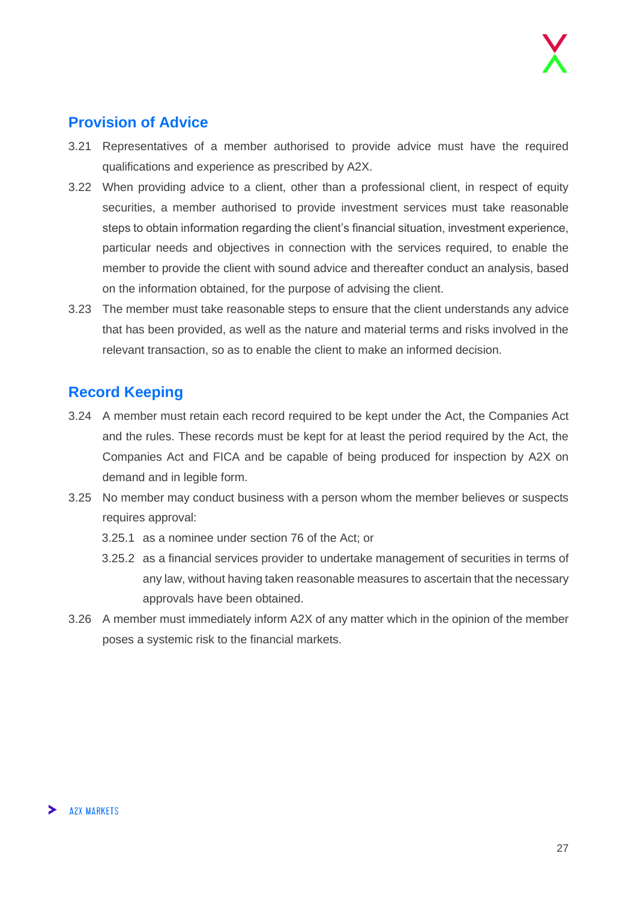## Provision of Advice

3.21 Representatives of a member authorised to provide advice must have the required qualifications and experience as prescribed by A2X.

3.22 When providing advice to a client, other than a professional client, in respect of equity securities, a member authorised to provide investment services must take reasonable steps to obtain information regarding the client's financial situation, investment experience, particular needs and objectives in connection with the services required, to enable the member to provide the client with sound advice and thereafter conduct an analysis, based on the information obtained, for the purpose of advising the client.

3.23 The member must take reasonable steps to ensure that the client understands any advice that has been provided, as well as the nature and material terms and risks involved in the relevant transaction, so as to enable the client to make an informed decision.

## Record Keeping

3.24 A member must retain each record required to be kept under the Act, the Companies Act and the rules. These records must be kept for at least the period required by the Act, the Companies Act and FICA and be capable of being produced for inspection by A2X on demand and in legible form.

3.25 No member may conduct business with a person whom the member believes or suspects requires approval:

3.25.1 as a nominee under section 76 of the Act; or

3.25.2 as a financial services provider to undertake management of securities in terms of any law, without having taken reasonable measures to ascertain that the necessary approvals have been obtained.

3.26 A member must immediately inform A2X of any matter which in the opinion of the member poses a systemic risk to the financial markets.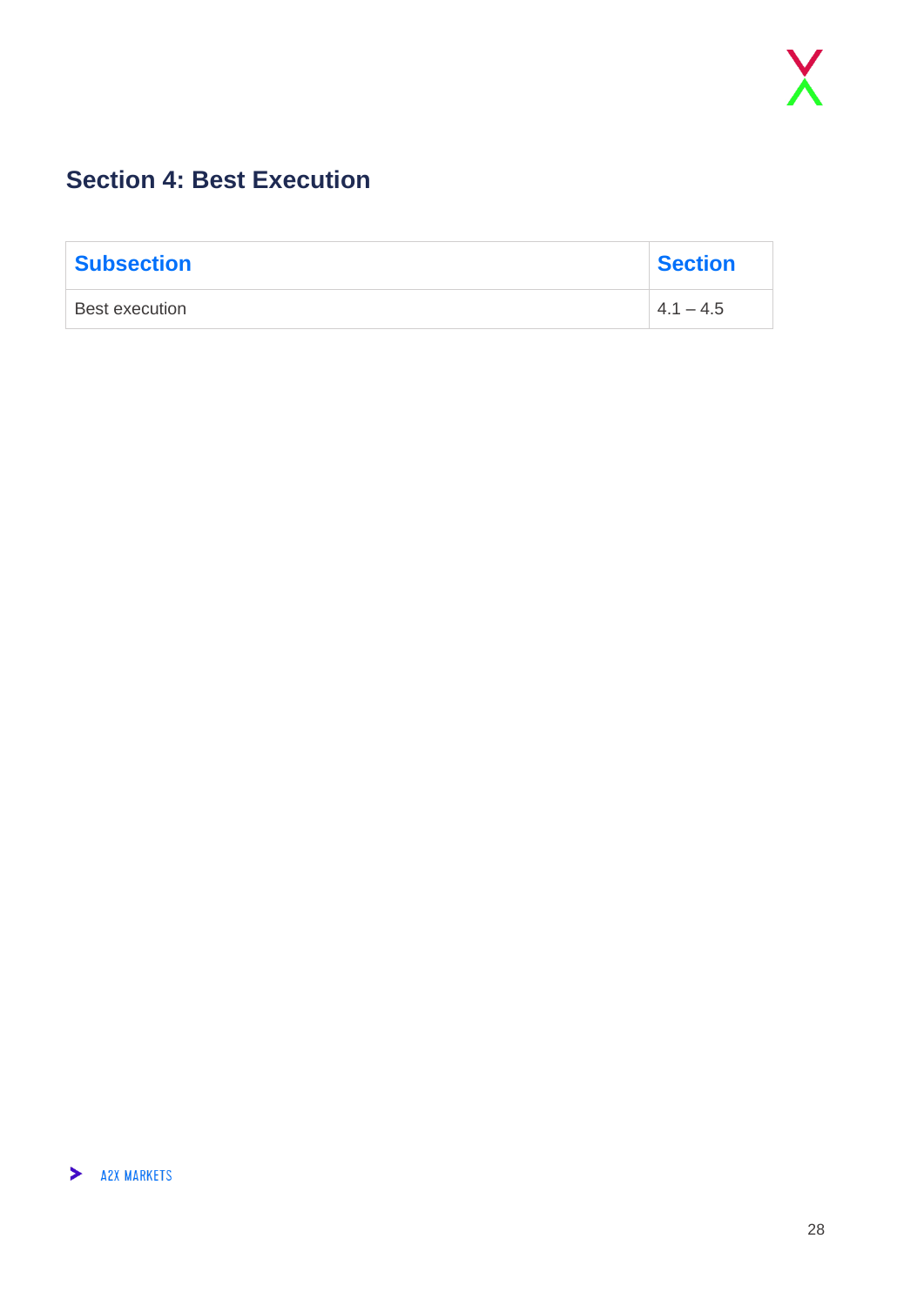## Section 4: Best Execution

| Subsection | Section |
|---|---|
| Best execution | 4.1 – 4.5 |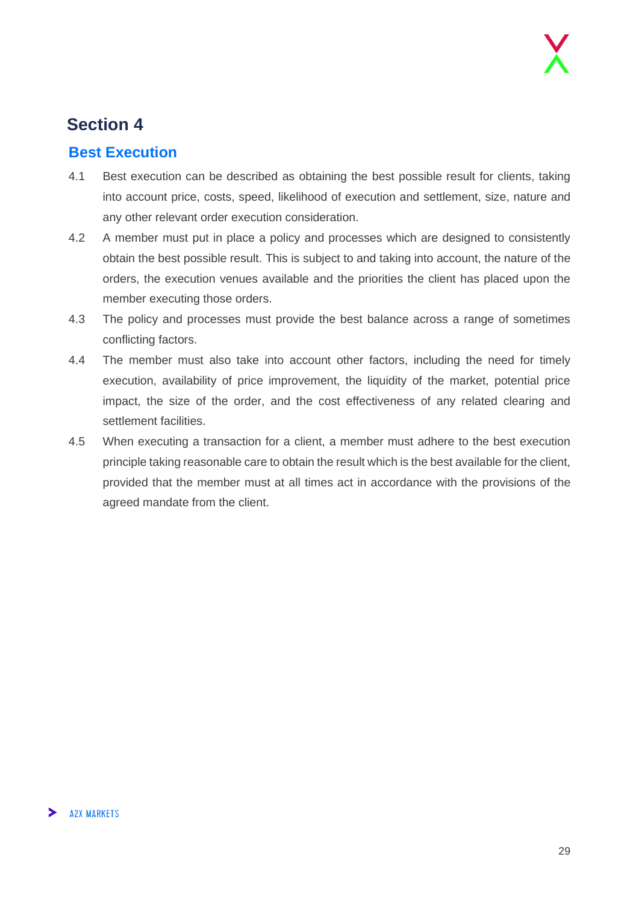# Section 4

## Best Execution

4.1 Best execution can be described as obtaining the best possible result for clients, taking into account price, costs, speed, likelihood of execution and settlement, size, nature and any other relevant order execution consideration.

4.2 A member must put in place a policy and processes which are designed to consistently obtain the best possible result. This is subject to and taking into account, the nature of the orders, the execution venues available and the priorities the client has placed upon the member executing those orders.

4.3 The policy and processes must provide the best balance across a range of sometimes conflicting factors.

4.4 The member must also take into account other factors, including the need for timely execution, availability of price improvement, the liquidity of the market, potential price impact, the size of the order, and the cost effectiveness of any related clearing and settlement facilities.

4.5 When executing a transaction for a client, a member must adhere to the best execution principle taking reasonable care to obtain the result which is the best available for the client, provided that the member must at all times act in accordance with the provisions of the agreed mandate from the client.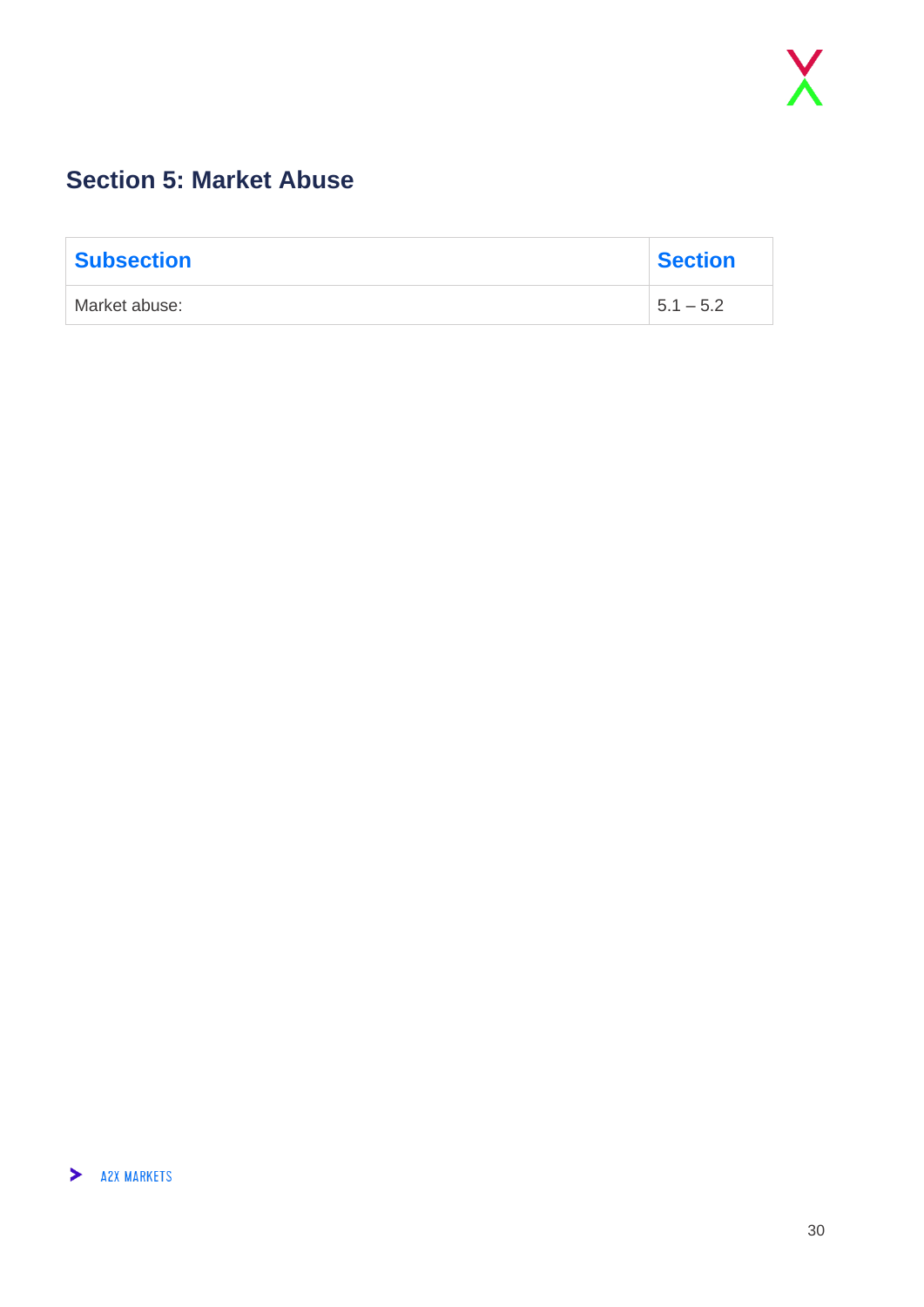## Section 5: Market Abuse

| Subsection | Section |
| --- | --- |
| Market abuse: | 5.1 – 5.2 |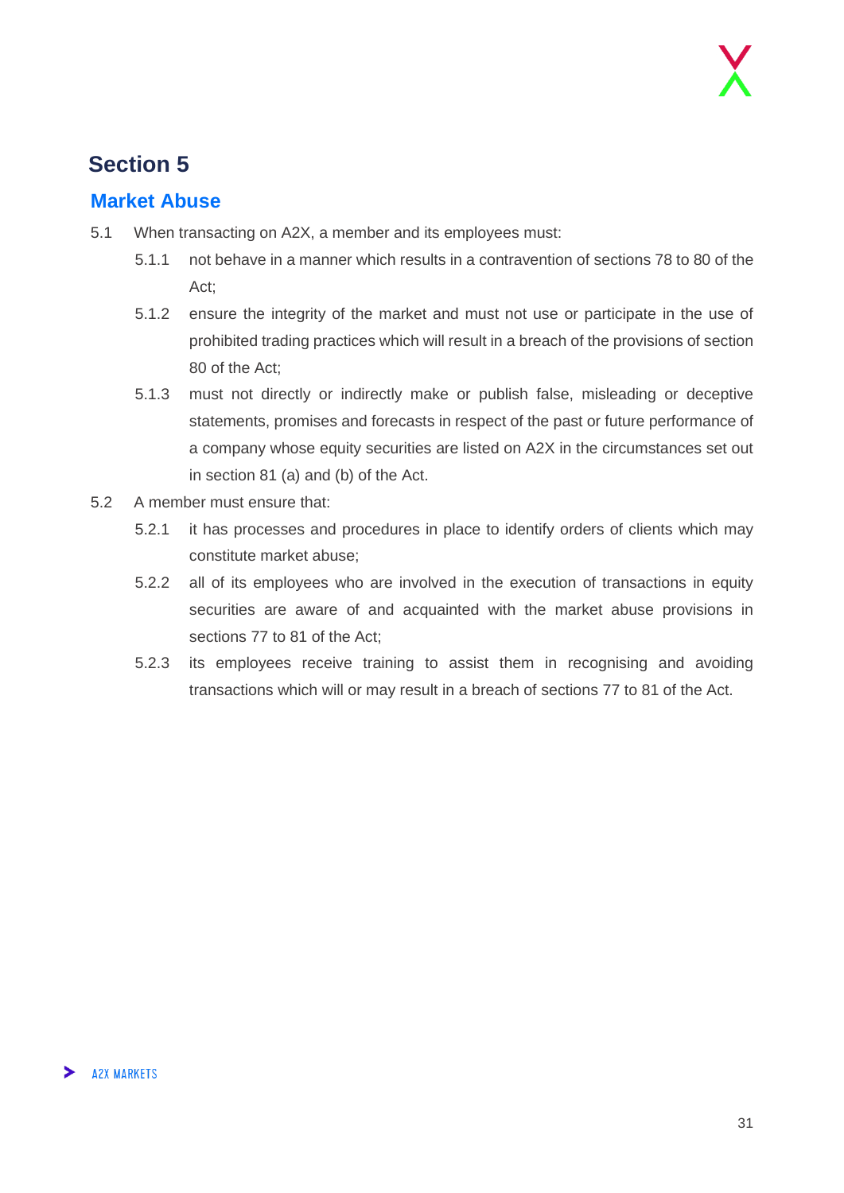# Section 5

## Market Abuse

5.1 When transacting on A2X, a member and its employees must:

- 5.1.1 not behave in a manner which results in a contravention of sections 78 to 80 of the Act;
- 5.1.2 ensure the integrity of the market and must not use or participate in the use of prohibited trading practices which will result in a breach of the provisions of section 80 of the Act;
- 5.1.3 must not directly or indirectly make or publish false, misleading or deceptive statements, promises and forecasts in respect of the past or future performance of a company whose equity securities are listed on A2X in the circumstances set out in section 81 (a) and (b) of the Act.

5.2 A member must ensure that:

- 5.2.1 it has processes and procedures in place to identify orders of clients which may constitute market abuse;
- 5.2.2 all of its employees who are involved in the execution of transactions in equity securities are aware of and acquainted with the market abuse provisions in sections 77 to 81 of the Act;
- 5.2.3 its employees receive training to assist them in recognising and avoiding transactions which will or may result in a breach of sections 77 to 81 of the Act.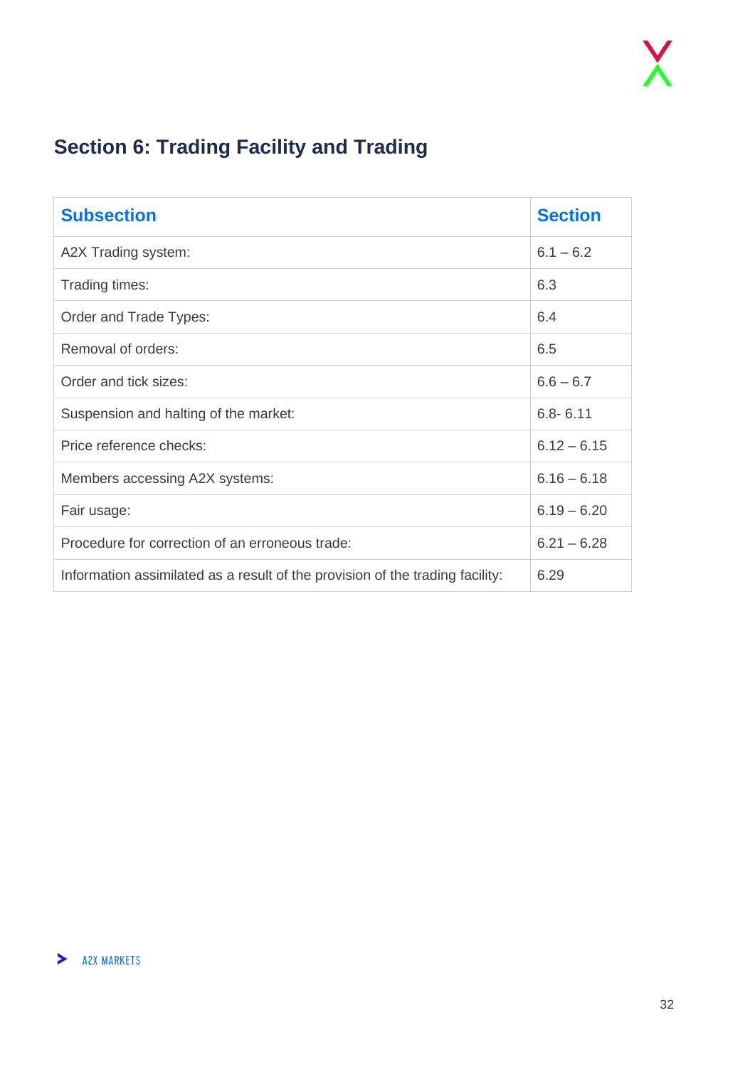## Section 6: Trading Facility and Trading

| Subsection | Section |
|---|---|
| A2X Trading system: | 6.1 – 6.2 |
| Trading times: | 6.3 |
| Order and Trade Types: | 6.4 |
| Removal of orders: | 6.5 |
| Order and tick sizes: | 6.6 – 6.7 |
| Suspension and halting of the market: | 6.8- 6.11 |
| Price reference checks: | 6.12 – 6.15 |
| Members accessing A2X systems: | 6.16 – 6.18 |
| Fair usage: | 6.19 – 6.20 |
| Procedure for correction of an erroneous trade: | 6.21 – 6.28 |
| Information assimilated as a result of the provision of the trading facility: | 6.29 |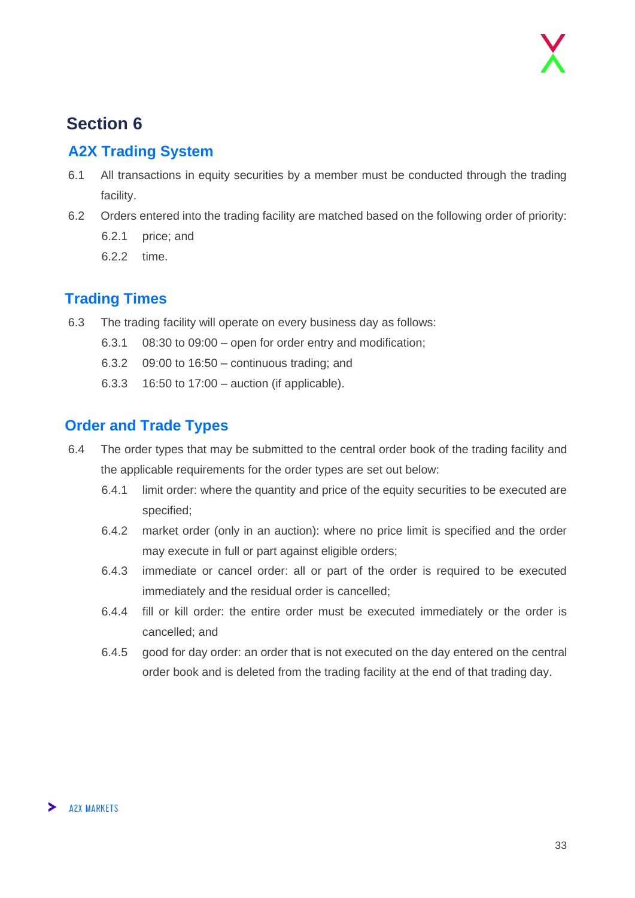# Section 6

## A2X Trading System

6.1 All transactions in equity securities by a member must be conducted through the trading facility.

6.2 Orders entered into the trading facility are matched based on the following order of priority:

6.2.1 price; and

6.2.2 time.

## Trading Times

6.3 The trading facility will operate on every business day as follows:

6.3.1 08:30 to 09:00 – open for order entry and modification;

6.3.2 09:00 to 16:50 – continuous trading; and

6.3.3 16:50 to 17:00 – auction (if applicable).

## Order and Trade Types

6.4 The order types that may be submitted to the central order book of the trading facility and the applicable requirements for the order types are set out below:

6.4.1 limit order: where the quantity and price of the equity securities to be executed are specified;

6.4.2 market order (only in an auction): where no price limit is specified and the order may execute in full or part against eligible orders;

6.4.3 immediate or cancel order: all or part of the order is required to be executed immediately and the residual order is cancelled;

6.4.4 fill or kill order: the entire order must be executed immediately or the order is cancelled; and

6.4.5 good for day order: an order that is not executed on the day entered on the central order book and is deleted from the trading facility at the end of that trading day.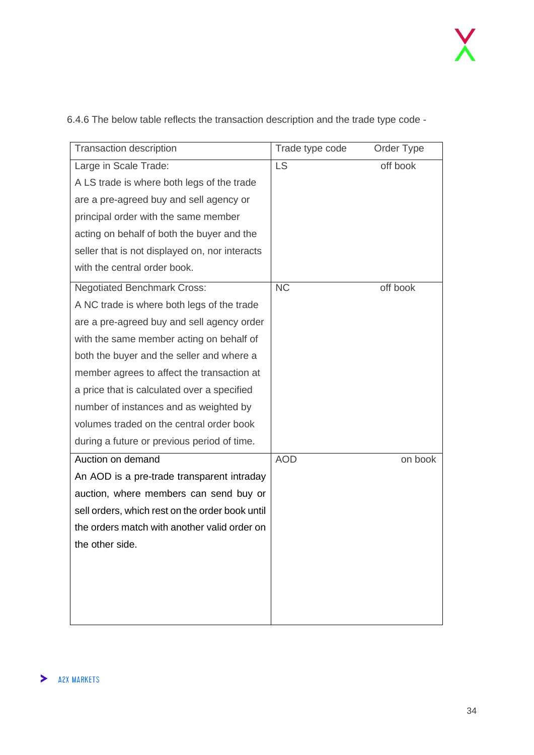6.4.6 The below table reflects the transaction description and the trade type code -

| Transaction description | Trade type code | Order Type |
|---|---|---|
| Large in Scale Trade: A LS trade is where both legs of the trade are a pre-agreed buy and sell agency or principal order with the same member acting on behalf of both the buyer and the seller that is not displayed on, nor interacts with the central order book. | LS | off book |
| Negotiated Benchmark Cross: A NC trade is where both legs of the trade are a pre-agreed buy and sell agency order with the same member acting on behalf of both the buyer and the seller and where a member agrees to affect the transaction at a price that is calculated over a specified number of instances and as weighted by volumes traded on the central order book during a future or previous period of time. | NC | off book |
| Auction on demand An AOD is a pre-trade transparent intraday auction, where members can send buy or sell orders, which rest on the order book until the orders match with another valid order on the other side. | AOD | on book |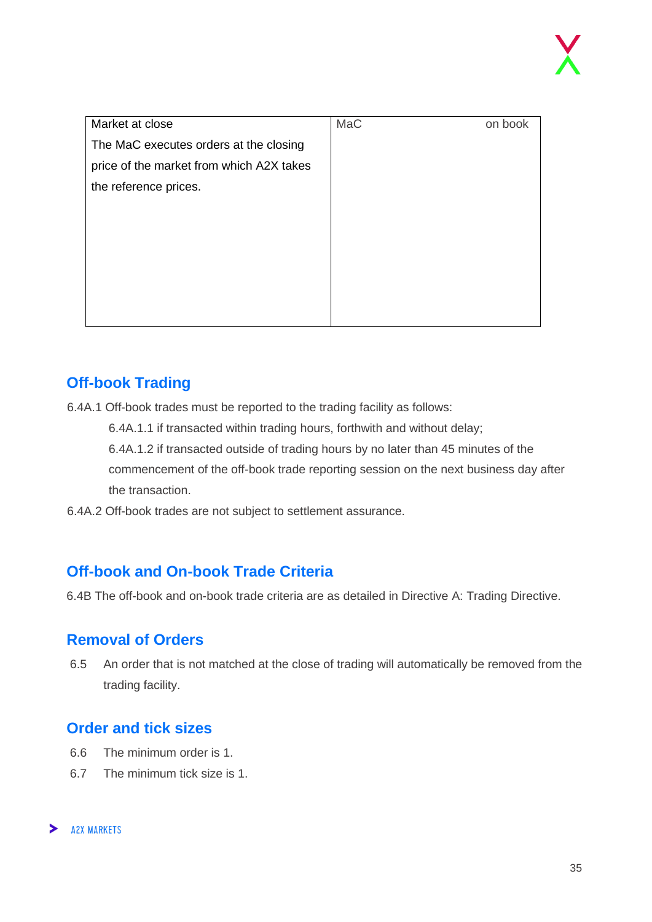| Market at close<br>The MaC executes orders at the closing price of the market from which A2X takes the reference prices. | MaC | on book |
|---|---|---|

## Off-book Trading

6.4A.1 Off-book trades must be reported to the trading facility as follows:

6.4A.1.1 if transacted within trading hours, forthwith and without delay;

6.4A.1.2 if transacted outside of trading hours by no later than 45 minutes of the commencement of the off-book trade reporting session on the next business day after the transaction.

6.4A.2 Off-book trades are not subject to settlement assurance.

## Off-book and On-book Trade Criteria

6.4B The off-book and on-book trade criteria are as detailed in Directive A: Trading Directive.

## Removal of Orders

6.5 An order that is not matched at the close of trading will automatically be removed from the trading facility.

## Order and tick sizes

6.6 The minimum order is 1.

6.7 The minimum tick size is 1.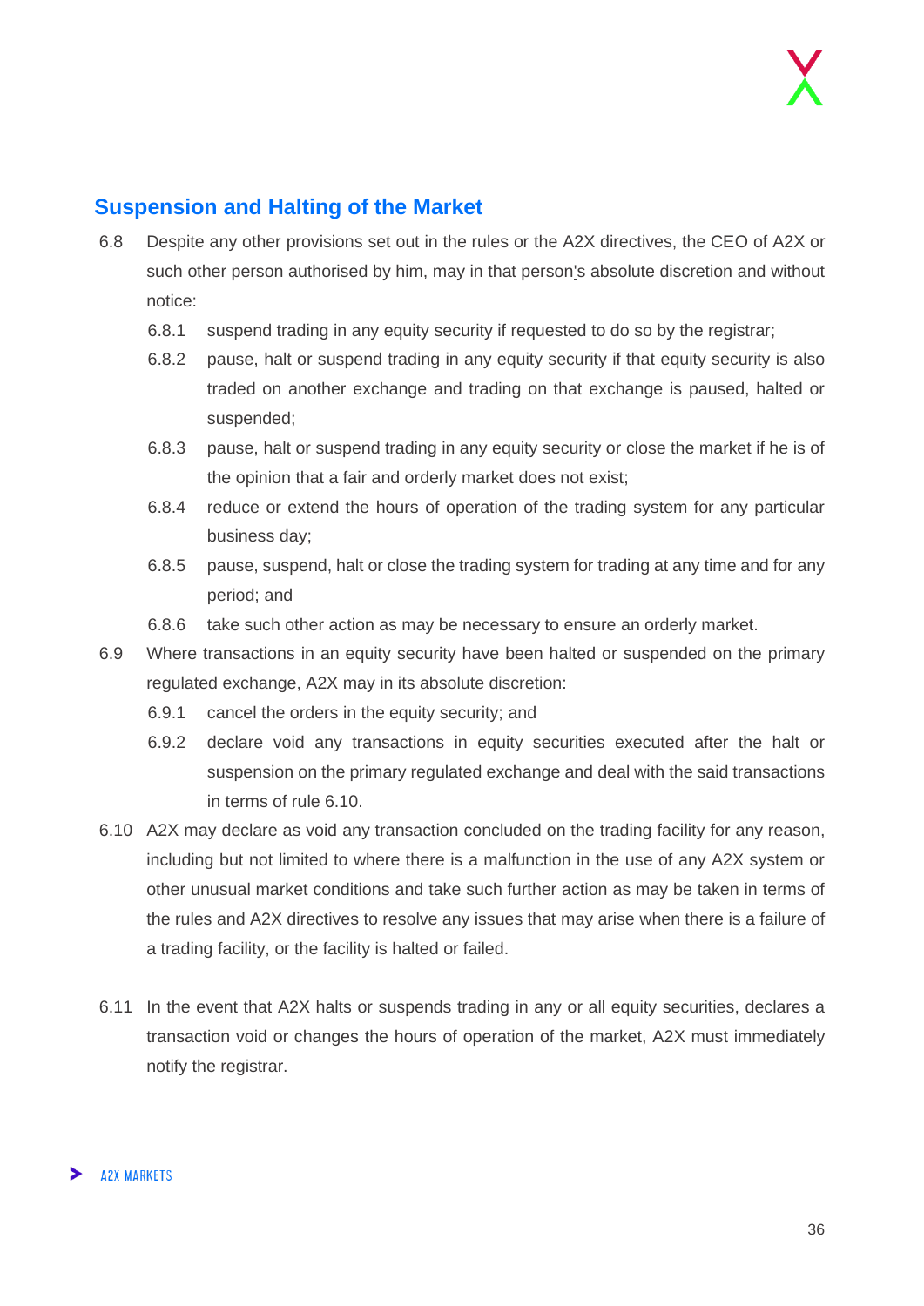## Suspension and Halting of the Market

6.8 Despite any other provisions set out in the rules or the A2X directives, the CEO of A2X or such other person authorised by him, may in that person's absolute discretion and without notice:

- 6.8.1 suspend trading in any equity security if requested to do so by the registrar;
- 6.8.2 pause, halt or suspend trading in any equity security if that equity security is also traded on another exchange and trading on that exchange is paused, halted or suspended;
- 6.8.3 pause, halt or suspend trading in any equity security or close the market if he is of the opinion that a fair and orderly market does not exist;
- 6.8.4 reduce or extend the hours of operation of the trading system for any particular business day;
- 6.8.5 pause, suspend, halt or close the trading system for trading at any time and for any period; and
- 6.8.6 take such other action as may be necessary to ensure an orderly market.

6.9 Where transactions in an equity security have been halted or suspended on the primary regulated exchange, A2X may in its absolute discretion:

- 6.9.1 cancel the orders in the equity security; and
- 6.9.2 declare void any transactions in equity securities executed after the halt or suspension on the primary regulated exchange and deal with the said transactions in terms of rule 6.10.

6.10 A2X may declare as void any transaction concluded on the trading facility for any reason, including but not limited to where there is a malfunction in the use of any A2X system or other unusual market conditions and take such further action as may be taken in terms of the rules and A2X directives to resolve any issues that may arise when there is a failure of a trading facility, or the facility is halted or failed.

6.11 In the event that A2X halts or suspends trading in any or all equity securities, declares a transaction void or changes the hours of operation of the market, A2X must immediately notify the registrar.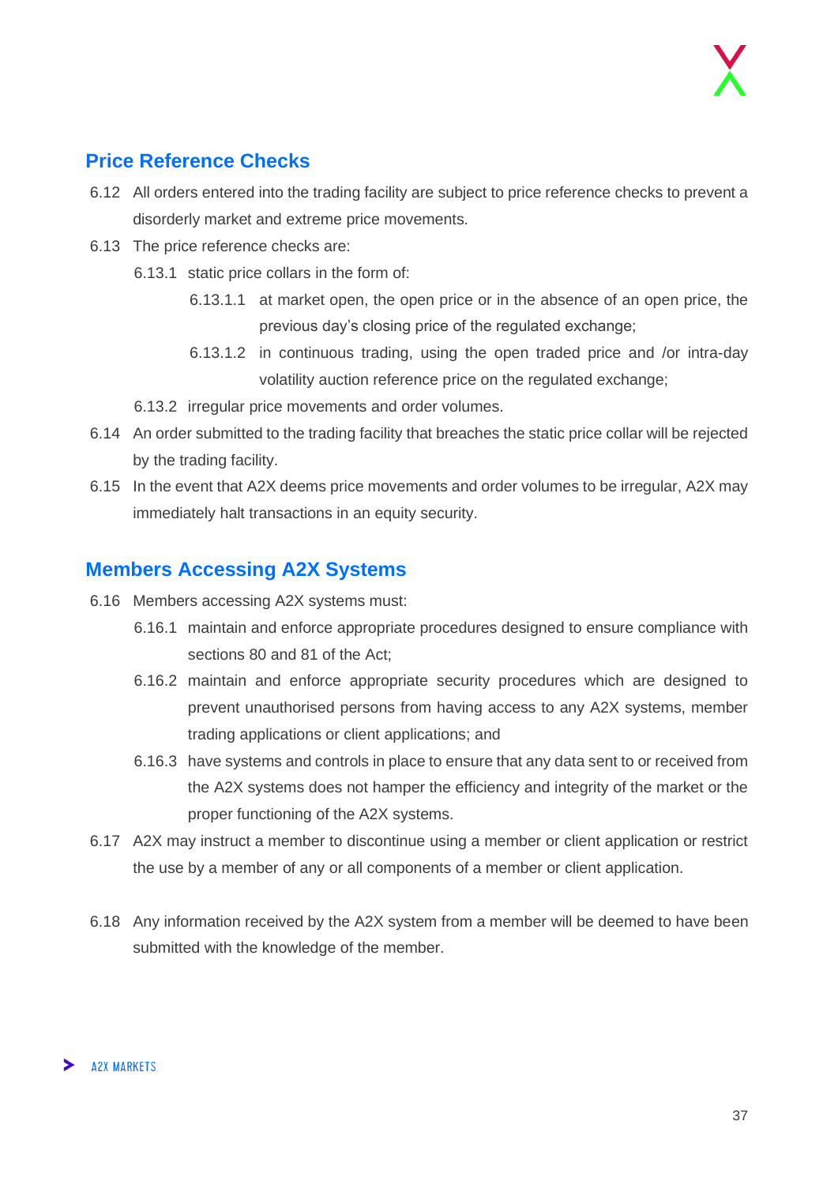## Price Reference Checks

6.12 All orders entered into the trading facility are subject to price reference checks to prevent a disorderly market and extreme price movements.

6.13 The price reference checks are:

- 6.13.1 static price collars in the form of:
  - 6.13.1.1 at market open, the open price or in the absence of an open price, the previous day's closing price of the regulated exchange;
  - 6.13.1.2 in continuous trading, using the open traded price and /or intra-day volatility auction reference price on the regulated exchange;
- 6.13.2 irregular price movements and order volumes.

6.14 An order submitted to the trading facility that breaches the static price collar will be rejected by the trading facility.

6.15 In the event that A2X deems price movements and order volumes to be irregular, A2X may immediately halt transactions in an equity security.

## Members Accessing A2X Systems

6.16 Members accessing A2X systems must:

- 6.16.1 maintain and enforce appropriate procedures designed to ensure compliance with sections 80 and 81 of the Act;
- 6.16.2 maintain and enforce appropriate security procedures which are designed to prevent unauthorised persons from having access to any A2X systems, member trading applications or client applications; and
- 6.16.3 have systems and controls in place to ensure that any data sent to or received from the A2X systems does not hamper the efficiency and integrity of the market or the proper functioning of the A2X systems.

6.17 A2X may instruct a member to discontinue using a member or client application or restrict the use by a member of any or all components of a member or client application.

6.18 Any information received by the A2X system from a member will be deemed to have been submitted with the knowledge of the member.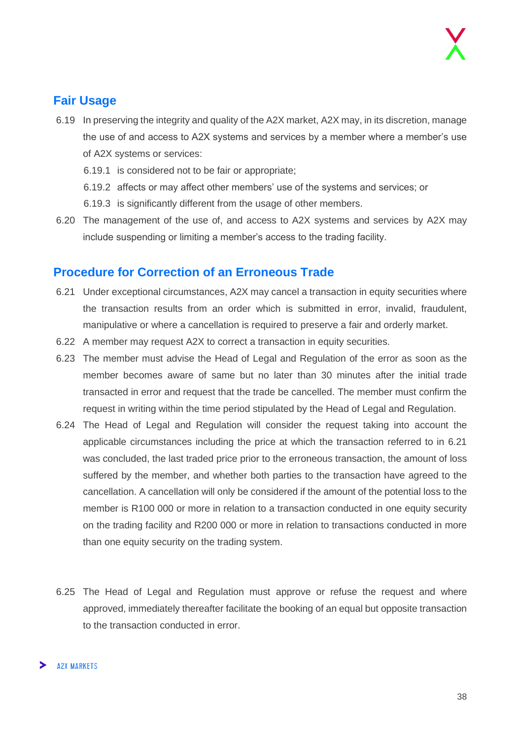## Fair Usage

6.19 In preserving the integrity and quality of the A2X market, A2X may, in its discretion, manage the use of and access to A2X systems and services by a member where a member's use of A2X systems or services:

6.19.1 is considered not to be fair or appropriate;

6.19.2 affects or may affect other members' use of the systems and services; or

6.19.3 is significantly different from the usage of other members.

6.20 The management of the use of, and access to A2X systems and services by A2X may include suspending or limiting a member's access to the trading facility.

## Procedure for Correction of an Erroneous Trade

6.21 Under exceptional circumstances, A2X may cancel a transaction in equity securities where the transaction results from an order which is submitted in error, invalid, fraudulent, manipulative or where a cancellation is required to preserve a fair and orderly market.

6.22 A member may request A2X to correct a transaction in equity securities.

6.23 The member must advise the Head of Legal and Regulation of the error as soon as the member becomes aware of same but no later than 30 minutes after the initial trade transacted in error and request that the trade be cancelled. The member must confirm the request in writing within the time period stipulated by the Head of Legal and Regulation.

6.24 The Head of Legal and Regulation will consider the request taking into account the applicable circumstances including the price at which the transaction referred to in 6.21 was concluded, the last traded price prior to the erroneous transaction, the amount of loss suffered by the member, and whether both parties to the transaction have agreed to the cancellation. A cancellation will only be considered if the amount of the potential loss to the member is R100 000 or more in relation to a transaction conducted in one equity security on the trading facility and R200 000 or more in relation to transactions conducted in more than one equity security on the trading system.

6.25 The Head of Legal and Regulation must approve or refuse the request and where approved, immediately thereafter facilitate the booking of an equal but opposite transaction to the transaction conducted in error.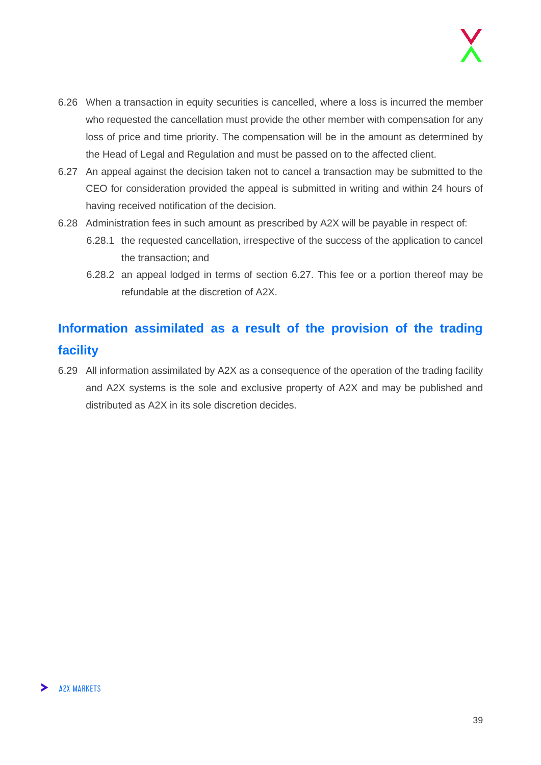6.26 When a transaction in equity securities is cancelled, where a loss is incurred the member who requested the cancellation must provide the other member with compensation for any loss of price and time priority. The compensation will be in the amount as determined by the Head of Legal and Regulation and must be passed on to the affected client.

6.27 An appeal against the decision taken not to cancel a transaction may be submitted to the CEO for consideration provided the appeal is submitted in writing and within 24 hours of having received notification of the decision.

6.28 Administration fees in such amount as prescribed by A2X will be payable in respect of:

- 6.28.1 the requested cancellation, irrespective of the success of the application to cancel the transaction; and
- 6.28.2 an appeal lodged in terms of section 6.27. This fee or a portion thereof may be refundable at the discretion of A2X.

## Information assimilated as a result of the provision of the trading facility

6.29 All information assimilated by A2X as a consequence of the operation of the trading facility and A2X systems is the sole and exclusive property of A2X and may be published and distributed as A2X in its sole discretion decides.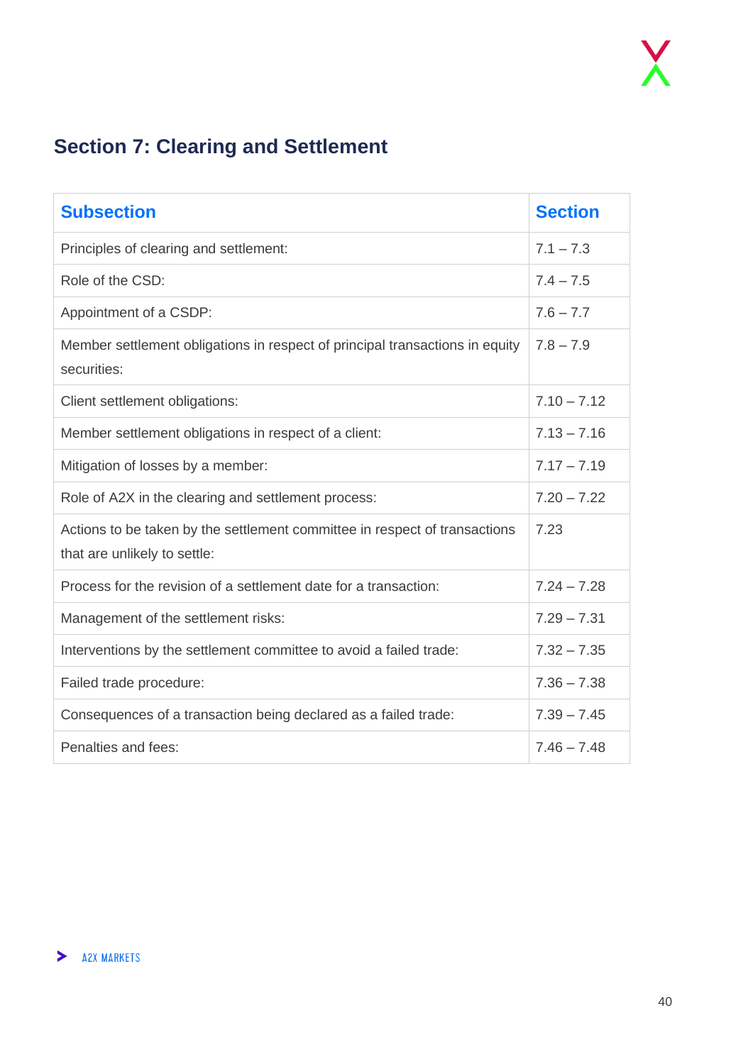## Section 7: Clearing and Settlement

| Subsection | Section |
|---|---|
| Principles of clearing and settlement: | 7.1 – 7.3 |
| Role of the CSD: | 7.4 – 7.5 |
| Appointment of a CSDP: | 7.6 – 7.7 |
| Member settlement obligations in respect of principal transactions in equity securities: | 7.8 – 7.9 |
| Client settlement obligations: | 7.10 – 7.12 |
| Member settlement obligations in respect of a client: | 7.13 – 7.16 |
| Mitigation of losses by a member: | 7.17 – 7.19 |
| Role of A2X in the clearing and settlement process: | 7.20 – 7.22 |
| Actions to be taken by the settlement committee in respect of transactions that are unlikely to settle: | 7.23 |
| Process for the revision of a settlement date for a transaction: | 7.24 – 7.28 |
| Management of the settlement risks: | 7.29 – 7.31 |
| Interventions by the settlement committee to avoid a failed trade: | 7.32 – 7.35 |
| Failed trade procedure: | 7.36 – 7.38 |
| Consequences of a transaction being declared as a failed trade: | 7.39 – 7.45 |
| Penalties and fees: | 7.46 – 7.48 |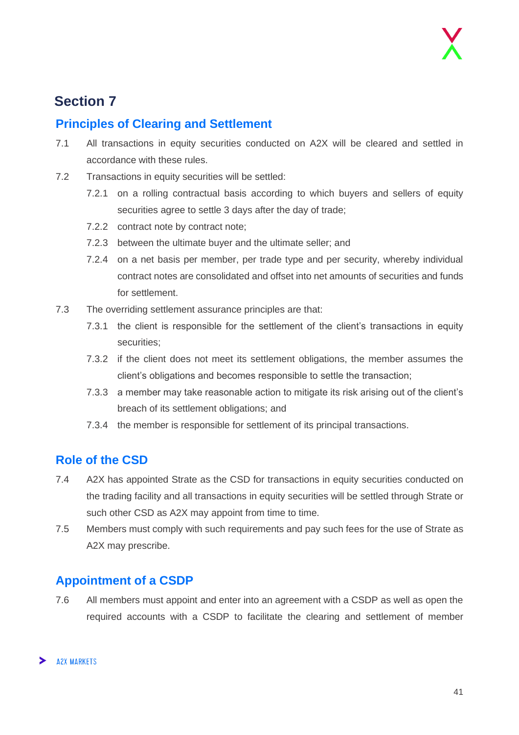# Section 7

## Principles of Clearing and Settlement

7.1 All transactions in equity securities conducted on A2X will be cleared and settled in accordance with these rules.

7.2 Transactions in equity securities will be settled:

- 7.2.1 on a rolling contractual basis according to which buyers and sellers of equity securities agree to settle 3 days after the day of trade;
- 7.2.2 contract note by contract note;
- 7.2.3 between the ultimate buyer and the ultimate seller; and
- 7.2.4 on a net basis per member, per trade type and per security, whereby individual contract notes are consolidated and offset into net amounts of securities and funds for settlement.

7.3 The overriding settlement assurance principles are that:

- 7.3.1 the client is responsible for the settlement of the client's transactions in equity securities;
- 7.3.2 if the client does not meet its settlement obligations, the member assumes the client's obligations and becomes responsible to settle the transaction;
- 7.3.3 a member may take reasonable action to mitigate its risk arising out of the client's breach of its settlement obligations; and
- 7.3.4 the member is responsible for settlement of its principal transactions.

## Role of the CSD

7.4 A2X has appointed Strate as the CSD for transactions in equity securities conducted on the trading facility and all transactions in equity securities will be settled through Strate or such other CSD as A2X may appoint from time to time.

7.5 Members must comply with such requirements and pay such fees for the use of Strate as A2X may prescribe.

## Appointment of a CSDP

7.6 All members must appoint and enter into an agreement with a CSDP as well as open the required accounts with a CSDP to facilitate the clearing and settlement of member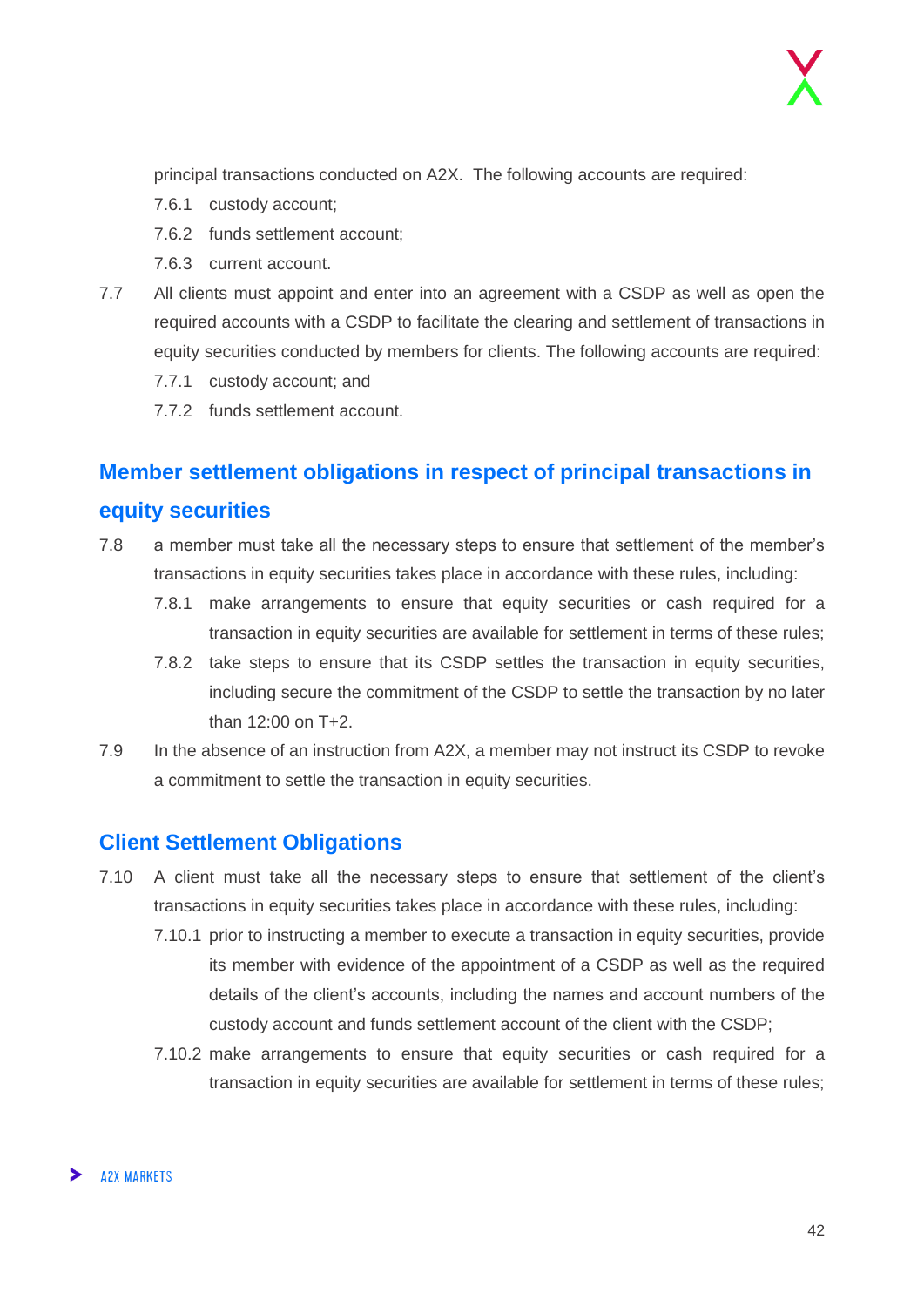principal transactions conducted on A2X. The following accounts are required:

7.6.1 custody account;

7.6.2 funds settlement account;

7.6.3 current account.

7.7 All clients must appoint and enter into an agreement with a CSDP as well as open the required accounts with a CSDP to facilitate the clearing and settlement of transactions in equity securities conducted by members for clients. The following accounts are required:

7.7.1 custody account; and

7.7.2 funds settlement account.

## Member settlement obligations in respect of principal transactions in equity securities

7.8 a member must take all the necessary steps to ensure that settlement of the member's transactions in equity securities takes place in accordance with these rules, including:

7.8.1 make arrangements to ensure that equity securities or cash required for a transaction in equity securities are available for settlement in terms of these rules;

7.8.2 take steps to ensure that its CSDP settles the transaction in equity securities, including secure the commitment of the CSDP to settle the transaction by no later than 12:00 on T+2.

7.9 In the absence of an instruction from A2X, a member may not instruct its CSDP to revoke a commitment to settle the transaction in equity securities.

## Client Settlement Obligations

7.10 A client must take all the necessary steps to ensure that settlement of the client's transactions in equity securities takes place in accordance with these rules, including:

7.10.1 prior to instructing a member to execute a transaction in equity securities, provide its member with evidence of the appointment of a CSDP as well as the required details of the client's accounts, including the names and account numbers of the custody account and funds settlement account of the client with the CSDP;

7.10.2 make arrangements to ensure that equity securities or cash required for a transaction in equity securities are available for settlement in terms of these rules;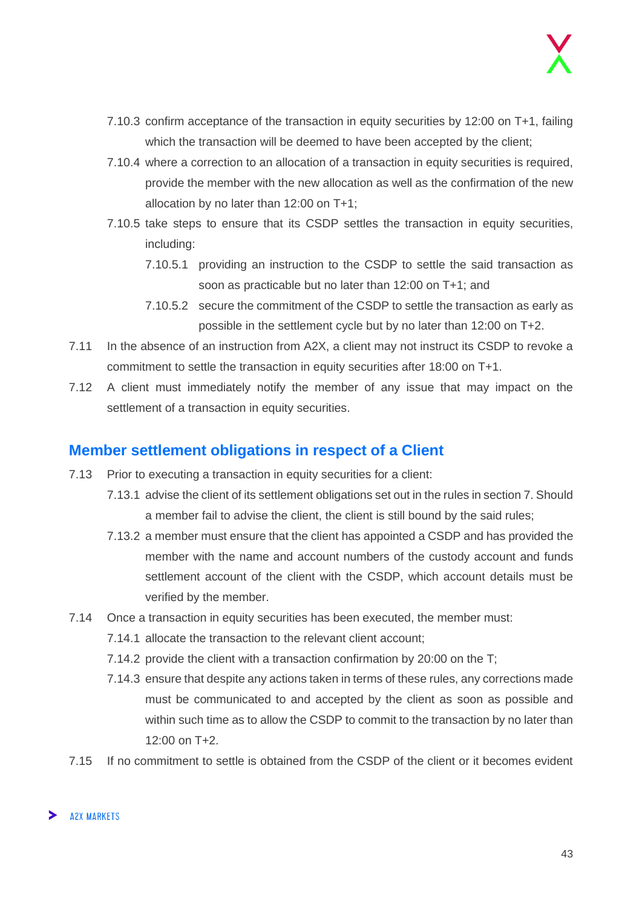7.10.3 confirm acceptance of the transaction in equity securities by 12:00 on T+1, failing which the transaction will be deemed to have been accepted by the client;

7.10.4 where a correction to an allocation of a transaction in equity securities is required, provide the member with the new allocation as well as the confirmation of the new allocation by no later than 12:00 on T+1;

7.10.5 take steps to ensure that its CSDP settles the transaction in equity securities, including:

7.10.5.1 providing an instruction to the CSDP to settle the said transaction as soon as practicable but no later than 12:00 on T+1; and

7.10.5.2 secure the commitment of the CSDP to settle the transaction as early as possible in the settlement cycle but by no later than 12:00 on T+2.

7.11 In the absence of an instruction from A2X, a client may not instruct its CSDP to revoke a commitment to settle the transaction in equity securities after 18:00 on T+1.

7.12 A client must immediately notify the member of any issue that may impact on the settlement of a transaction in equity securities.

## Member settlement obligations in respect of a Client

7.13 Prior to executing a transaction in equity securities for a client:

7.13.1 advise the client of its settlement obligations set out in the rules in section 7. Should a member fail to advise the client, the client is still bound by the said rules;

7.13.2 a member must ensure that the client has appointed a CSDP and has provided the member with the name and account numbers of the custody account and funds settlement account of the client with the CSDP, which account details must be verified by the member.

7.14 Once a transaction in equity securities has been executed, the member must:

7.14.1 allocate the transaction to the relevant client account;

7.14.2 provide the client with a transaction confirmation by 20:00 on the T;

7.14.3 ensure that despite any actions taken in terms of these rules, any corrections made must be communicated to and accepted by the client as soon as possible and within such time as to allow the CSDP to commit to the transaction by no later than 12:00 on T+2.

7.15 If no commitment to settle is obtained from the CSDP of the client or it becomes evident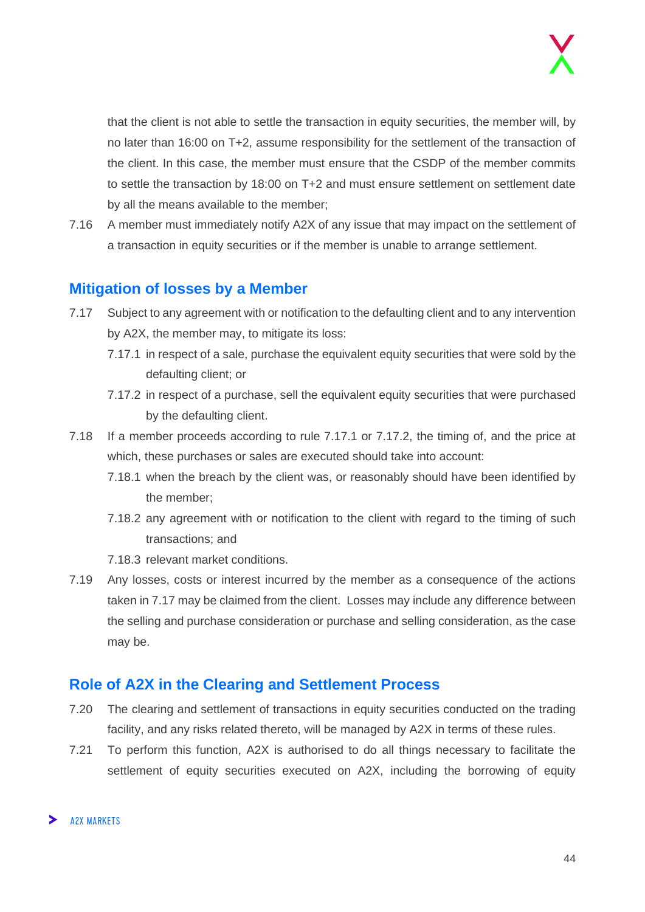that the client is not able to settle the transaction in equity securities, the member will, by no later than 16:00 on T+2, assume responsibility for the settlement of the transaction of the client. In this case, the member must ensure that the CSDP of the member commits to settle the transaction by 18:00 on T+2 and must ensure settlement on settlement date by all the means available to the member;

7.16 A member must immediately notify A2X of any issue that may impact on the settlement of a transaction in equity securities or if the member is unable to arrange settlement.

## Mitigation of losses by a Member

7.17 Subject to any agreement with or notification to the defaulting client and to any intervention by A2X, the member may, to mitigate its loss:

7.17.1 in respect of a sale, purchase the equivalent equity securities that were sold by the defaulting client; or

7.17.2 in respect of a purchase, sell the equivalent equity securities that were purchased by the defaulting client.

7.18 If a member proceeds according to rule 7.17.1 or 7.17.2, the timing of, and the price at which, these purchases or sales are executed should take into account:

7.18.1 when the breach by the client was, or reasonably should have been identified by the member;

7.18.2 any agreement with or notification to the client with regard to the timing of such transactions; and

7.18.3 relevant market conditions.

7.19 Any losses, costs or interest incurred by the member as a consequence of the actions taken in 7.17 may be claimed from the client. Losses may include any difference between the selling and purchase consideration or purchase and selling consideration, as the case may be.

## Role of A2X in the Clearing and Settlement Process

7.20 The clearing and settlement of transactions in equity securities conducted on the trading facility, and any risks related thereto, will be managed by A2X in terms of these rules.

7.21 To perform this function, A2X is authorised to do all things necessary to facilitate the settlement of equity securities executed on A2X, including the borrowing of equity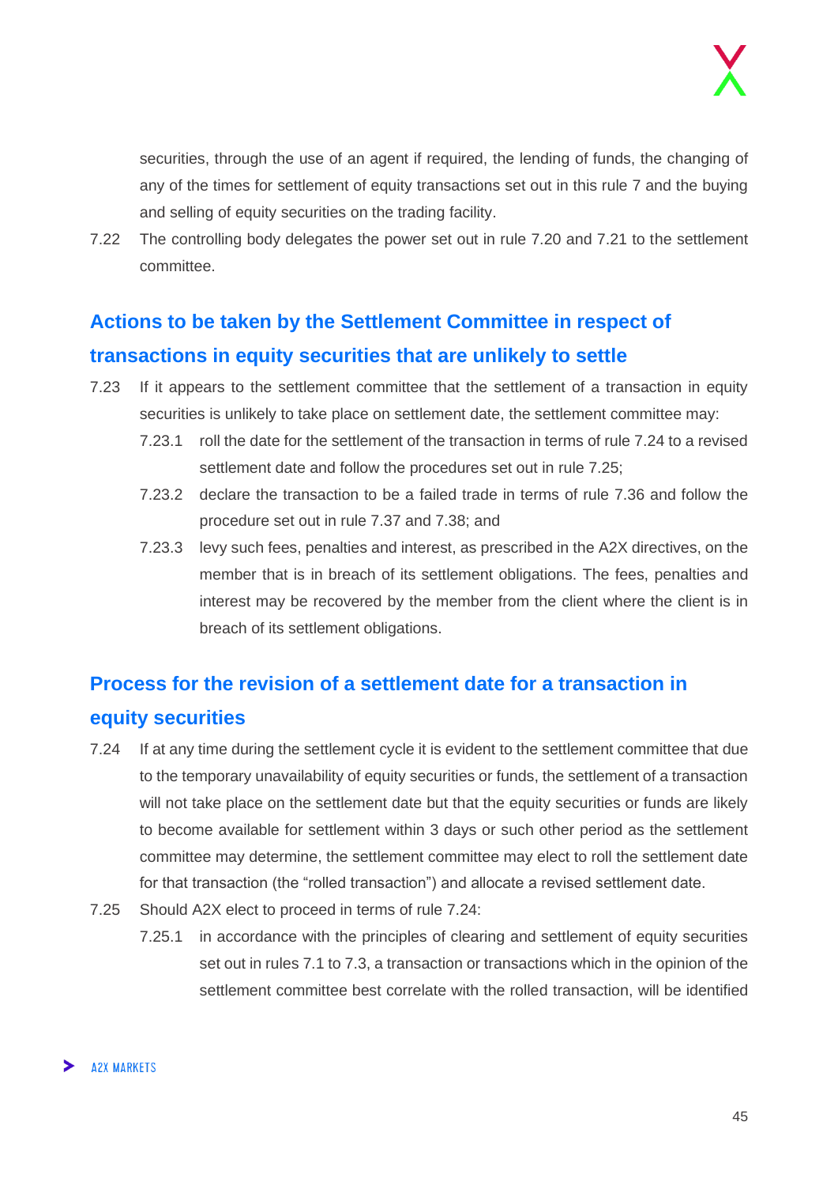securities, through the use of an agent if required, the lending of funds, the changing of any of the times for settlement of equity transactions set out in this rule 7 and the buying and selling of equity securities on the trading facility.

7.22 The controlling body delegates the power set out in rule 7.20 and 7.21 to the settlement committee.

## Actions to be taken by the Settlement Committee in respect of transactions in equity securities that are unlikely to settle

7.23 If it appears to the settlement committee that the settlement of a transaction in equity securities is unlikely to take place on settlement date, the settlement committee may:

7.23.1 roll the date for the settlement of the transaction in terms of rule 7.24 to a revised settlement date and follow the procedures set out in rule 7.25;

7.23.2 declare the transaction to be a failed trade in terms of rule 7.36 and follow the procedure set out in rule 7.37 and 7.38; and

7.23.3 levy such fees, penalties and interest, as prescribed in the A2X directives, on the member that is in breach of its settlement obligations. The fees, penalties and interest may be recovered by the member from the client where the client is in breach of its settlement obligations.

## Process for the revision of a settlement date for a transaction in equity securities

7.24 If at any time during the settlement cycle it is evident to the settlement committee that due to the temporary unavailability of equity securities or funds, the settlement of a transaction will not take place on the settlement date but that the equity securities or funds are likely to become available for settlement within 3 days or such other period as the settlement committee may determine, the settlement committee may elect to roll the settlement date for that transaction (the "rolled transaction") and allocate a revised settlement date.

7.25 Should A2X elect to proceed in terms of rule 7.24:

7.25.1 in accordance with the principles of clearing and settlement of equity securities set out in rules 7.1 to 7.3, a transaction or transactions which in the opinion of the settlement committee best correlate with the rolled transaction, will be identified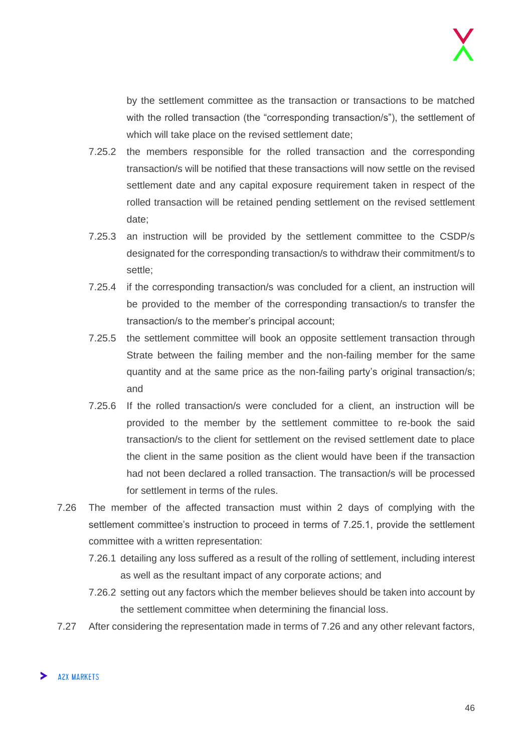by the settlement committee as the transaction or transactions to be matched with the rolled transaction (the "corresponding transaction/s"), the settlement of which will take place on the revised settlement date;

7.25.2 the members responsible for the rolled transaction and the corresponding transaction/s will be notified that these transactions will now settle on the revised settlement date and any capital exposure requirement taken in respect of the rolled transaction will be retained pending settlement on the revised settlement date;

7.25.3 an instruction will be provided by the settlement committee to the CSDP/s designated for the corresponding transaction/s to withdraw their commitment/s to settle;

7.25.4 if the corresponding transaction/s was concluded for a client, an instruction will be provided to the member of the corresponding transaction/s to transfer the transaction/s to the member's principal account;

7.25.5 the settlement committee will book an opposite settlement transaction through Strate between the failing member and the non-failing member for the same quantity and at the same price as the non-failing party's original transaction/s; and

7.25.6 If the rolled transaction/s were concluded for a client, an instruction will be provided to the member by the settlement committee to re-book the said transaction/s to the client for settlement on the revised settlement date to place the client in the same position as the client would have been if the transaction had not been declared a rolled transaction. The transaction/s will be processed for settlement in terms of the rules.

7.26 The member of the affected transaction must within 2 days of complying with the settlement committee's instruction to proceed in terms of 7.25.1, provide the settlement committee with a written representation:

7.26.1 detailing any loss suffered as a result of the rolling of settlement, including interest as well as the resultant impact of any corporate actions; and

7.26.2 setting out any factors which the member believes should be taken into account by the settlement committee when determining the financial loss.

7.27 After considering the representation made in terms of 7.26 and any other relevant factors,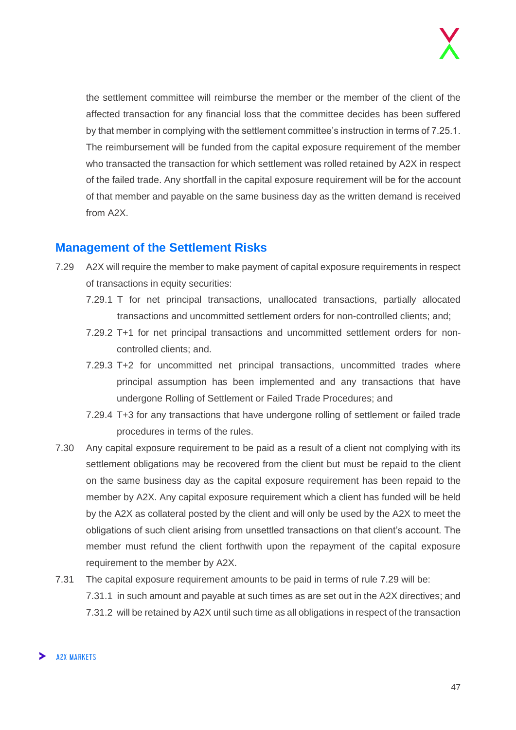the settlement committee will reimburse the member or the member of the client of the affected transaction for any financial loss that the committee decides has been suffered by that member in complying with the settlement committee's instruction in terms of 7.25.1. The reimbursement will be funded from the capital exposure requirement of the member who transacted the transaction for which settlement was rolled retained by A2X in respect of the failed trade. Any shortfall in the capital exposure requirement will be for the account of that member and payable on the same business day as the written demand is received from A2X.

## Management of the Settlement Risks

7.29 A2X will require the member to make payment of capital exposure requirements in respect of transactions in equity securities:

7.29.1 T for net principal transactions, unallocated transactions, partially allocated transactions and uncommitted settlement orders for non-controlled clients; and;

7.29.2 T+1 for net principal transactions and uncommitted settlement orders for non-controlled clients; and.

7.29.3 T+2 for uncommitted net principal transactions, uncommitted trades where principal assumption has been implemented and any transactions that have undergone Rolling of Settlement or Failed Trade Procedures; and

7.29.4 T+3 for any transactions that have undergone rolling of settlement or failed trade procedures in terms of the rules.

7.30 Any capital exposure requirement to be paid as a result of a client not complying with its settlement obligations may be recovered from the client but must be repaid to the client on the same business day as the capital exposure requirement has been repaid to the member by A2X. Any capital exposure requirement which a client has funded will be held by the A2X as collateral posted by the client and will only be used by the A2X to meet the obligations of such client arising from unsettled transactions on that client's account. The member must refund the client forthwith upon the repayment of the capital exposure requirement to the member by A2X.

7.31 The capital exposure requirement amounts to be paid in terms of rule 7.29 will be:

7.31.1 in such amount and payable at such times as are set out in the A2X directives; and

7.31.2 will be retained by A2X until such time as all obligations in respect of the transaction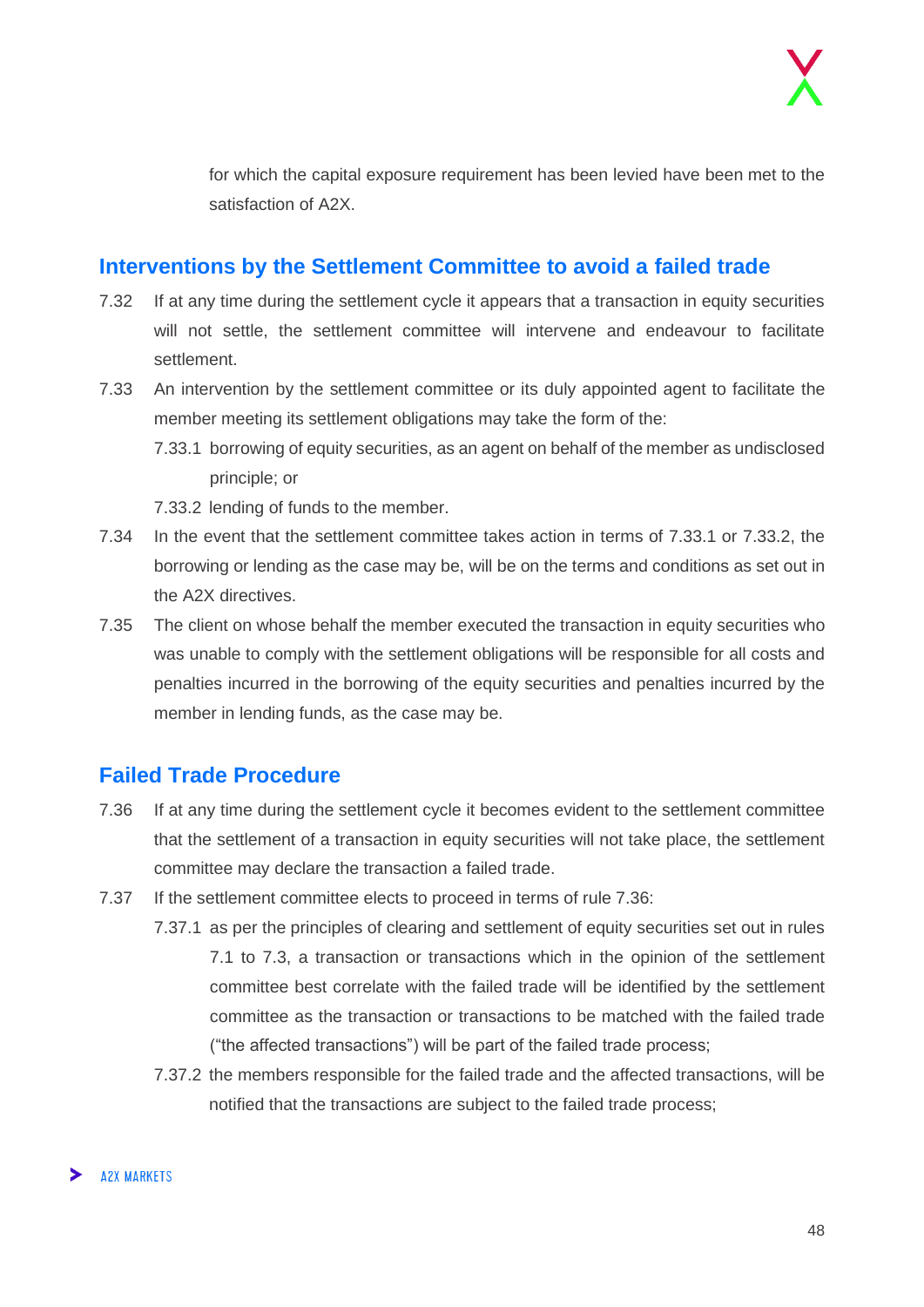for which the capital exposure requirement has been levied have been met to the satisfaction of A2X.

## Interventions by the Settlement Committee to avoid a failed trade

7.32 If at any time during the settlement cycle it appears that a transaction in equity securities will not settle, the settlement committee will intervene and endeavour to facilitate settlement.

7.33 An intervention by the settlement committee or its duly appointed agent to facilitate the member meeting its settlement obligations may take the form of the:

7.33.1 borrowing of equity securities, as an agent on behalf of the member as undisclosed principle; or

7.33.2 lending of funds to the member.

7.34 In the event that the settlement committee takes action in terms of 7.33.1 or 7.33.2, the borrowing or lending as the case may be, will be on the terms and conditions as set out in the A2X directives.

7.35 The client on whose behalf the member executed the transaction in equity securities who was unable to comply with the settlement obligations will be responsible for all costs and penalties incurred in the borrowing of the equity securities and penalties incurred by the member in lending funds, as the case may be.

## Failed Trade Procedure

7.36 If at any time during the settlement cycle it becomes evident to the settlement committee that the settlement of a transaction in equity securities will not take place, the settlement committee may declare the transaction a failed trade.

7.37 If the settlement committee elects to proceed in terms of rule 7.36:

7.37.1 as per the principles of clearing and settlement of equity securities set out in rules 7.1 to 7.3, a transaction or transactions which in the opinion of the settlement committee best correlate with the failed trade will be identified by the settlement committee as the transaction or transactions to be matched with the failed trade ("the affected transactions") will be part of the failed trade process;

7.37.2 the members responsible for the failed trade and the affected transactions, will be notified that the transactions are subject to the failed trade process;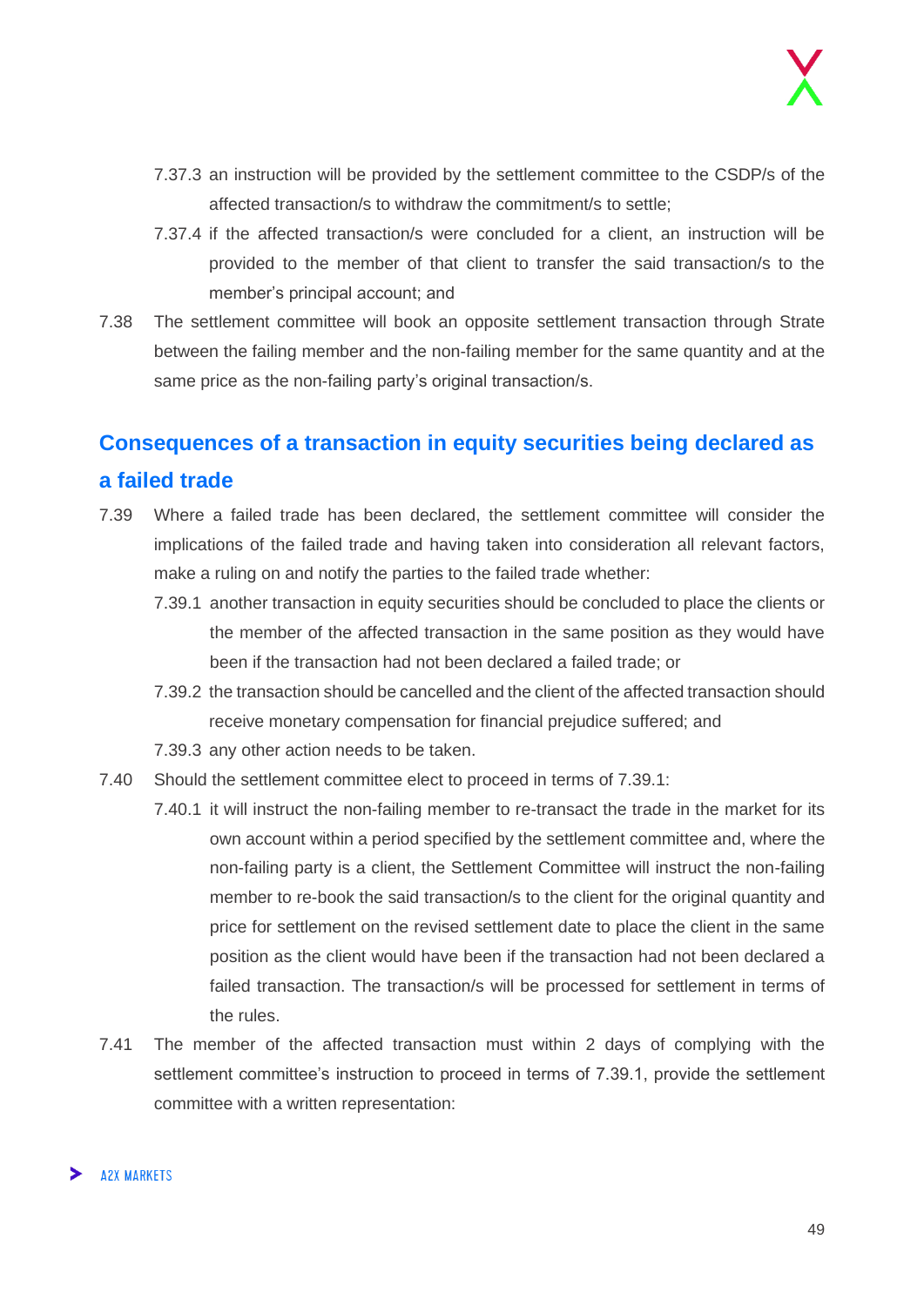7.37.3 an instruction will be provided by the settlement committee to the CSDP/s of the affected transaction/s to withdraw the commitment/s to settle;

7.37.4 if the affected transaction/s were concluded for a client, an instruction will be provided to the member of that client to transfer the said transaction/s to the member's principal account; and

7.38 The settlement committee will book an opposite settlement transaction through Strate between the failing member and the non-failing member for the same quantity and at the same price as the non-failing party's original transaction/s.

## Consequences of a transaction in equity securities being declared as a failed trade

7.39 Where a failed trade has been declared, the settlement committee will consider the implications of the failed trade and having taken into consideration all relevant factors, make a ruling on and notify the parties to the failed trade whether:

7.39.1 another transaction in equity securities should be concluded to place the clients or the member of the affected transaction in the same position as they would have been if the transaction had not been declared a failed trade; or

7.39.2 the transaction should be cancelled and the client of the affected transaction should receive monetary compensation for financial prejudice suffered; and

7.39.3 any other action needs to be taken.

7.40 Should the settlement committee elect to proceed in terms of 7.39.1:

7.40.1 it will instruct the non-failing member to re-transact the trade in the market for its own account within a period specified by the settlement committee and, where the non-failing party is a client, the Settlement Committee will instruct the non-failing member to re-book the said transaction/s to the client for the original quantity and price for settlement on the revised settlement date to place the client in the same position as the client would have been if the transaction had not been declared a failed transaction. The transaction/s will be processed for settlement in terms of the rules.

7.41 The member of the affected transaction must within 2 days of complying with the settlement committee's instruction to proceed in terms of 7.39.1, provide the settlement committee with a written representation: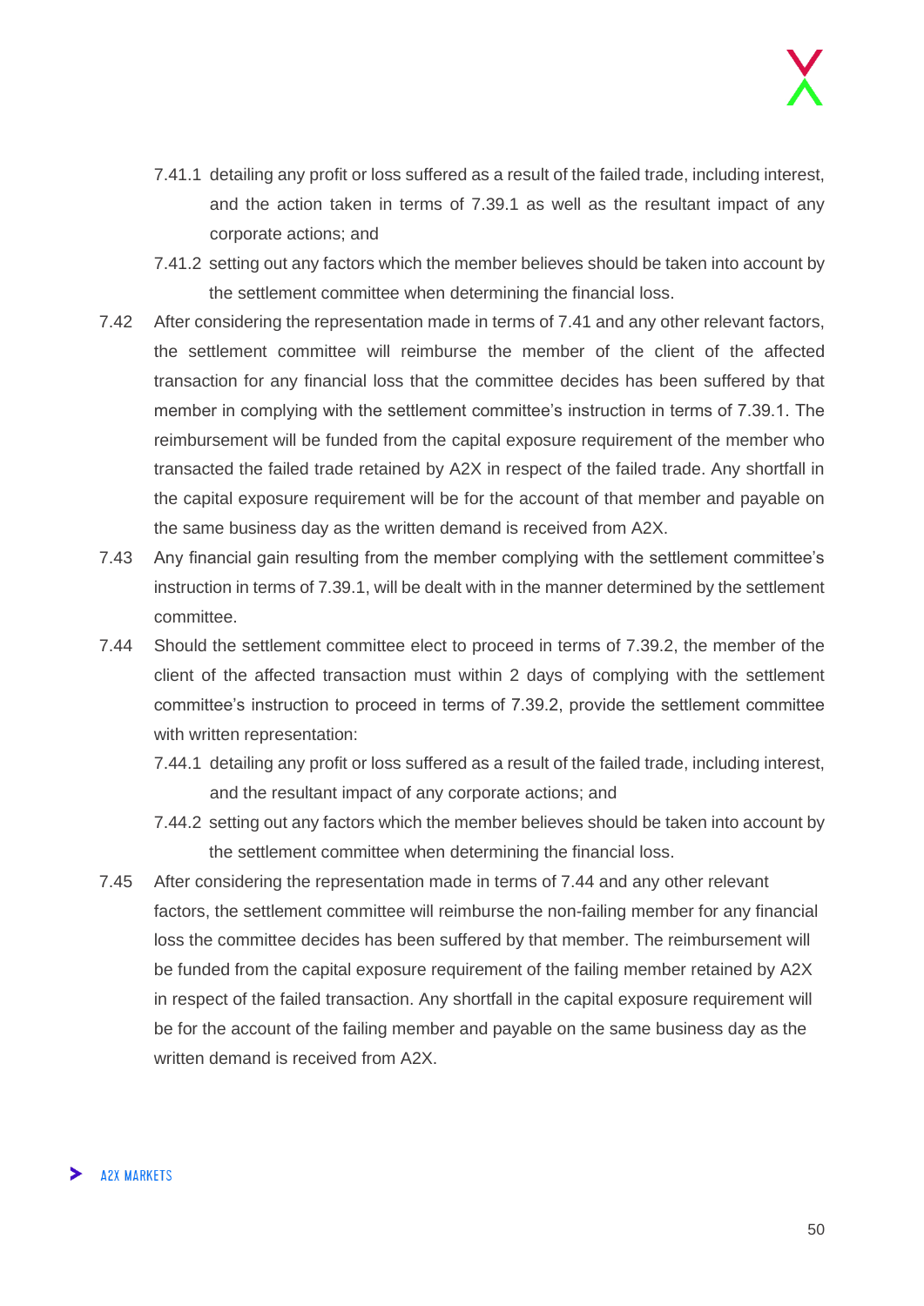7.41.1 detailing any profit or loss suffered as a result of the failed trade, including interest, and the action taken in terms of 7.39.1 as well as the resultant impact of any corporate actions; and

7.41.2 setting out any factors which the member believes should be taken into account by the settlement committee when determining the financial loss.

7.42 After considering the representation made in terms of 7.41 and any other relevant factors, the settlement committee will reimburse the member of the client of the affected transaction for any financial loss that the committee decides has been suffered by that member in complying with the settlement committee's instruction in terms of 7.39.1. The reimbursement will be funded from the capital exposure requirement of the member who transacted the failed trade retained by A2X in respect of the failed trade. Any shortfall in the capital exposure requirement will be for the account of that member and payable on the same business day as the written demand is received from A2X.

7.43 Any financial gain resulting from the member complying with the settlement committee's instruction in terms of 7.39.1, will be dealt with in the manner determined by the settlement committee.

7.44 Should the settlement committee elect to proceed in terms of 7.39.2, the member of the client of the affected transaction must within 2 days of complying with the settlement committee's instruction to proceed in terms of 7.39.2, provide the settlement committee with written representation:

7.44.1 detailing any profit or loss suffered as a result of the failed trade, including interest, and the resultant impact of any corporate actions; and

7.44.2 setting out any factors which the member believes should be taken into account by the settlement committee when determining the financial loss.

7.45 After considering the representation made in terms of 7.44 and any other relevant factors, the settlement committee will reimburse the non-failing member for any financial loss the committee decides has been suffered by that member. The reimbursement will be funded from the capital exposure requirement of the failing member retained by A2X in respect of the failed transaction. Any shortfall in the capital exposure requirement will be for the account of the failing member and payable on the same business day as the written demand is received from A2X.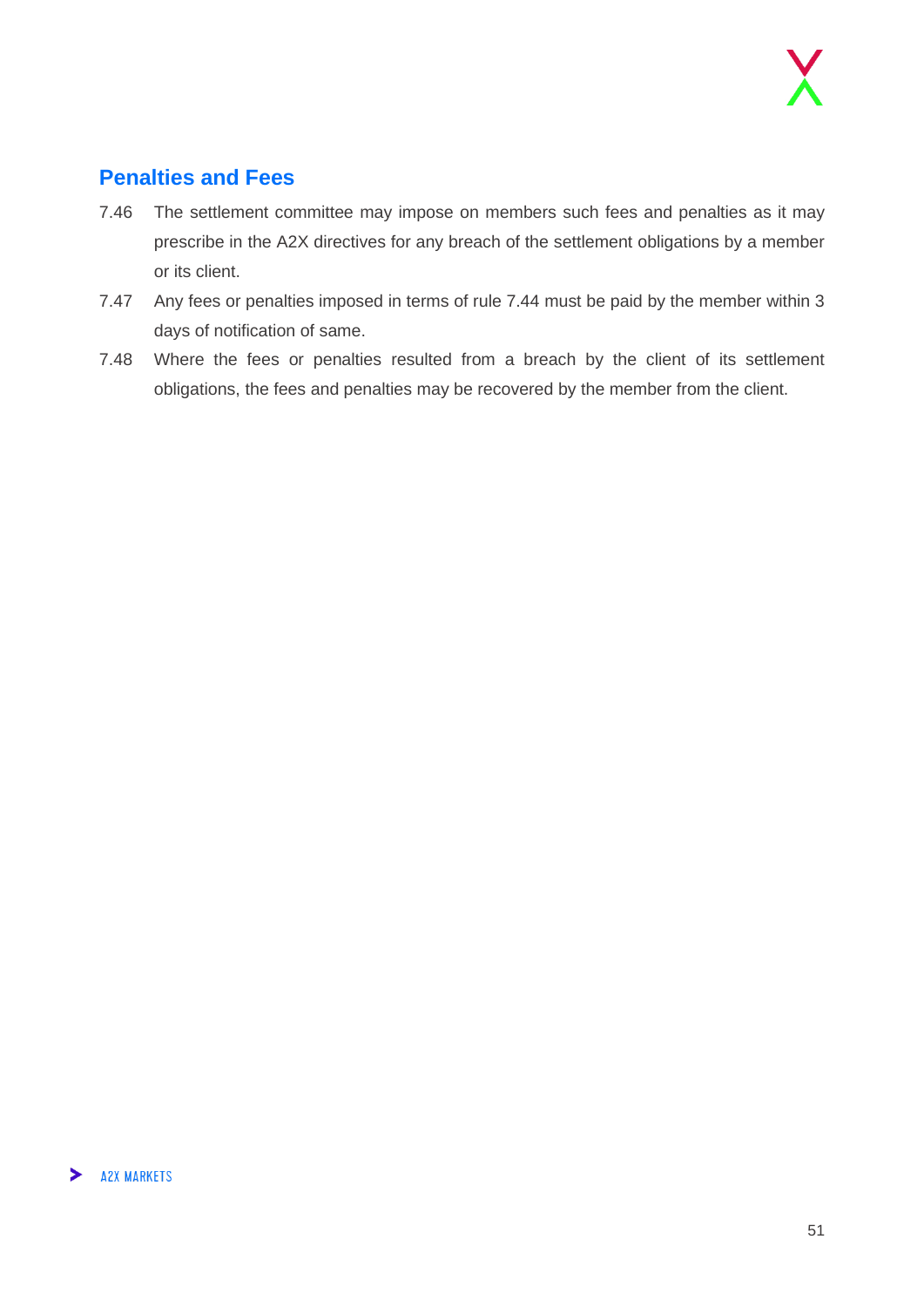## Penalties and Fees

7.46 The settlement committee may impose on members such fees and penalties as it may prescribe in the A2X directives for any breach of the settlement obligations by a member or its client.

7.47 Any fees or penalties imposed in terms of rule 7.44 must be paid by the member within 3 days of notification of same.

7.48 Where the fees or penalties resulted from a breach by the client of its settlement obligations, the fees and penalties may be recovered by the member from the client.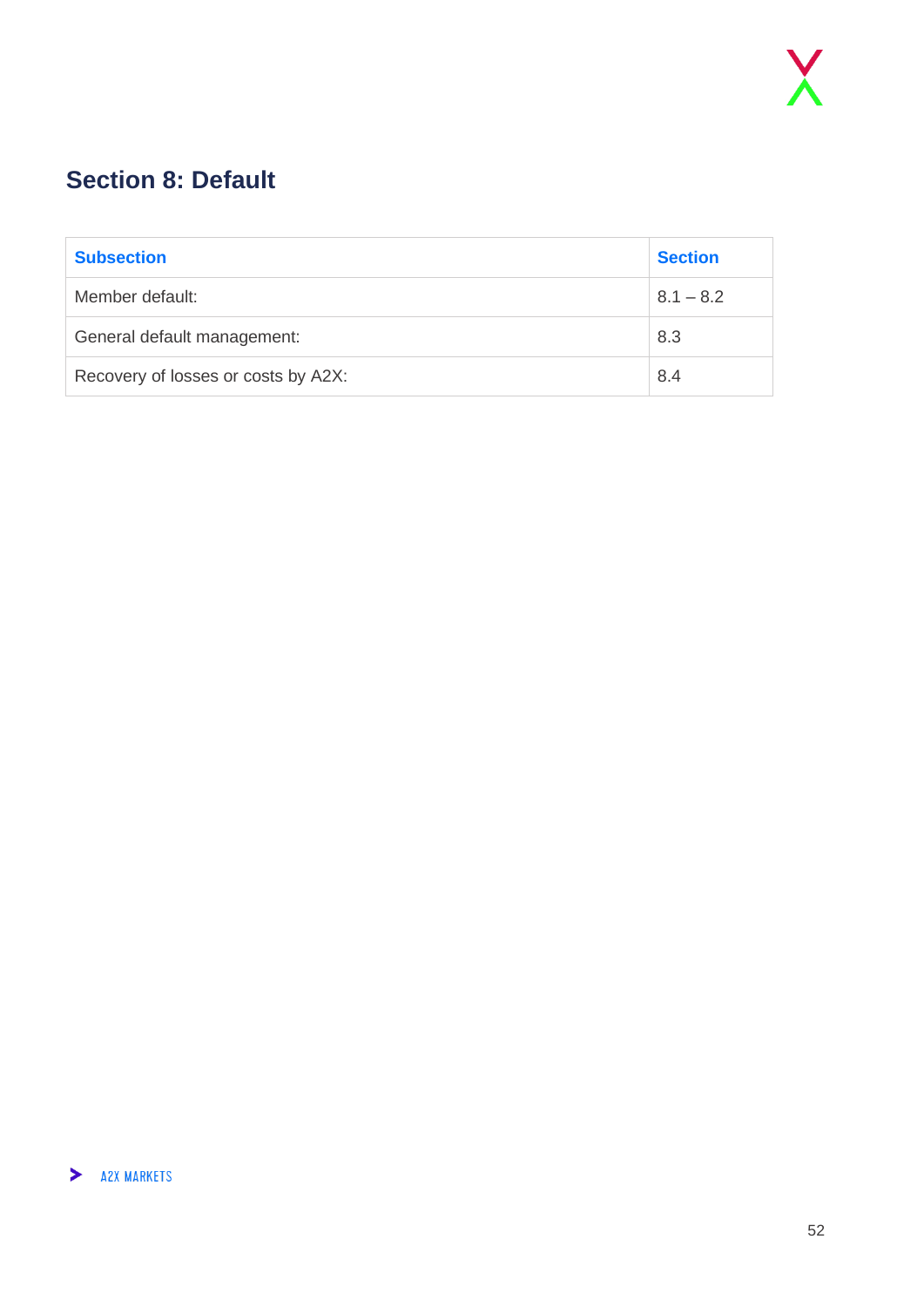## Section 8: Default

| Subsection | Section |
|---|---|
| Member default: | 8.1 – 8.2 |
| General default management: | 8.3 |
| Recovery of losses or costs by A2X: | 8.4 |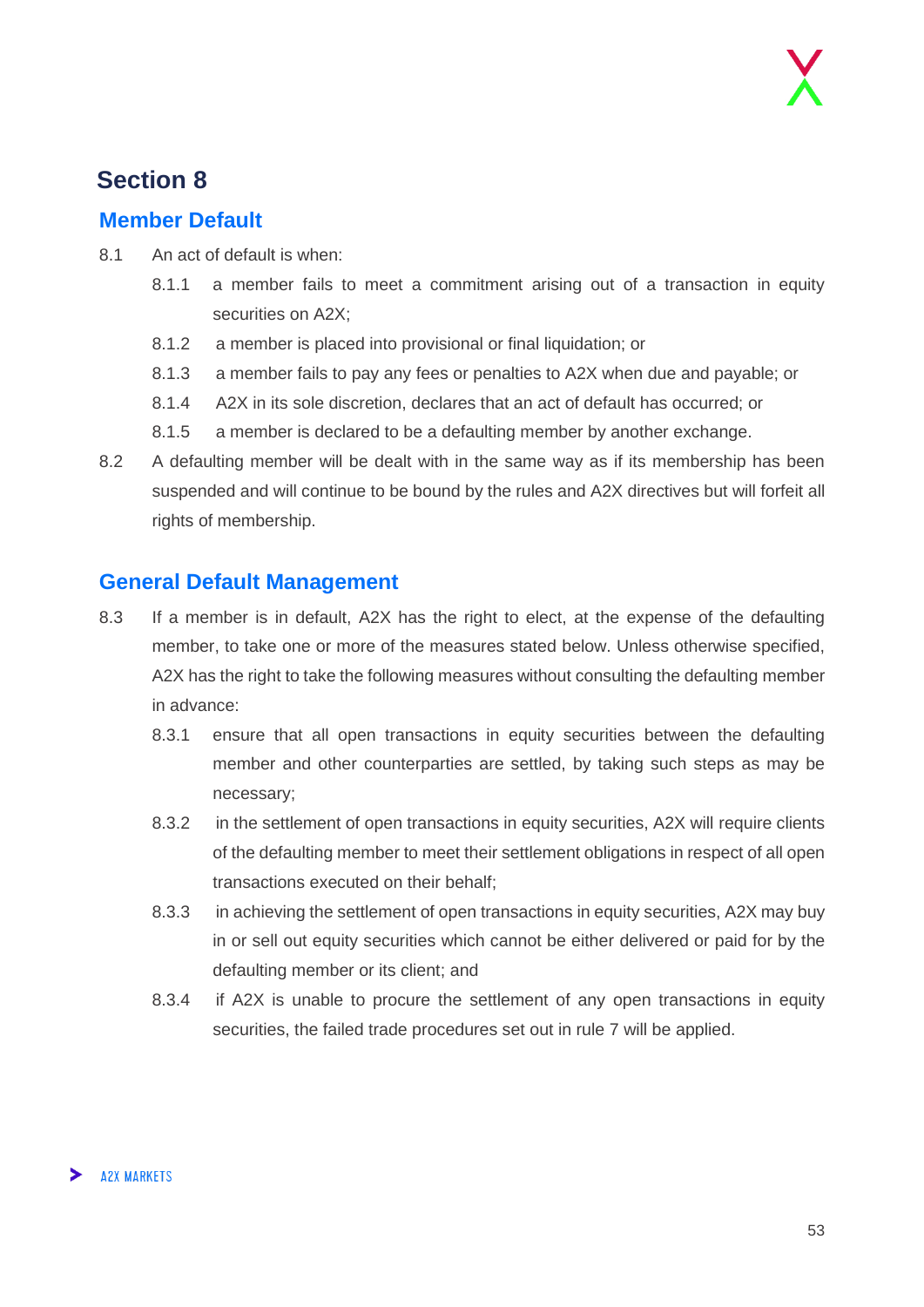# Section 8

## Member Default

8.1 An act of default is when:

- 8.1.1 a member fails to meet a commitment arising out of a transaction in equity securities on A2X;
- 8.1.2 a member is placed into provisional or final liquidation; or
- 8.1.3 a member fails to pay any fees or penalties to A2X when due and payable; or
- 8.1.4 A2X in its sole discretion, declares that an act of default has occurred; or
- 8.1.5 a member is declared to be a defaulting member by another exchange.

8.2 A defaulting member will be dealt with in the same way as if its membership has been suspended and will continue to be bound by the rules and A2X directives but will forfeit all rights of membership.

## General Default Management

8.3 If a member is in default, A2X has the right to elect, at the expense of the defaulting member, to take one or more of the measures stated below. Unless otherwise specified, A2X has the right to take the following measures without consulting the defaulting member in advance:

- 8.3.1 ensure that all open transactions in equity securities between the defaulting member and other counterparties are settled, by taking such steps as may be necessary;
- 8.3.2 in the settlement of open transactions in equity securities, A2X will require clients of the defaulting member to meet their settlement obligations in respect of all open transactions executed on their behalf;
- 8.3.3 in achieving the settlement of open transactions in equity securities, A2X may buy in or sell out equity securities which cannot be either delivered or paid for by the defaulting member or its client; and
- 8.3.4 if A2X is unable to procure the settlement of any open transactions in equity securities, the failed trade procedures set out in rule 7 will be applied.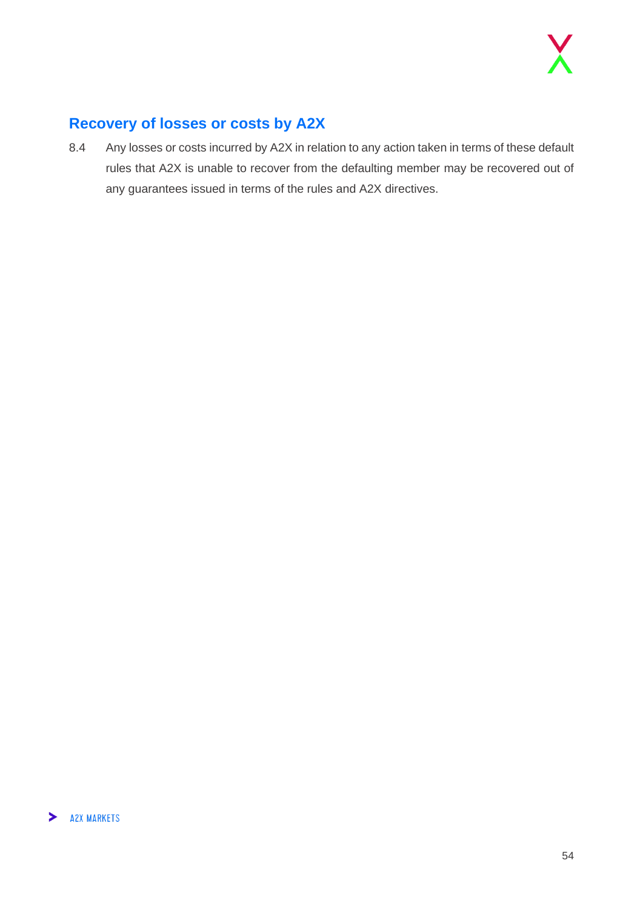## Recovery of losses or costs by A2X

8.4 Any losses or costs incurred by A2X in relation to any action taken in terms of these default rules that A2X is unable to recover from the defaulting member may be recovered out of any guarantees issued in terms of the rules and A2X directives.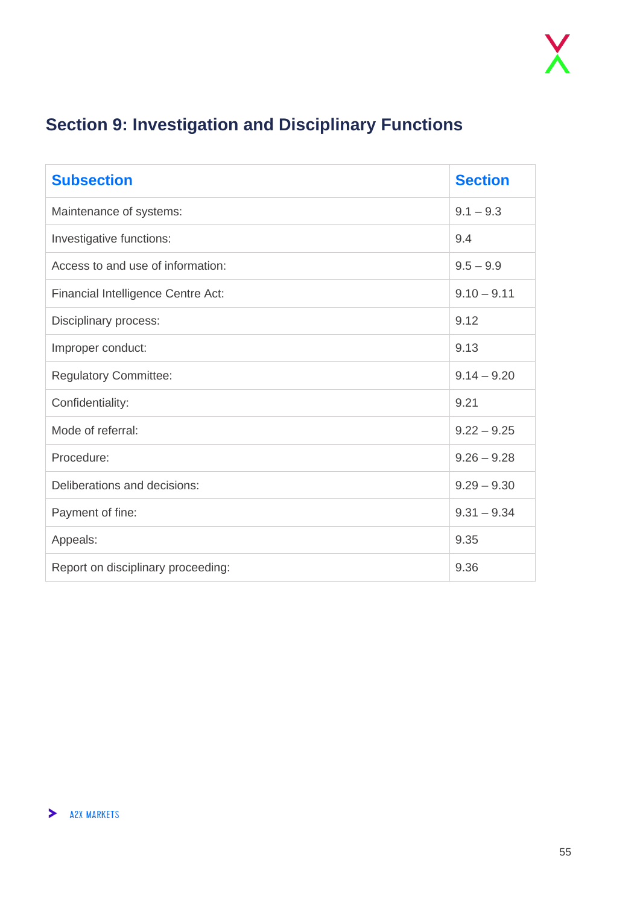## Section 9: Investigation and Disciplinary Functions

| Subsection | Section |
|---|---|
| Maintenance of systems: | 9.1 – 9.3 |
| Investigative functions: | 9.4 |
| Access to and use of information: | 9.5 – 9.9 |
| Financial Intelligence Centre Act: | 9.10 – 9.11 |
| Disciplinary process: | 9.12 |
| Improper conduct: | 9.13 |
| Regulatory Committee: | 9.14 – 9.20 |
| Confidentiality: | 9.21 |
| Mode of referral: | 9.22 – 9.25 |
| Procedure: | 9.26 – 9.28 |
| Deliberations and decisions: | 9.29 – 9.30 |
| Payment of fine: | 9.31 – 9.34 |
| Appeals: | 9.35 |
| Report on disciplinary proceeding: | 9.36 |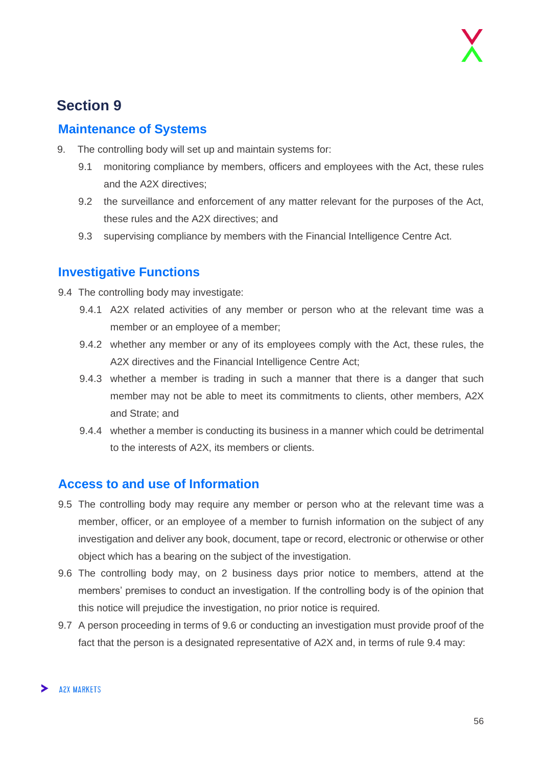## Section 9

### Maintenance of Systems

9. The controlling body will set up and maintain systems for:

   9.1 monitoring compliance by members, officers and employees with the Act, these rules and the A2X directives;

   9.2 the surveillance and enforcement of any matter relevant for the purposes of the Act, these rules and the A2X directives; and

   9.3 supervising compliance by members with the Financial Intelligence Centre Act.

### Investigative Functions

9.4 The controlling body may investigate:

   9.4.1 A2X related activities of any member or person who at the relevant time was a member or an employee of a member;

   9.4.2 whether any member or any of its employees comply with the Act, these rules, the A2X directives and the Financial Intelligence Centre Act;

   9.4.3 whether a member is trading in such a manner that there is a danger that such member may not be able to meet its commitments to clients, other members, A2X and Strate; and

   9.4.4 whether a member is conducting its business in a manner which could be detrimental to the interests of A2X, its members or clients.

### Access to and use of Information

9.5 The controlling body may require any member or person who at the relevant time was a member, officer, or an employee of a member to furnish information on the subject of any investigation and deliver any book, document, tape or record, electronic or otherwise or other object which has a bearing on the subject of the investigation.

9.6 The controlling body may, on 2 business days prior notice to members, attend at the members' premises to conduct an investigation. If the controlling body is of the opinion that this notice will prejudice the investigation, no prior notice is required.

9.7 A person proceeding in terms of 9.6 or conducting an investigation must provide proof of the fact that the person is a designated representative of A2X and, in terms of rule 9.4 may: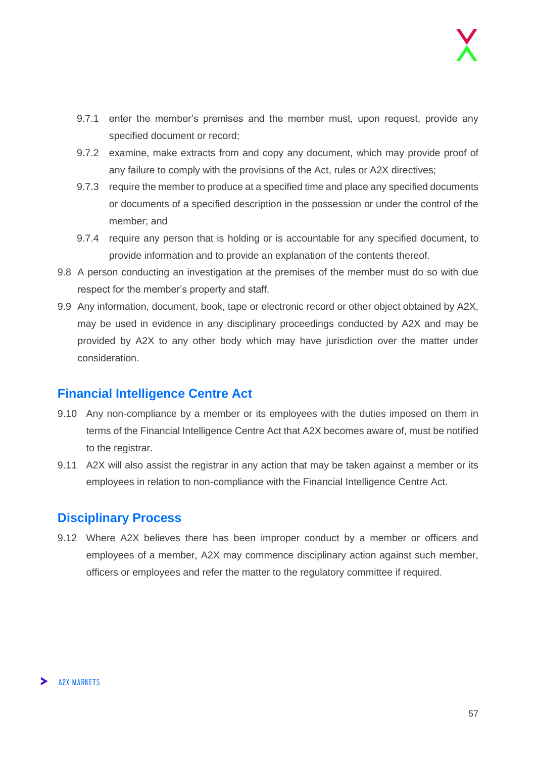9.7.1 enter the member's premises and the member must, upon request, provide any specified document or record;

9.7.2 examine, make extracts from and copy any document, which may provide proof of any failure to comply with the provisions of the Act, rules or A2X directives;

9.7.3 require the member to produce at a specified time and place any specified documents or documents of a specified description in the possession or under the control of the member; and

9.7.4 require any person that is holding or is accountable for any specified document, to provide information and to provide an explanation of the contents thereof.

9.8 A person conducting an investigation at the premises of the member must do so with due respect for the member's property and staff.

9.9 Any information, document, book, tape or electronic record or other object obtained by A2X, may be used in evidence in any disciplinary proceedings conducted by A2X and may be provided by A2X to any other body which may have jurisdiction over the matter under consideration.

## Financial Intelligence Centre Act

9.10 Any non-compliance by a member or its employees with the duties imposed on them in terms of the Financial Intelligence Centre Act that A2X becomes aware of, must be notified to the registrar.

9.11 A2X will also assist the registrar in any action that may be taken against a member or its employees in relation to non-compliance with the Financial Intelligence Centre Act.

## Disciplinary Process

9.12 Where A2X believes there has been improper conduct by a member or officers and employees of a member, A2X may commence disciplinary action against such member, officers or employees and refer the matter to the regulatory committee if required.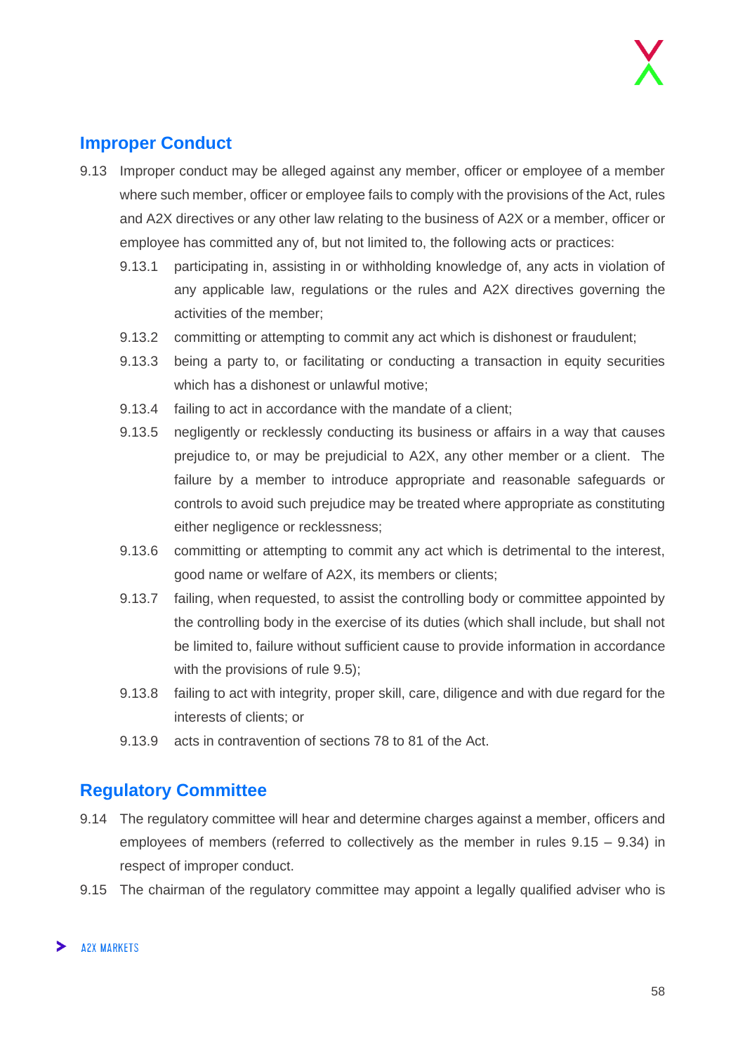## Improper Conduct

9.13 Improper conduct may be alleged against any member, officer or employee of a member where such member, officer or employee fails to comply with the provisions of the Act, rules and A2X directives or any other law relating to the business of A2X or a member, officer or employee has committed any of, but not limited to, the following acts or practices:

- 9.13.1 participating in, assisting in or withholding knowledge of, any acts in violation of any applicable law, regulations or the rules and A2X directives governing the activities of the member;
- 9.13.2 committing or attempting to commit any act which is dishonest or fraudulent;
- 9.13.3 being a party to, or facilitating or conducting a transaction in equity securities which has a dishonest or unlawful motive;
- 9.13.4 failing to act in accordance with the mandate of a client;
- 9.13.5 negligently or recklessly conducting its business or affairs in a way that causes prejudice to, or may be prejudicial to A2X, any other member or a client. The failure by a member to introduce appropriate and reasonable safeguards or controls to avoid such prejudice may be treated where appropriate as constituting either negligence or recklessness;
- 9.13.6 committing or attempting to commit any act which is detrimental to the interest, good name or welfare of A2X, its members or clients;
- 9.13.7 failing, when requested, to assist the controlling body or committee appointed by the controlling body in the exercise of its duties (which shall include, but shall not be limited to, failure without sufficient cause to provide information in accordance with the provisions of rule 9.5);
- 9.13.8 failing to act with integrity, proper skill, care, diligence and with due regard for the interests of clients; or
- 9.13.9 acts in contravention of sections 78 to 81 of the Act.

## Regulatory Committee

9.14 The regulatory committee will hear and determine charges against a member, officers and employees of members (referred to collectively as the member in rules 9.15 – 9.34) in respect of improper conduct.

9.15 The chairman of the regulatory committee may appoint a legally qualified adviser who is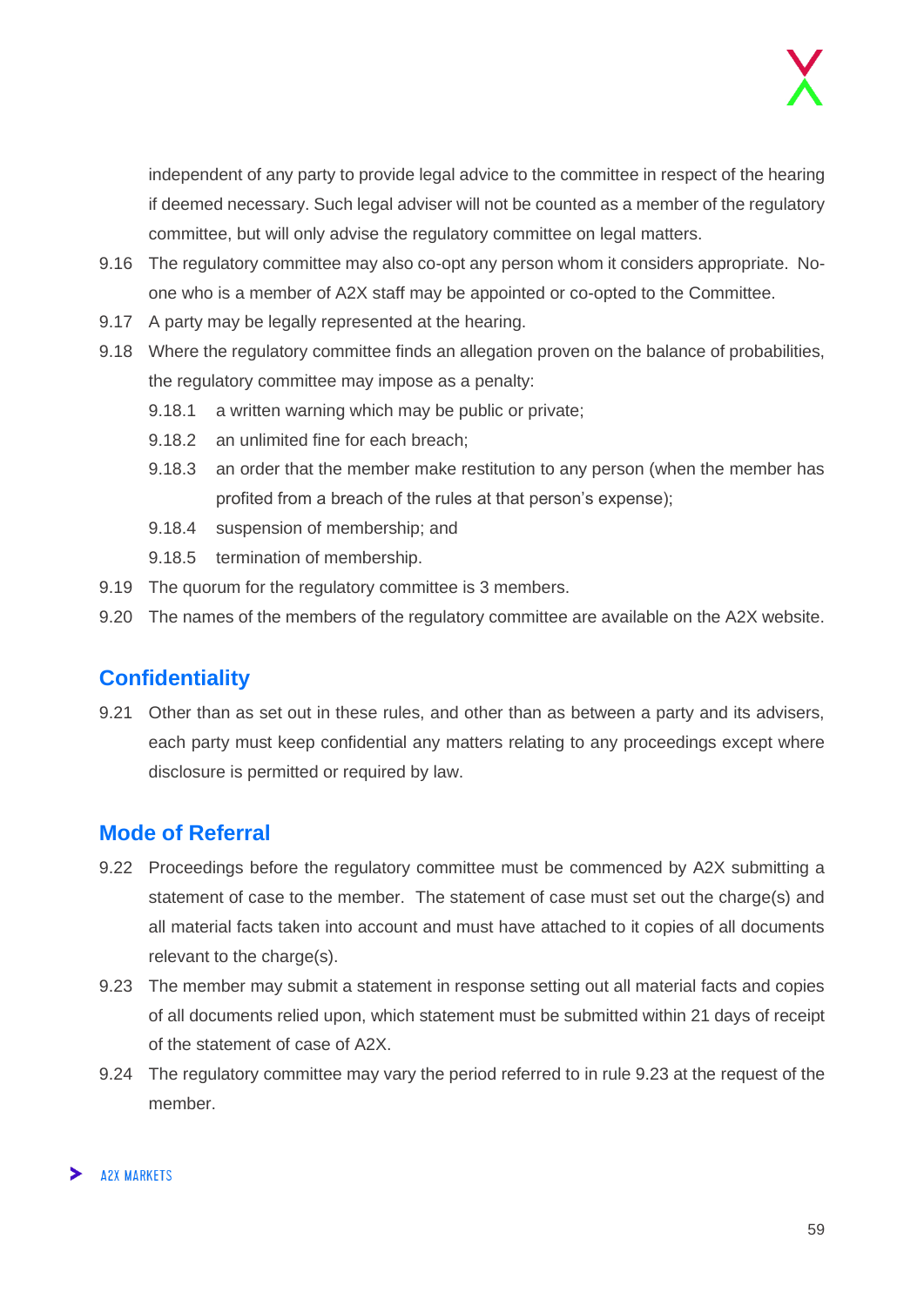independent of any party to provide legal advice to the committee in respect of the hearing if deemed necessary. Such legal adviser will not be counted as a member of the regulatory committee, but will only advise the regulatory committee on legal matters.

9.16 The regulatory committee may also co-opt any person whom it considers appropriate. No-one who is a member of A2X staff may be appointed or co-opted to the Committee.

9.17 A party may be legally represented at the hearing.

9.18 Where the regulatory committee finds an allegation proven on the balance of probabilities, the regulatory committee may impose as a penalty:

- 9.18.1 a written warning which may be public or private;
- 9.18.2 an unlimited fine for each breach;
- 9.18.3 an order that the member make restitution to any person (when the member has profited from a breach of the rules at that person's expense);
- 9.18.4 suspension of membership; and
- 9.18.5 termination of membership.

9.19 The quorum for the regulatory committee is 3 members.

9.20 The names of the members of the regulatory committee are available on the A2X website.

## Confidentiality

9.21 Other than as set out in these rules, and other than as between a party and its advisers, each party must keep confidential any matters relating to any proceedings except where disclosure is permitted or required by law.

## Mode of Referral

9.22 Proceedings before the regulatory committee must be commenced by A2X submitting a statement of case to the member. The statement of case must set out the charge(s) and all material facts taken into account and must have attached to it copies of all documents relevant to the charge(s).

9.23 The member may submit a statement in response setting out all material facts and copies of all documents relied upon, which statement must be submitted within 21 days of receipt of the statement of case of A2X.

9.24 The regulatory committee may vary the period referred to in rule 9.23 at the request of the member.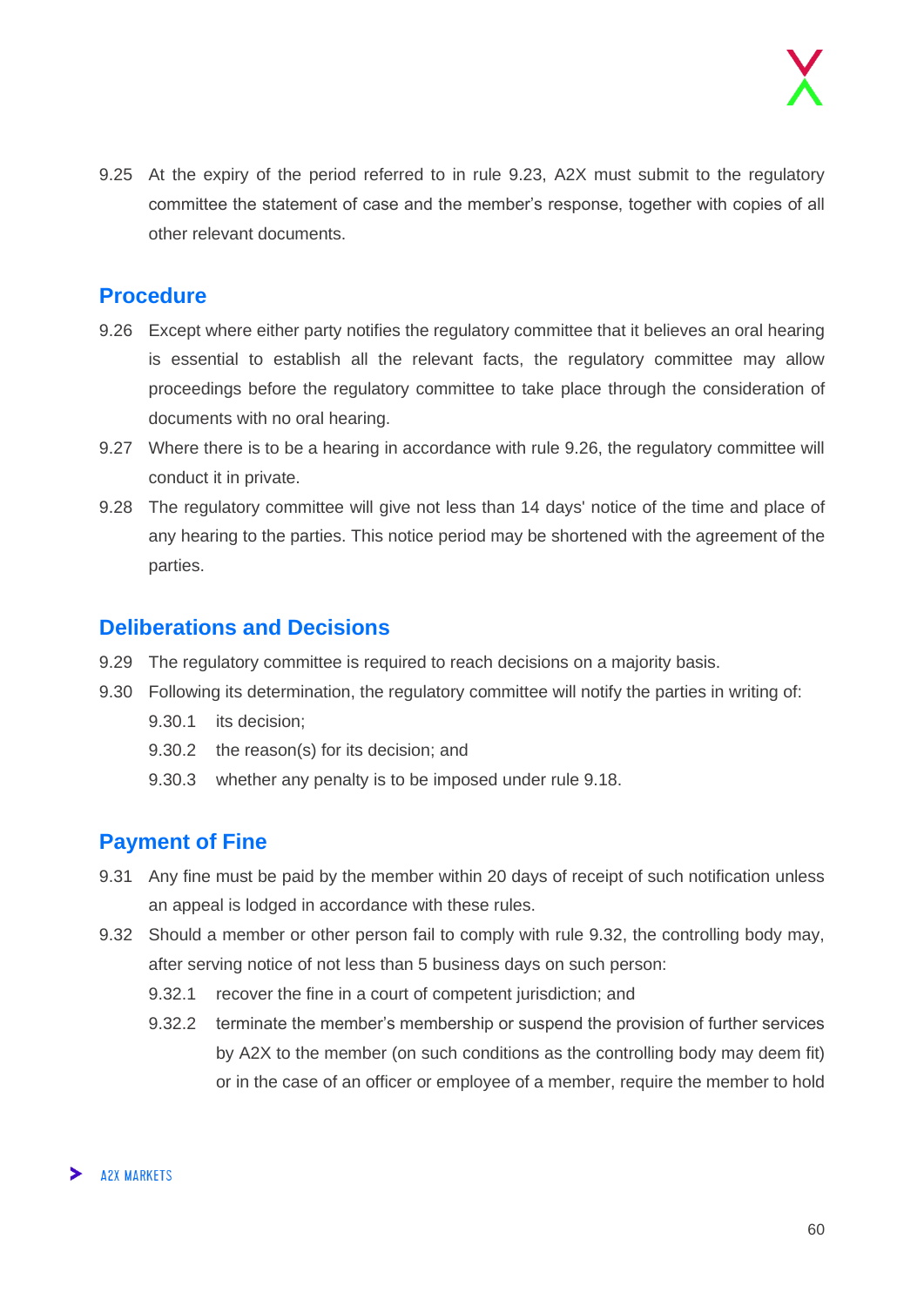9.25 At the expiry of the period referred to in rule 9.23, A2X must submit to the regulatory committee the statement of case and the member's response, together with copies of all other relevant documents.

## Procedure

9.26 Except where either party notifies the regulatory committee that it believes an oral hearing is essential to establish all the relevant facts, the regulatory committee may allow proceedings before the regulatory committee to take place through the consideration of documents with no oral hearing.

9.27 Where there is to be a hearing in accordance with rule 9.26, the regulatory committee will conduct it in private.

9.28 The regulatory committee will give not less than 14 days' notice of the time and place of any hearing to the parties. This notice period may be shortened with the agreement of the parties.

## Deliberations and Decisions

9.29 The regulatory committee is required to reach decisions on a majority basis.

9.30 Following its determination, the regulatory committee will notify the parties in writing of:

- 9.30.1 its decision;
- 9.30.2 the reason(s) for its decision; and
- 9.30.3 whether any penalty is to be imposed under rule 9.18.

## Payment of Fine

9.31 Any fine must be paid by the member within 20 days of receipt of such notification unless an appeal is lodged in accordance with these rules.

9.32 Should a member or other person fail to comply with rule 9.32, the controlling body may, after serving notice of not less than 5 business days on such person:

- 9.32.1 recover the fine in a court of competent jurisdiction; and
- 9.32.2 terminate the member's membership or suspend the provision of further services by A2X to the member (on such conditions as the controlling body may deem fit) or in the case of an officer or employee of a member, require the member to hold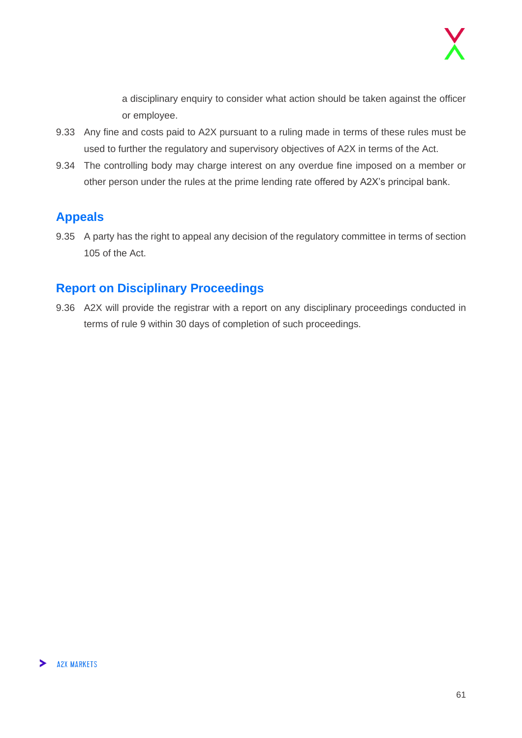a disciplinary enquiry to consider what action should be taken against the officer or employee.

9.33 Any fine and costs paid to A2X pursuant to a ruling made in terms of these rules must be used to further the regulatory and supervisory objectives of A2X in terms of the Act.

9.34 The controlling body may charge interest on any overdue fine imposed on a member or other person under the rules at the prime lending rate offered by A2X's principal bank.

## Appeals

9.35 A party has the right to appeal any decision of the regulatory committee in terms of section 105 of the Act.

## Report on Disciplinary Proceedings

9.36 A2X will provide the registrar with a report on any disciplinary proceedings conducted in terms of rule 9 within 30 days of completion of such proceedings.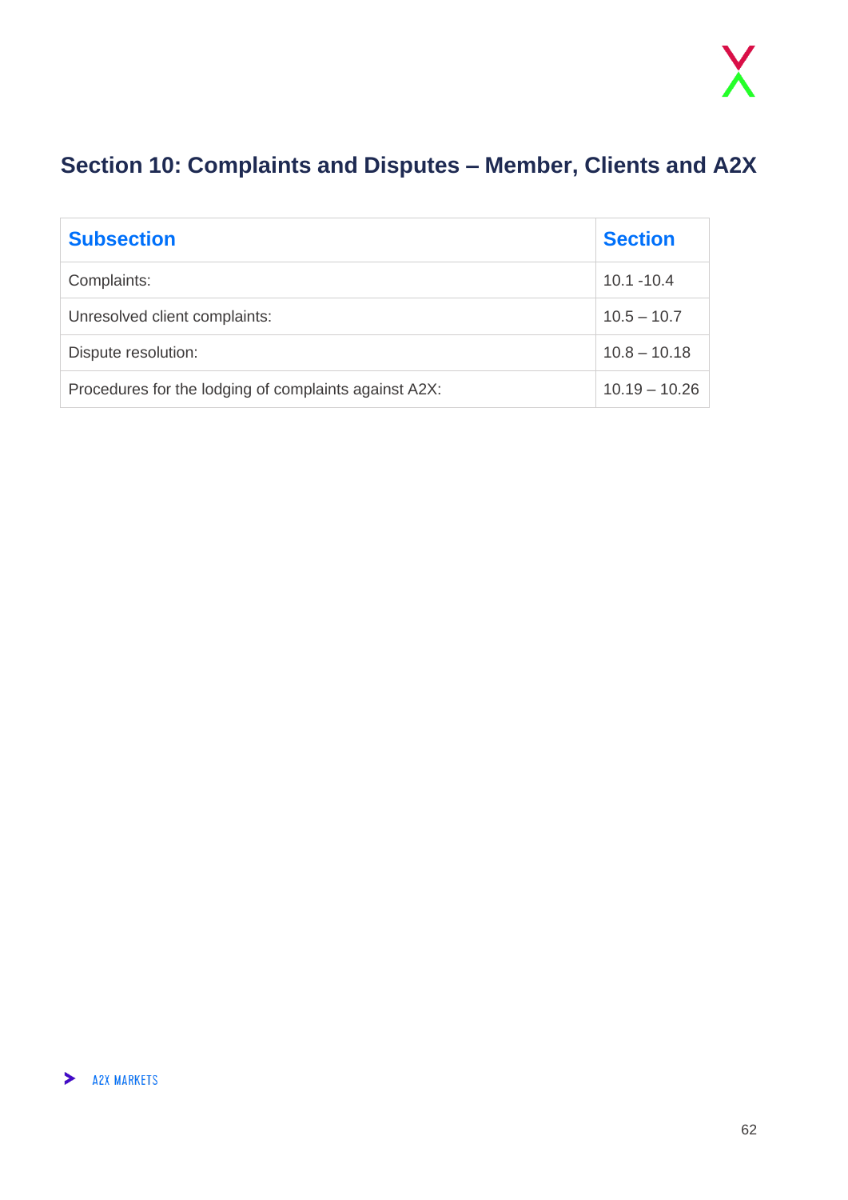## Section 10: Complaints and Disputes – Member, Clients and A2X

| Subsection | Section |
|---|---|
| Complaints: | 10.1 -10.4 |
| Unresolved client complaints: | 10.5 – 10.7 |
| Dispute resolution: | 10.8 – 10.18 |
| Procedures for the lodging of complaints against A2X: | 10.19 – 10.26 |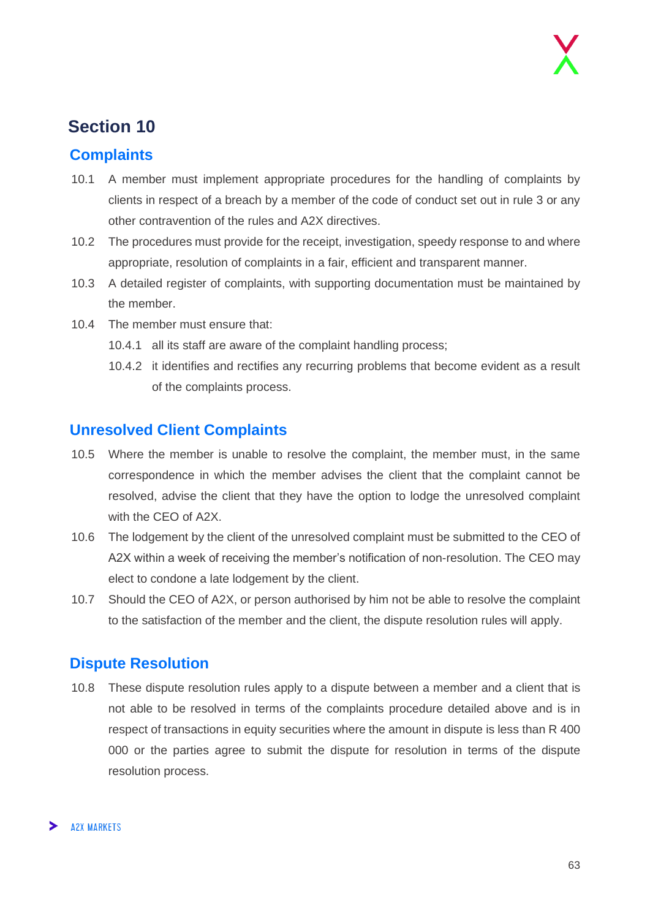## Section 10

### Complaints

10.1 A member must implement appropriate procedures for the handling of complaints by clients in respect of a breach by a member of the code of conduct set out in rule 3 or any other contravention of the rules and A2X directives.

10.2 The procedures must provide for the receipt, investigation, speedy response to and where appropriate, resolution of complaints in a fair, efficient and transparent manner.

10.3 A detailed register of complaints, with supporting documentation must be maintained by the member.

10.4 The member must ensure that:

- 10.4.1 all its staff are aware of the complaint handling process;
- 10.4.2 it identifies and rectifies any recurring problems that become evident as a result of the complaints process.

### Unresolved Client Complaints

10.5 Where the member is unable to resolve the complaint, the member must, in the same correspondence in which the member advises the client that the complaint cannot be resolved, advise the client that they have the option to lodge the unresolved complaint with the CEO of A2X.

10.6 The lodgement by the client of the unresolved complaint must be submitted to the CEO of A2X within a week of receiving the member's notification of non-resolution. The CEO may elect to condone a late lodgement by the client.

10.7 Should the CEO of A2X, or person authorised by him not be able to resolve the complaint to the satisfaction of the member and the client, the dispute resolution rules will apply.

### Dispute Resolution

10.8 These dispute resolution rules apply to a dispute between a member and a client that is not able to be resolved in terms of the complaints procedure detailed above and is in respect of transactions in equity securities where the amount in dispute is less than R 400 000 or the parties agree to submit the dispute for resolution in terms of the dispute resolution process.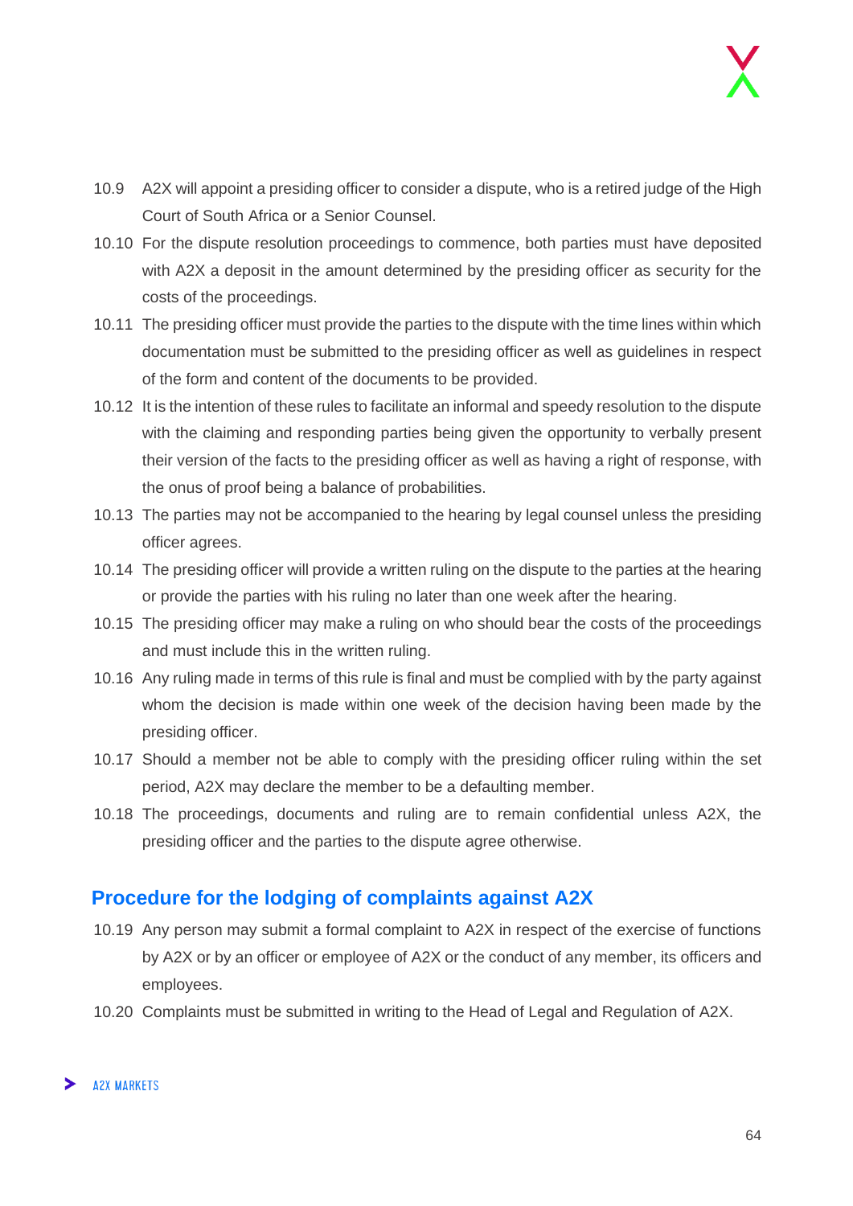10.9 A2X will appoint a presiding officer to consider a dispute, who is a retired judge of the High Court of South Africa or a Senior Counsel.

10.10 For the dispute resolution proceedings to commence, both parties must have deposited with A2X a deposit in the amount determined by the presiding officer as security for the costs of the proceedings.

10.11 The presiding officer must provide the parties to the dispute with the time lines within which documentation must be submitted to the presiding officer as well as guidelines in respect of the form and content of the documents to be provided.

10.12 It is the intention of these rules to facilitate an informal and speedy resolution to the dispute with the claiming and responding parties being given the opportunity to verbally present their version of the facts to the presiding officer as well as having a right of response, with the onus of proof being a balance of probabilities.

10.13 The parties may not be accompanied to the hearing by legal counsel unless the presiding officer agrees.

10.14 The presiding officer will provide a written ruling on the dispute to the parties at the hearing or provide the parties with his ruling no later than one week after the hearing.

10.15 The presiding officer may make a ruling on who should bear the costs of the proceedings and must include this in the written ruling.

10.16 Any ruling made in terms of this rule is final and must be complied with by the party against whom the decision is made within one week of the decision having been made by the presiding officer.

10.17 Should a member not be able to comply with the presiding officer ruling within the set period, A2X may declare the member to be a defaulting member.

10.18 The proceedings, documents and ruling are to remain confidential unless A2X, the presiding officer and the parties to the dispute agree otherwise.

## Procedure for the lodging of complaints against A2X

10.19 Any person may submit a formal complaint to A2X in respect of the exercise of functions by A2X or by an officer or employee of A2X or the conduct of any member, its officers and employees.

10.20 Complaints must be submitted in writing to the Head of Legal and Regulation of A2X.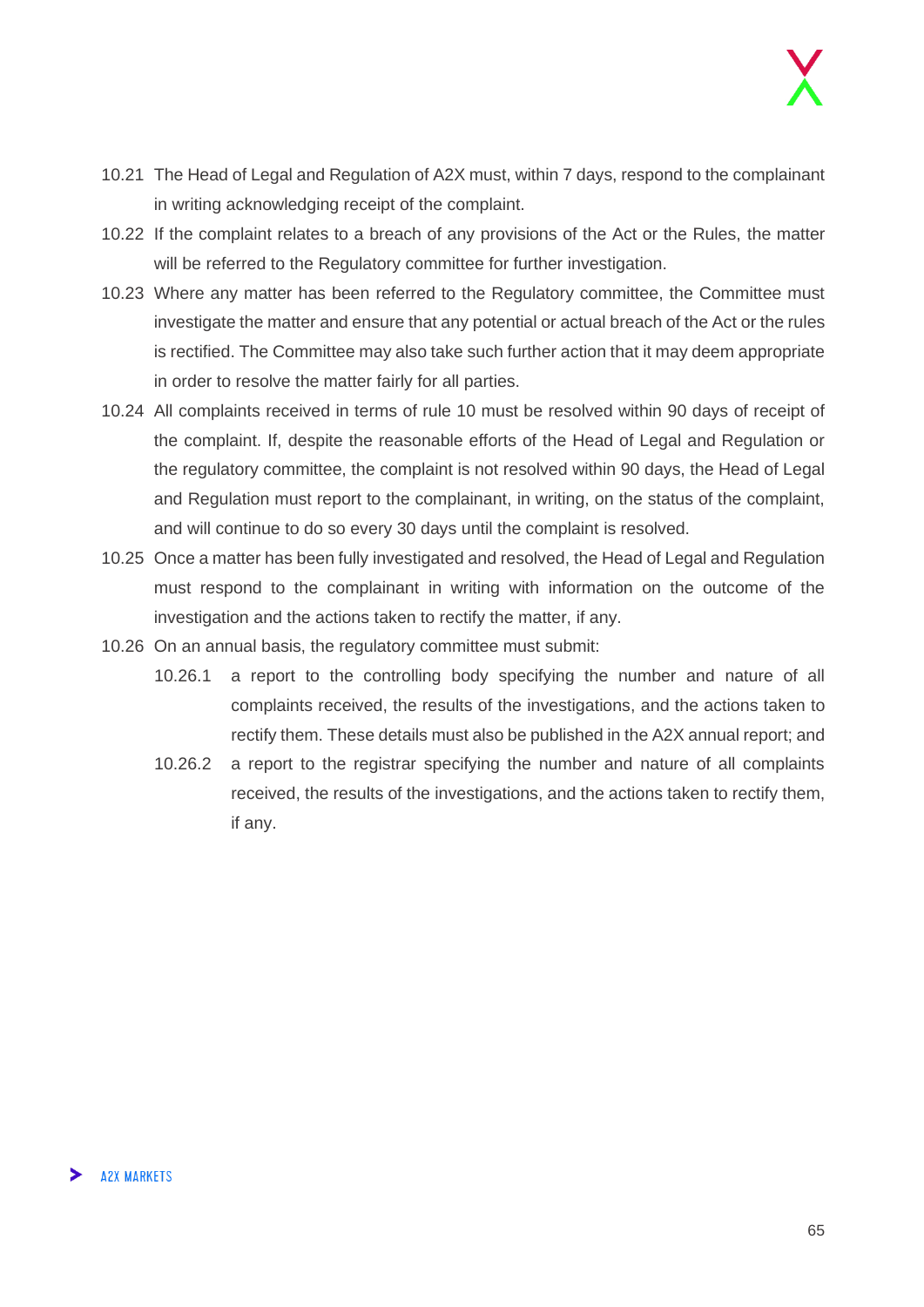10.21 The Head of Legal and Regulation of A2X must, within 7 days, respond to the complainant in writing acknowledging receipt of the complaint.

10.22 If the complaint relates to a breach of any provisions of the Act or the Rules, the matter will be referred to the Regulatory committee for further investigation.

10.23 Where any matter has been referred to the Regulatory committee, the Committee must investigate the matter and ensure that any potential or actual breach of the Act or the rules is rectified. The Committee may also take such further action that it may deem appropriate in order to resolve the matter fairly for all parties.

10.24 All complaints received in terms of rule 10 must be resolved within 90 days of receipt of the complaint. If, despite the reasonable efforts of the Head of Legal and Regulation or the regulatory committee, the complaint is not resolved within 90 days, the Head of Legal and Regulation must report to the complainant, in writing, on the status of the complaint, and will continue to do so every 30 days until the complaint is resolved.

10.25 Once a matter has been fully investigated and resolved, the Head of Legal and Regulation must respond to the complainant in writing with information on the outcome of the investigation and the actions taken to rectify the matter, if any.

10.26 On an annual basis, the regulatory committee must submit:

- 10.26.1 a report to the controlling body specifying the number and nature of all complaints received, the results of the investigations, and the actions taken to rectify them. These details must also be published in the A2X annual report; and
- 10.26.2 a report to the registrar specifying the number and nature of all complaints received, the results of the investigations, and the actions taken to rectify them, if any.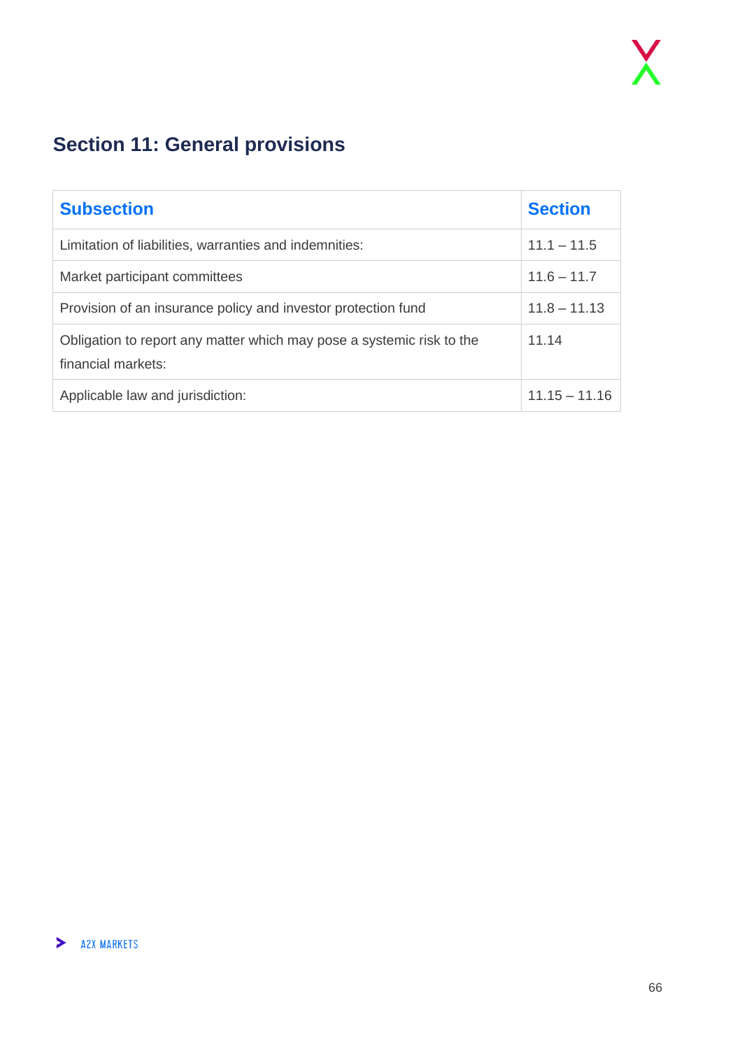## Section 11: General provisions

| Subsection | Section |
|---|---|
| Limitation of liabilities, warranties and indemnities: | 11.1 – 11.5 |
| Market participant committees | 11.6 – 11.7 |
| Provision of an insurance policy and investor protection fund | 11.8 – 11.13 |
| Obligation to report any matter which may pose a systemic risk to the financial markets: | 11.14 |
| Applicable law and jurisdiction: | 11.15 – 11.16 |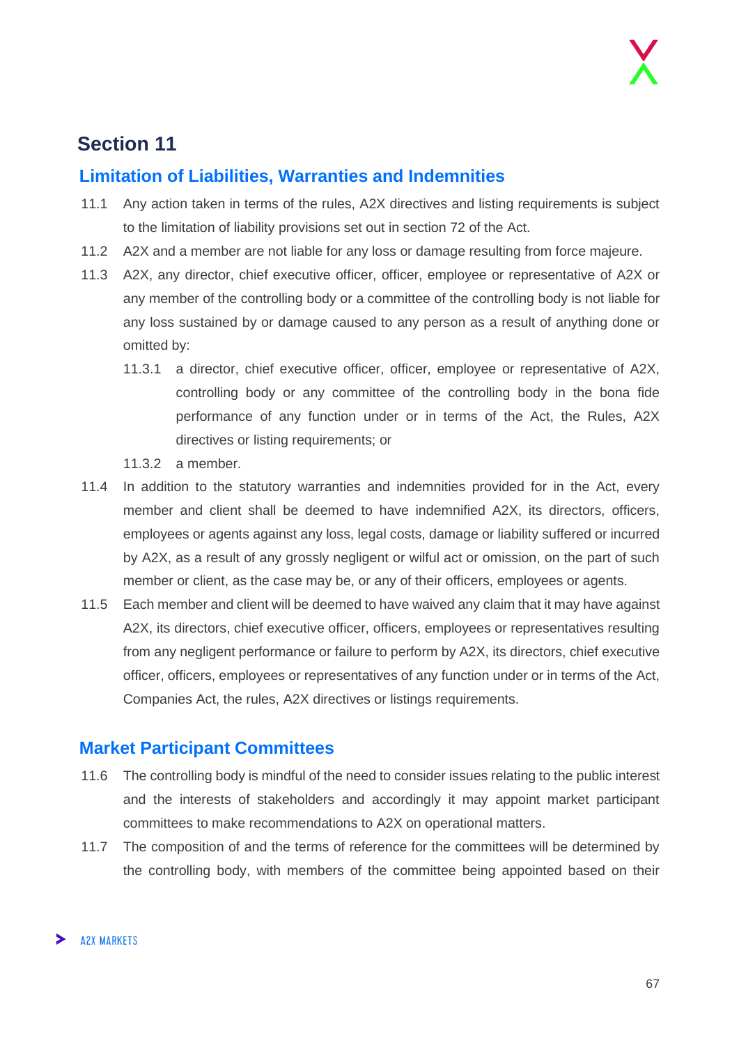# Section 11

## Limitation of Liabilities, Warranties and Indemnities

11.1 Any action taken in terms of the rules, A2X directives and listing requirements is subject to the limitation of liability provisions set out in section 72 of the Act.

11.2 A2X and a member are not liable for any loss or damage resulting from force majeure.

11.3 A2X, any director, chief executive officer, officer, employee or representative of A2X or any member of the controlling body or a committee of the controlling body is not liable for any loss sustained by or damage caused to any person as a result of anything done or omitted by:

- 11.3.1 a director, chief executive officer, officer, employee or representative of A2X, controlling body or any committee of the controlling body in the bona fide performance of any function under or in terms of the Act, the Rules, A2X directives or listing requirements; or
- 11.3.2 a member.

11.4 In addition to the statutory warranties and indemnities provided for in the Act, every member and client shall be deemed to have indemnified A2X, its directors, officers, employees or agents against any loss, legal costs, damage or liability suffered or incurred by A2X, as a result of any grossly negligent or wilful act or omission, on the part of such member or client, as the case may be, or any of their officers, employees or agents.

11.5 Each member and client will be deemed to have waived any claim that it may have against A2X, its directors, chief executive officer, officers, employees or representatives resulting from any negligent performance or failure to perform by A2X, its directors, chief executive officer, officers, employees or representatives of any function under or in terms of the Act, Companies Act, the rules, A2X directives or listings requirements.

## Market Participant Committees

11.6 The controlling body is mindful of the need to consider issues relating to the public interest and the interests of stakeholders and accordingly it may appoint market participant committees to make recommendations to A2X on operational matters.

11.7 The composition of and the terms of reference for the committees will be determined by the controlling body, with members of the committee being appointed based on their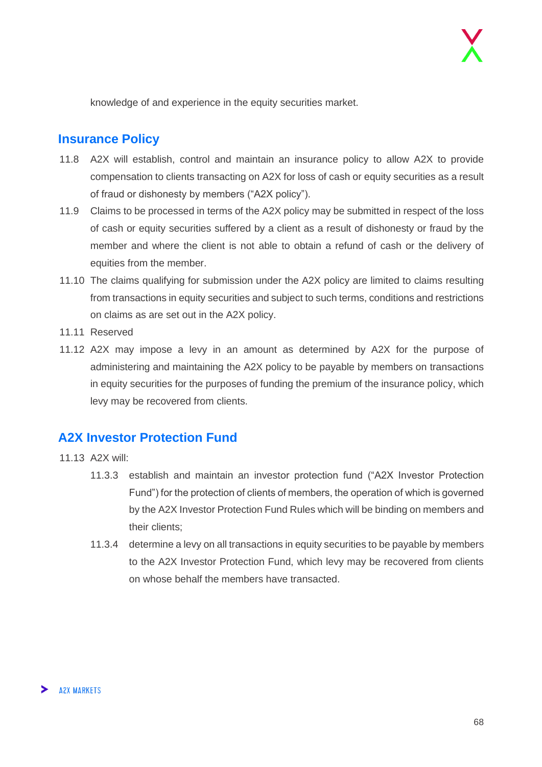knowledge of and experience in the equity securities market.

## Insurance Policy

11.8 A2X will establish, control and maintain an insurance policy to allow A2X to provide compensation to clients transacting on A2X for loss of cash or equity securities as a result of fraud or dishonesty by members ("A2X policy").

11.9 Claims to be processed in terms of the A2X policy may be submitted in respect of the loss of cash or equity securities suffered by a client as a result of dishonesty or fraud by the member and where the client is not able to obtain a refund of cash or the delivery of equities from the member.

11.10 The claims qualifying for submission under the A2X policy are limited to claims resulting from transactions in equity securities and subject to such terms, conditions and restrictions on claims as are set out in the A2X policy.

11.11 Reserved

11.12 A2X may impose a levy in an amount as determined by A2X for the purpose of administering and maintaining the A2X policy to be payable by members on transactions in equity securities for the purposes of funding the premium of the insurance policy, which levy may be recovered from clients.

## A2X Investor Protection Fund

11.13 A2X will:

- 11.3.3 establish and maintain an investor protection fund ("A2X Investor Protection Fund") for the protection of clients of members, the operation of which is governed by the A2X Investor Protection Fund Rules which will be binding on members and their clients;
- 11.3.4 determine a levy on all transactions in equity securities to be payable by members to the A2X Investor Protection Fund, which levy may be recovered from clients on whose behalf the members have transacted.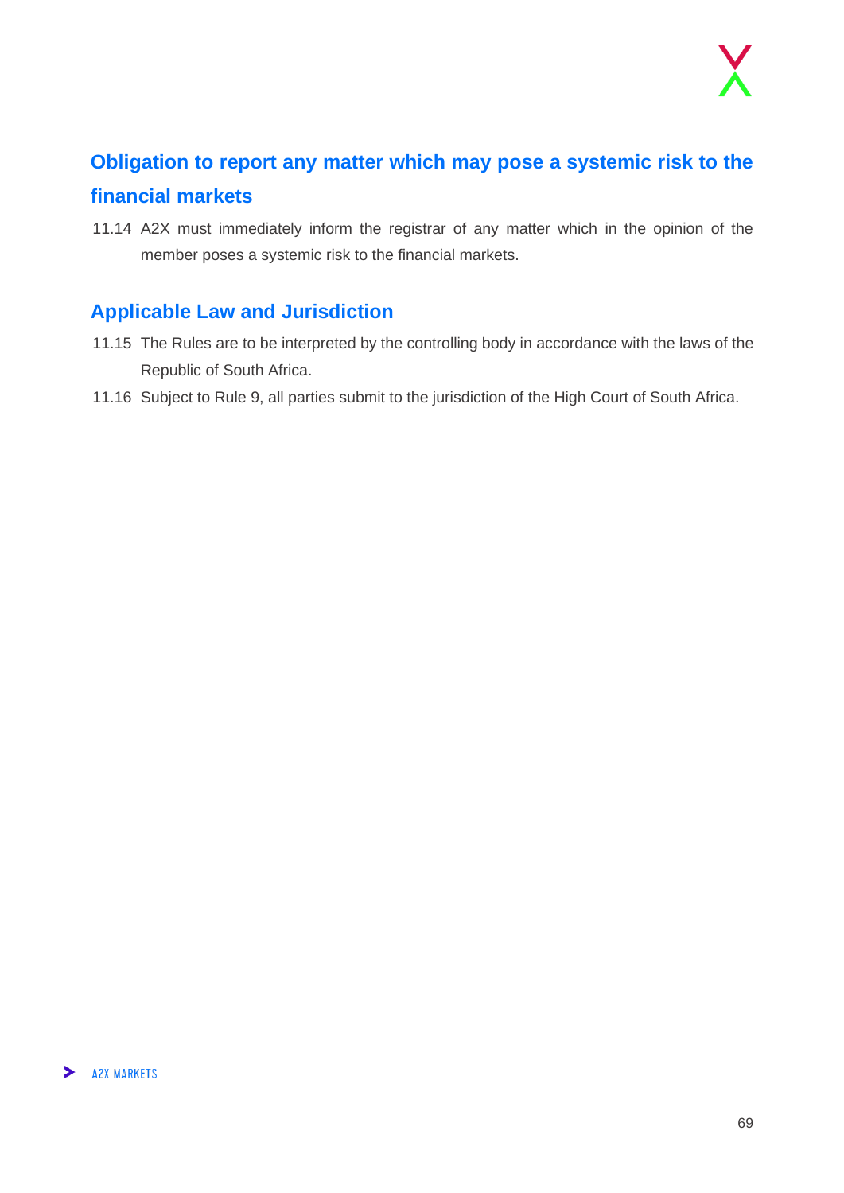## Obligation to report any matter which may pose a systemic risk to the financial markets

11.14 A2X must immediately inform the registrar of any matter which in the opinion of the member poses a systemic risk to the financial markets.

## Applicable Law and Jurisdiction

11.15 The Rules are to be interpreted by the controlling body in accordance with the laws of the Republic of South Africa.

11.16 Subject to Rule 9, all parties submit to the jurisdiction of the High Court of South Africa.